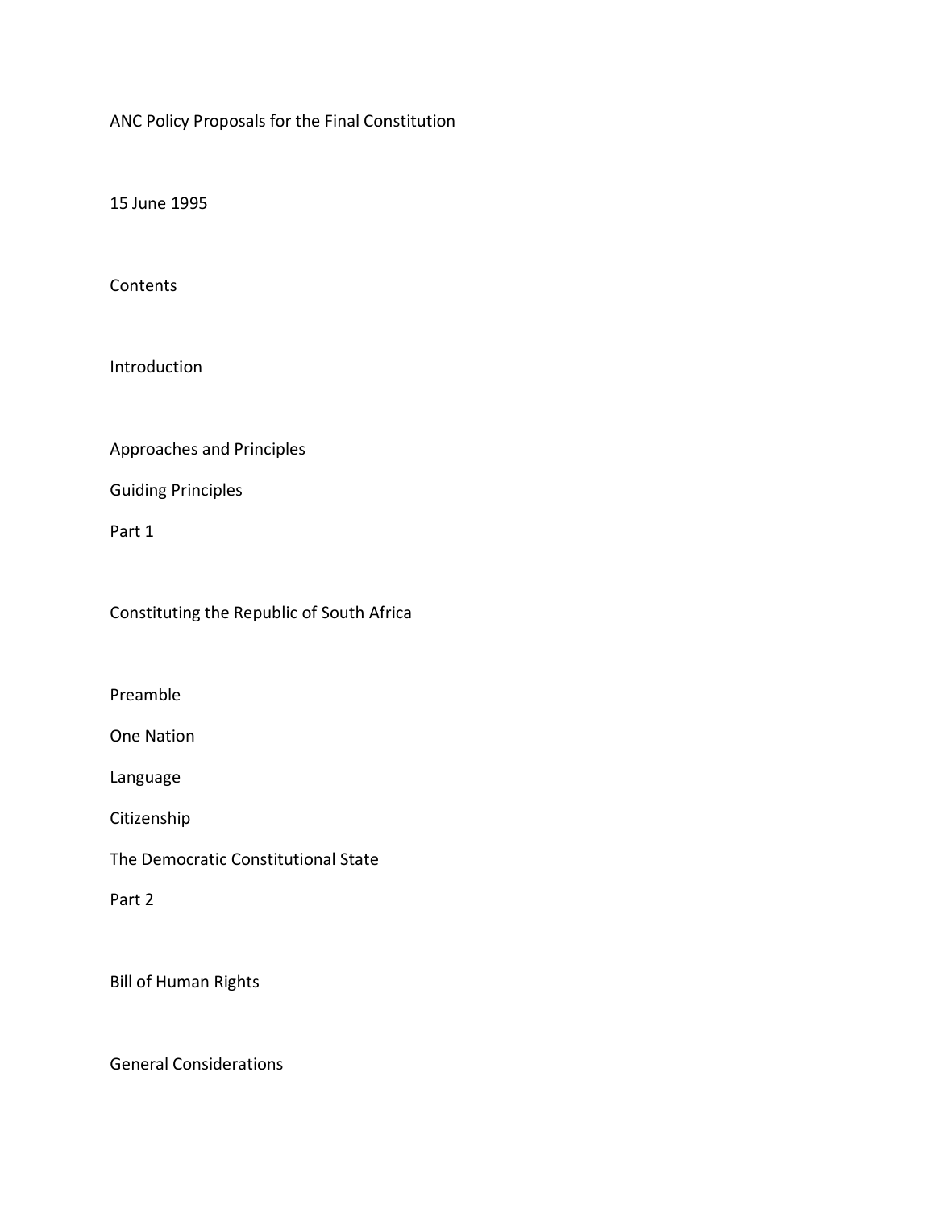# ANC Policy Proposals for the Final Constitution

15 June 1995

## Contents

Introduction

Approaches and Principles

Guiding Principles

Part 1

Constituting the Republic of South Africa

Preamble

One Nation

Language

Citizenship

The Democratic Constitutional State

Part 2

Bill of Human Rights

General Considerations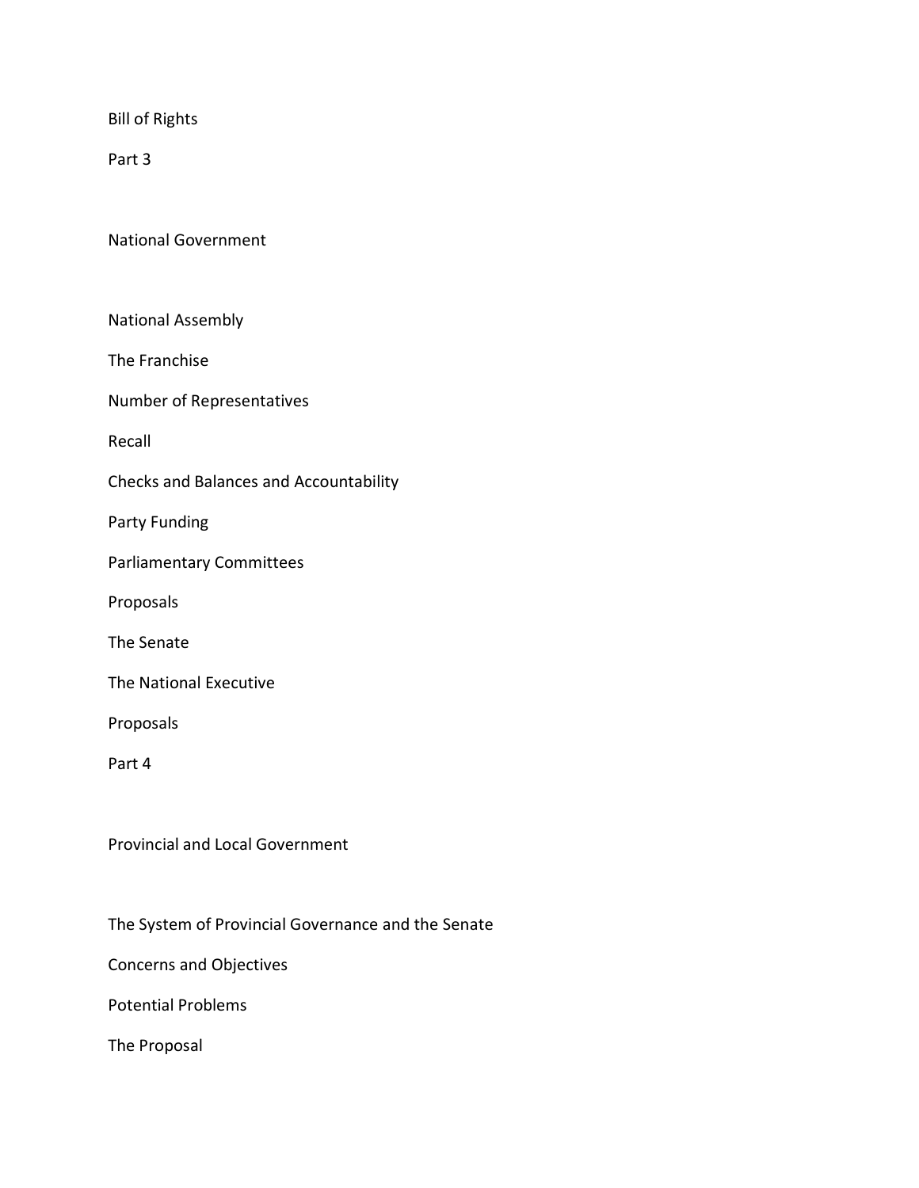Bill of Rights

Part 3

National Government

National Assembly

The Franchise

Number of Representatives

Recall

Checks and Balances and Accountability

Party Funding

Parliamentary Committees

Proposals

The Senate

The National Executive

Proposals

Part 4

Provincial and Local Government

The System of Provincial Governance and the Senate

Concerns and Objectives

Potential Problems

The Proposal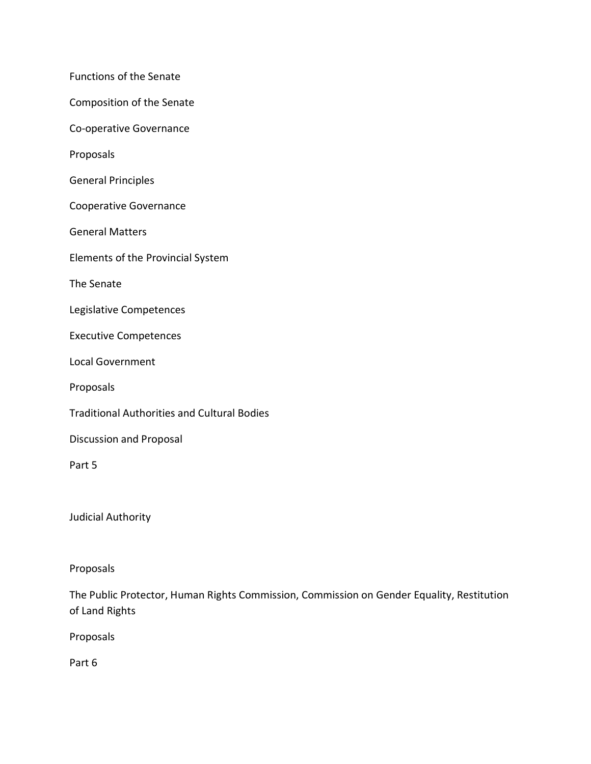Functions of the Senate

Composition of the Senate

Co-operative Governance

Proposals

General Principles

Cooperative Governance

General Matters

Elements of the Provincial System

The Senate

Legislative Competences

Executive Competences

Local Government

Proposals

Traditional Authorities and Cultural Bodies

Discussion and Proposal

Part 5

Judicial Authority

Proposals

The Public Protector, Human Rights Commission, Commission on Gender Equality, Restitution of Land Rights

Proposals

Part 6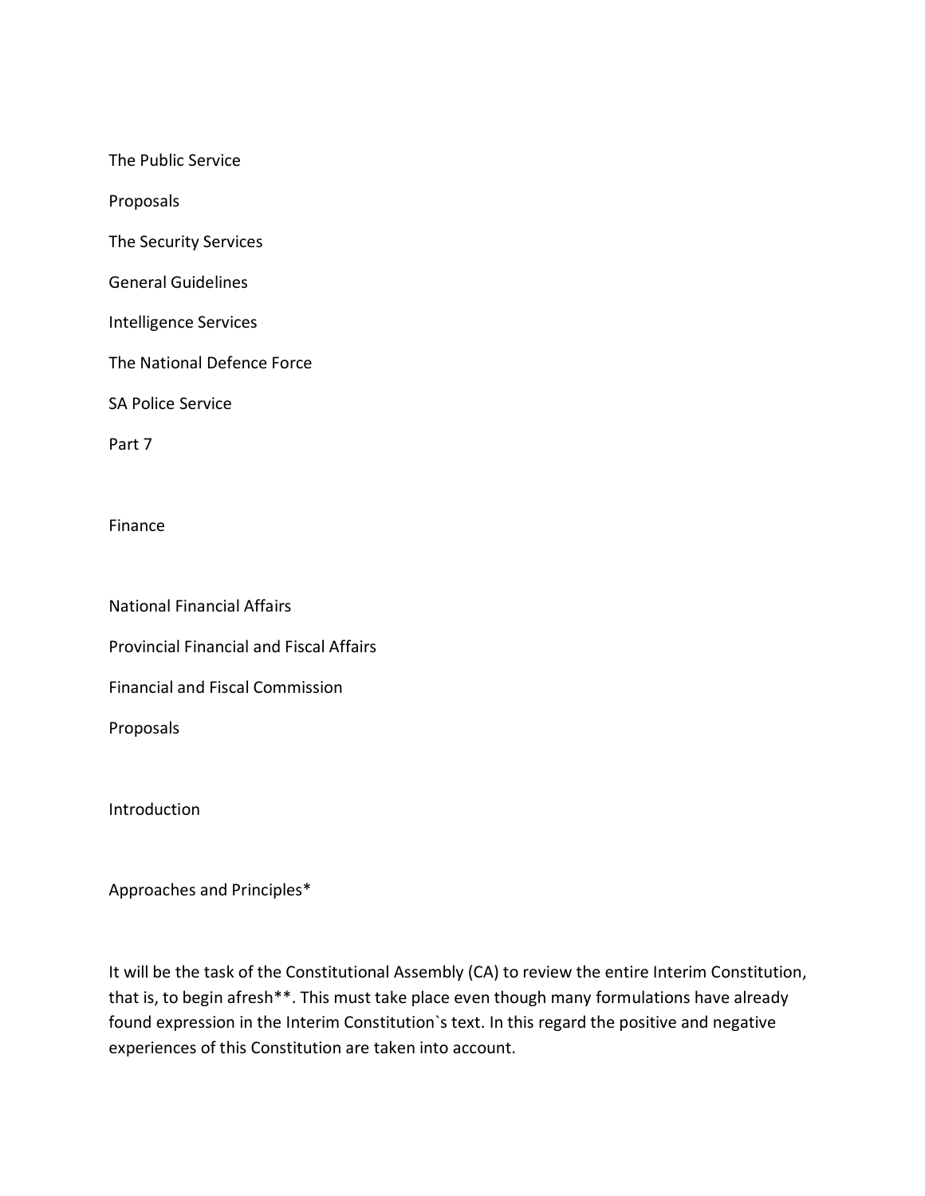The Public Service

Proposals

The Security Services

General Guidelines

Intelligence Services

The National Defence Force

SA Police Service

Part 7

Finance

National Financial Affairs

Provincial Financial and Fiscal Affairs

Financial and Fiscal Commission

Proposals

Introduction

Approaches and Principles*

It will be the task of the Constitutional Assembly (CA) to review the entire Interim Constitution, that is, to begin afresh**. This must take place even though many formulations have already found expression in the Interim Constitution`s text. In this regard the positive and negative experiences of this Constitution are taken into account.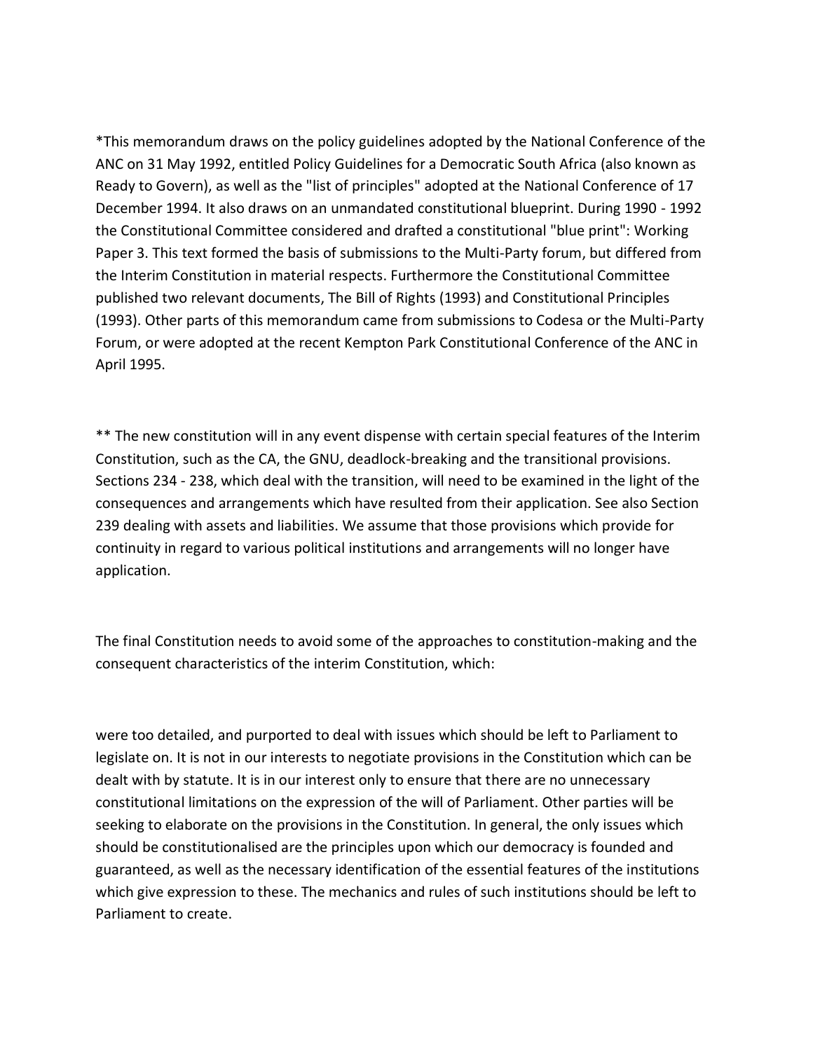*This memorandum draws on the policy guidelines adopted by the National Conference of the ANC on 31 May 1992, entitled Policy Guidelines for a Democratic South Africa (also known as Ready to Govern), as well as the "list of principles" adopted at the National Conference of 17 December 1994. It also draws on an unmandated constitutional blueprint. During 1990 - 1992 the Constitutional Committee considered and drafted a constitutional "blue print": Working Paper 3. This text formed the basis of submissions to the Multi-Party forum, but differed from the Interim Constitution in material respects. Furthermore the Constitutional Committee published two relevant documents, The Bill of Rights (1993) and Constitutional Principles (1993). Other parts of this memorandum came from submissions to Codesa or the Multi-Party Forum, or were adopted at the recent Kempton Park Constitutional Conference of the ANC in April 1995.

** The new constitution will in any event dispense with certain special features of the Interim Constitution, such as the CA, the GNU, deadlock-breaking and the transitional provisions. Sections 234 - 238, which deal with the transition, will need to be examined in the light of the consequences and arrangements which have resulted from their application. See also Section 239 dealing with assets and liabilities. We assume that those provisions which provide for continuity in regard to various political institutions and arrangements will no longer have application.

The final Constitution needs to avoid some of the approaches to constitution-making and the consequent characteristics of the interim Constitution, which:

were too detailed, and purported to deal with issues which should be left to Parliament to legislate on. It is not in our interests to negotiate provisions in the Constitution which can be dealt with by statute. It is in our interest only to ensure that there are no unnecessary constitutional limitations on the expression of the will of Parliament. Other parties will be seeking to elaborate on the provisions in the Constitution. In general, the only issues which should be constitutionalised are the principles upon which our democracy is founded and guaranteed, as well as the necessary identification of the essential features of the institutions which give expression to these. The mechanics and rules of such institutions should be left to Parliament to create.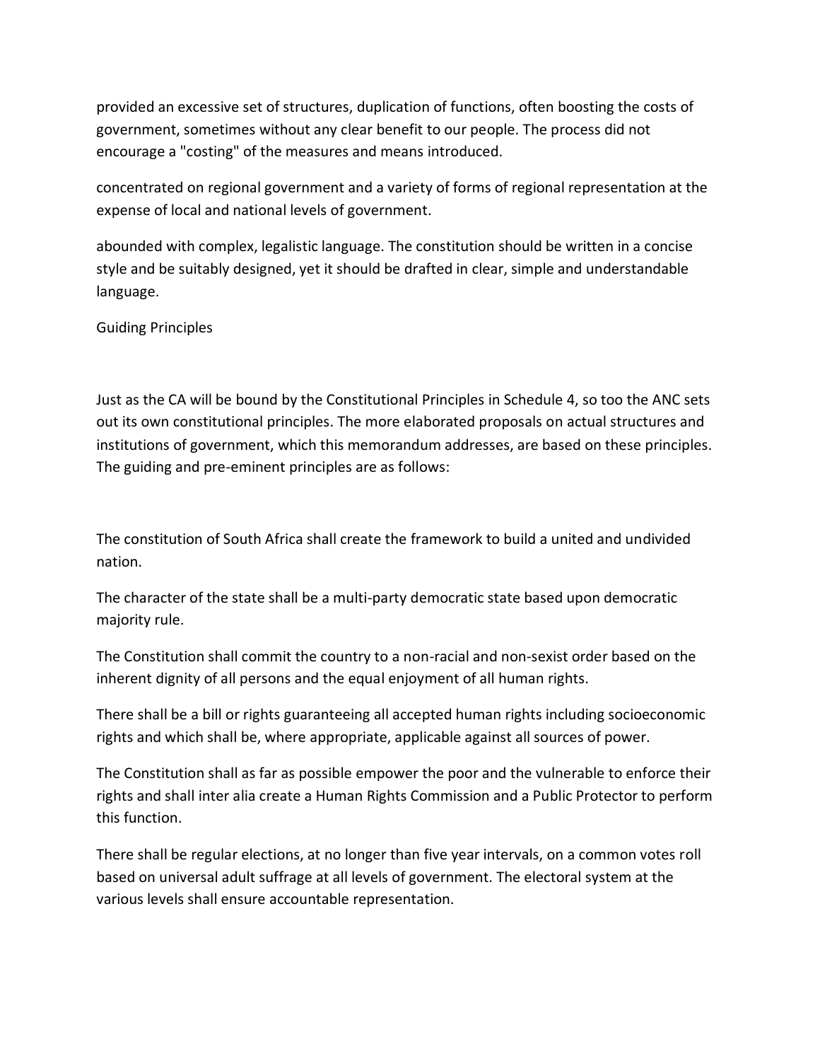provided an excessive set of structures, duplication of functions, often boosting the costs of government, sometimes without any clear benefit to our people. The process did not encourage a "costing" of the measures and means introduced.

concentrated on regional government and a variety of forms of regional representation at the expense of local and national levels of government.

abounded with complex, legalistic language. The constitution should be written in a concise style and be suitably designed, yet it should be drafted in clear, simple and understandable language.

## Guiding Principles

Just as the CA will be bound by the Constitutional Principles in Schedule 4, so too the ANC sets out its own constitutional principles. The more elaborated proposals on actual structures and institutions of government, which this memorandum addresses, are based on these principles. The guiding and pre-eminent principles are as follows:

The constitution of South Africa shall create the framework to build a united and undivided nation.

The character of the state shall be a multi-party democratic state based upon democratic majority rule.

The Constitution shall commit the country to a non-racial and non-sexist order based on the inherent dignity of all persons and the equal enjoyment of all human rights.

There shall be a bill or rights guaranteeing all accepted human rights including socioeconomic rights and which shall be, where appropriate, applicable against all sources of power.

The Constitution shall as far as possible empower the poor and the vulnerable to enforce their rights and shall inter alia create a Human Rights Commission and a Public Protector to perform this function.

There shall be regular elections, at no longer than five year intervals, on a common votes roll based on universal adult suffrage at all levels of government. The electoral system at the various levels shall ensure accountable representation.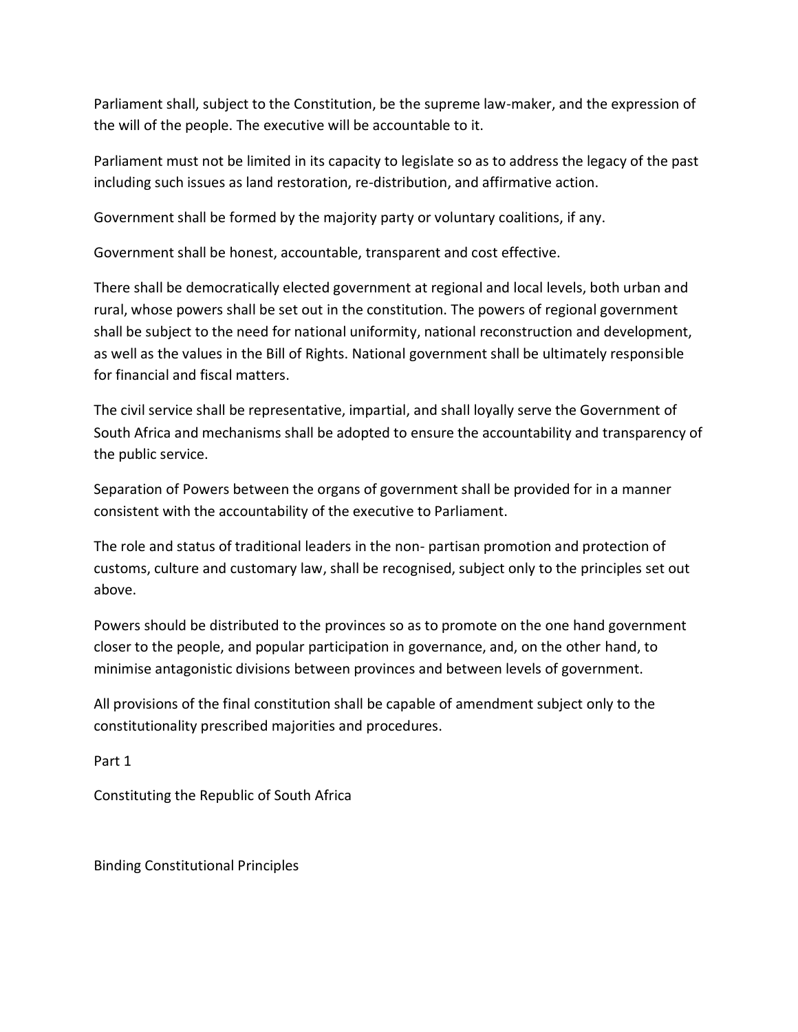Parliament shall, subject to the Constitution, be the supreme law-maker, and the expression of the will of the people. The executive will be accountable to it.

Parliament must not be limited in its capacity to legislate so as to address the legacy of the past including such issues as land restoration, re-distribution, and affirmative action.

Government shall be formed by the majority party or voluntary coalitions, if any.

Government shall be honest, accountable, transparent and cost effective.

There shall be democratically elected government at regional and local levels, both urban and rural, whose powers shall be set out in the constitution. The powers of regional government shall be subject to the need for national uniformity, national reconstruction and development, as well as the values in the Bill of Rights. National government shall be ultimately responsible for financial and fiscal matters.

The civil service shall be representative, impartial, and shall loyally serve the Government of South Africa and mechanisms shall be adopted to ensure the accountability and transparency of the public service.

Separation of Powers between the organs of government shall be provided for in a manner consistent with the accountability of the executive to Parliament.

The role and status of traditional leaders in the non- partisan promotion and protection of customs, culture and customary law, shall be recognised, subject only to the principles set out above.

Powers should be distributed to the provinces so as to promote on the one hand government closer to the people, and popular participation in governance, and, on the other hand, to minimise antagonistic divisions between provinces and between levels of government.

All provisions of the final constitution shall be capable of amendment subject only to the constitutionality prescribed majorities and procedures.

Part 1

Constituting the Republic of South Africa

Binding Constitutional Principles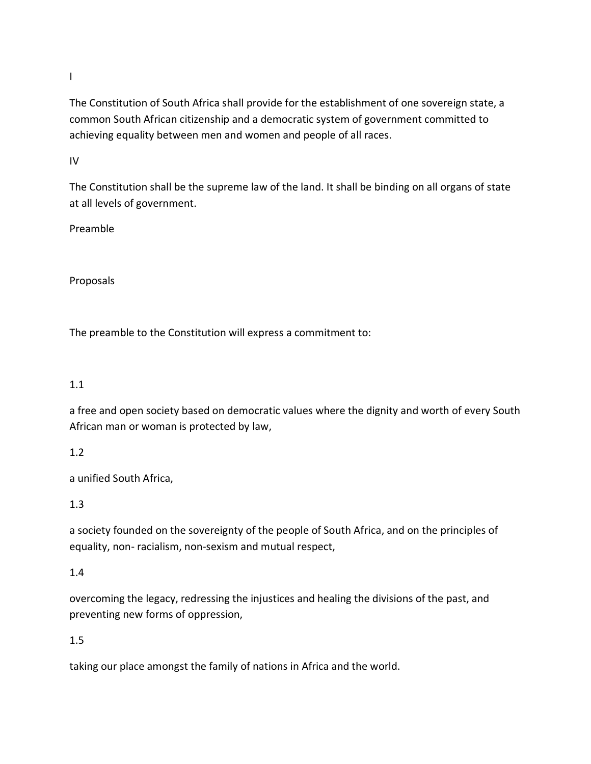I

The Constitution of South Africa shall provide for the establishment of one sovereign state, a common South African citizenship and a democratic system of government committed to achieving equality between men and women and people of all races.

IV

The Constitution shall be the supreme law of the land. It shall be binding on all organs of state at all levels of government.

Preamble

Proposals

The preamble to the Constitution will express a commitment to:

1.1

a free and open society based on democratic values where the dignity and worth of every South African man or woman is protected by law,

1.2

a unified South Africa,

1.3

a society founded on the sovereignty of the people of South Africa, and on the principles of equality, non- racialism, non-sexism and mutual respect,

1.4

overcoming the legacy, redressing the injustices and healing the divisions of the past, and preventing new forms of oppression,

1.5

taking our place amongst the family of nations in Africa and the world.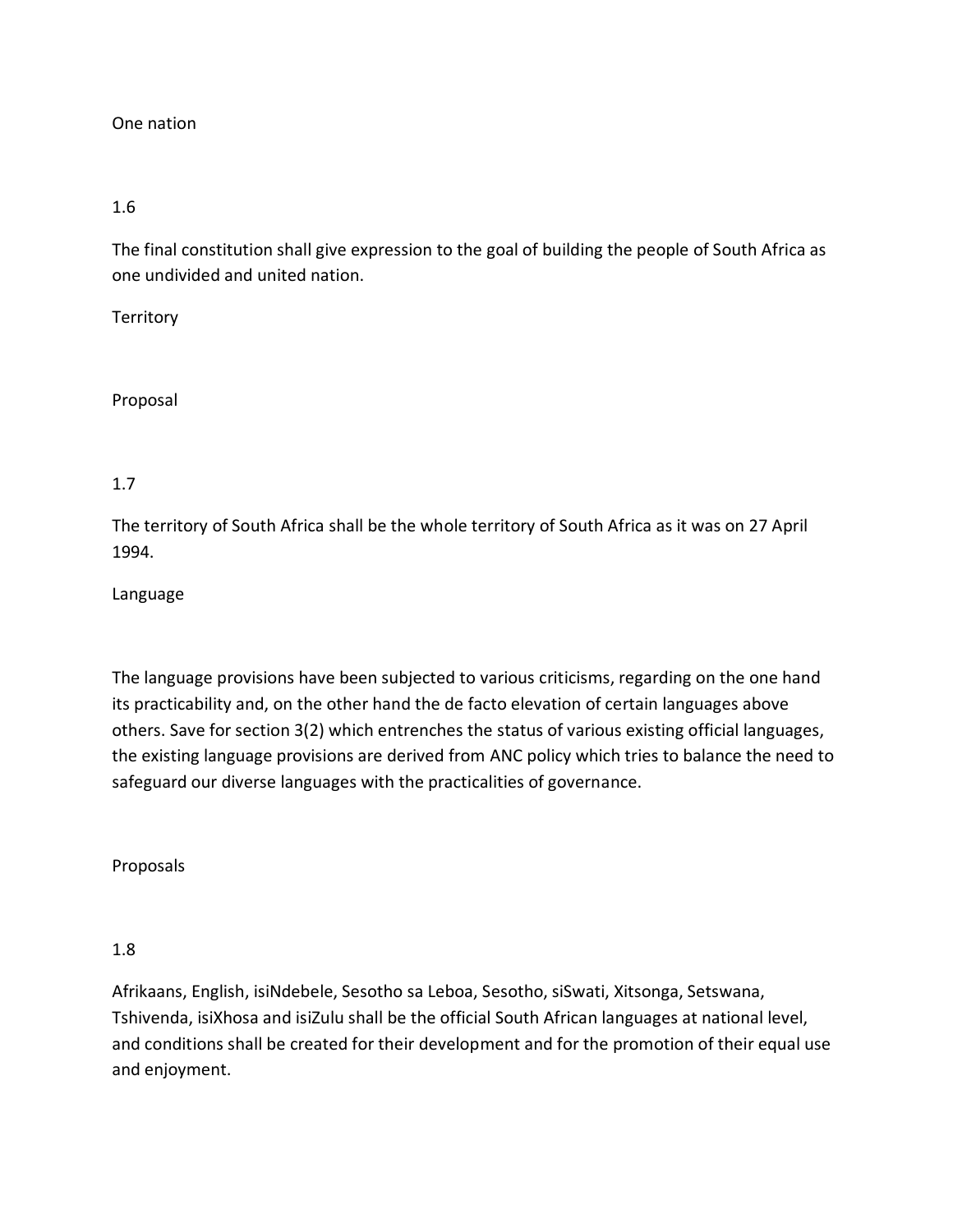One nation

1.6

The final constitution shall give expression to the goal of building the people of South Africa as one undivided and united nation.

Territory

Proposal

1.7

The territory of South Africa shall be the whole territory of South Africa as it was on 27 April 1994.

Language

The language provisions have been subjected to various criticisms, regarding on the one hand its practicability and, on the other hand the de facto elevation of certain languages above others. Save for section 3(2) which entrenches the status of various existing official languages, the existing language provisions are derived from ANC policy which tries to balance the need to safeguard our diverse languages with the practicalities of governance.

Proposals

1.8

Afrikaans, English, isiNdebele, Sesotho sa Leboa, Sesotho, siSwati, Xitsonga, Setswana, Tshivenda, isiXhosa and isiZulu shall be the official South African languages at national level, and conditions shall be created for their development and for the promotion of their equal use and enjoyment.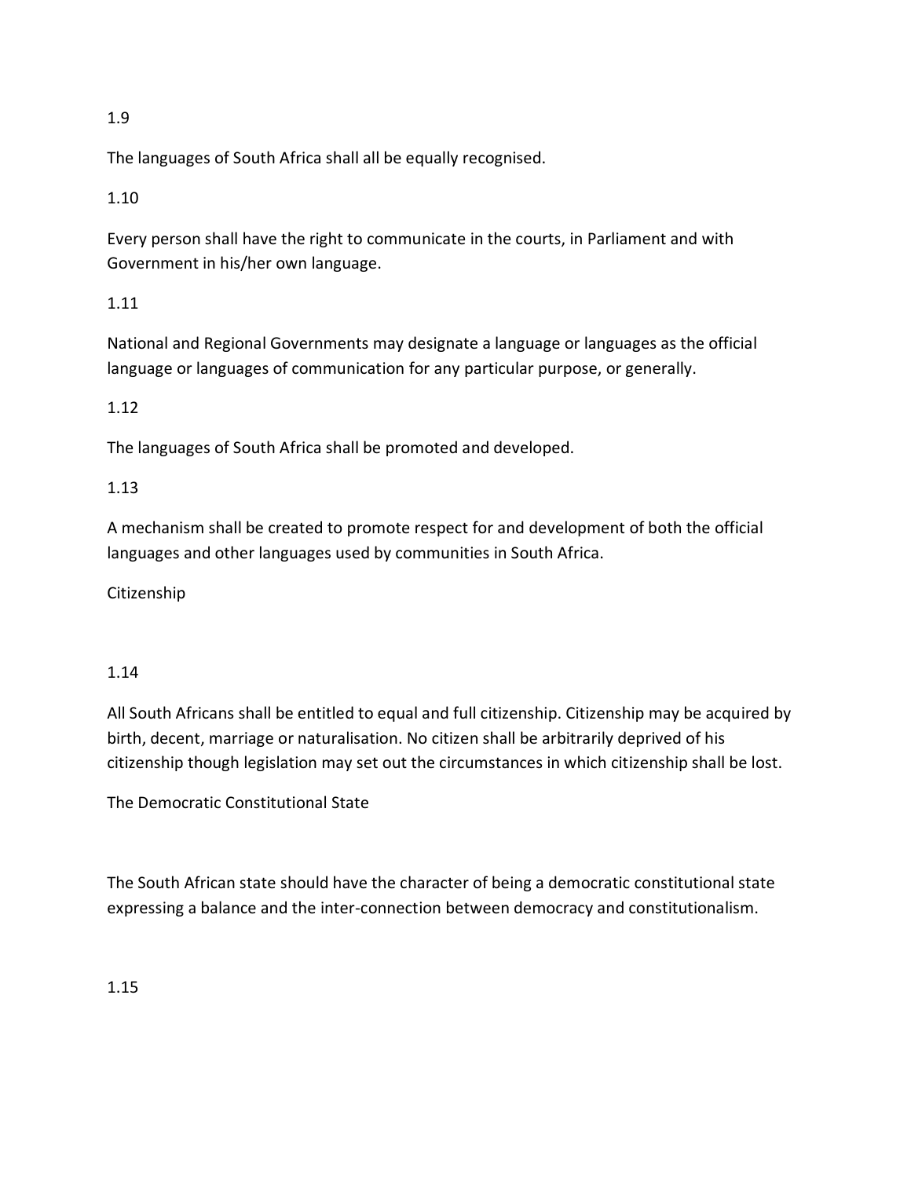1.9

The languages of South Africa shall all be equally recognised.

1.10

Every person shall have the right to communicate in the courts, in Parliament and with Government in his/her own language.

1.11

National and Regional Governments may designate a language or languages as the official language or languages of communication for any particular purpose, or generally.

1.12

The languages of South Africa shall be promoted and developed.

1.13

A mechanism shall be created to promote respect for and development of both the official languages and other languages used by communities in South Africa.

Citizenship

1.14

All South Africans shall be entitled to equal and full citizenship. Citizenship may be acquired by birth, decent, marriage or naturalisation. No citizen shall be arbitrarily deprived of his citizenship though legislation may set out the circumstances in which citizenship shall be lost.

The Democratic Constitutional State

The South African state should have the character of being a democratic constitutional state expressing a balance and the inter-connection between democracy and constitutionalism.

1.15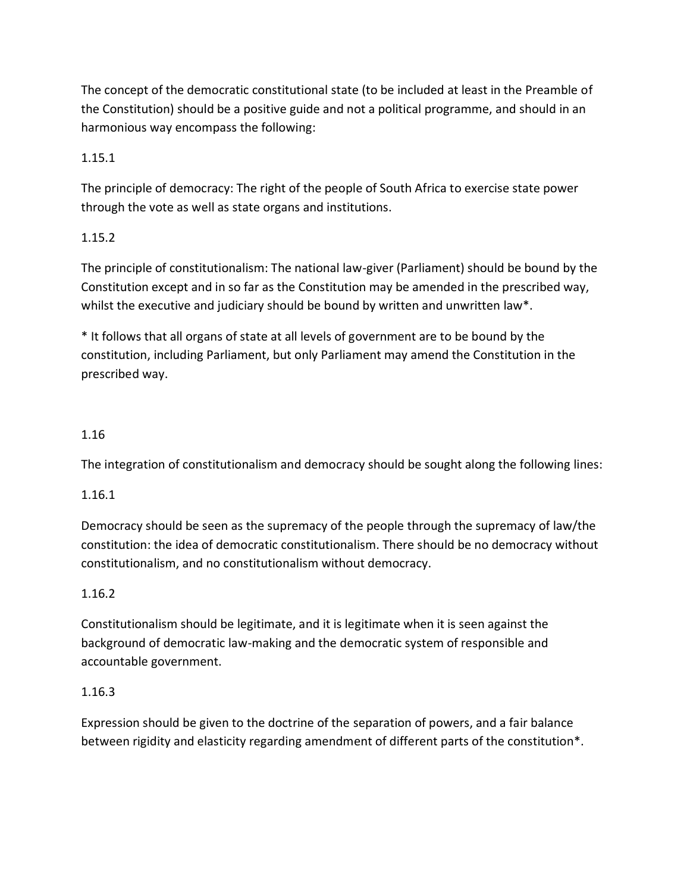The concept of the democratic constitutional state (to be included at least in the Preamble of the Constitution) should be a positive guide and not a political programme, and should in an harmonious way encompass the following:

1.15.1

The principle of democracy: The right of the people of South Africa to exercise state power through the vote as well as state organs and institutions.

1.15.2

The principle of constitutionalism: The national law-giver (Parliament) should be bound by the Constitution except and in so far as the Constitution may be amended in the prescribed way, whilst the executive and judiciary should be bound by written and unwritten law*.

* It follows that all organs of state at all levels of government are to be bound by the constitution, including Parliament, but only Parliament may amend the Constitution in the prescribed way.

1.16

The integration of constitutionalism and democracy should be sought along the following lines:

1.16.1

Democracy should be seen as the supremacy of the people through the supremacy of law/the constitution: the idea of democratic constitutionalism. There should be no democracy without constitutionalism, and no constitutionalism without democracy.

1.16.2

Constitutionalism should be legitimate, and it is legitimate when it is seen against the background of democratic law-making and the democratic system of responsible and accountable government.

1.16.3

Expression should be given to the doctrine of the separation of powers, and a fair balance between rigidity and elasticity regarding amendment of different parts of the constitution*.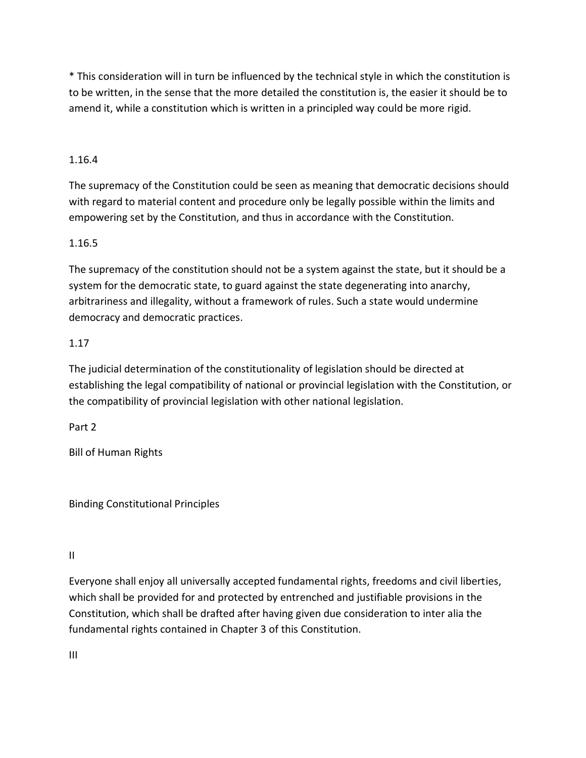* This consideration will in turn be influenced by the technical style in which the constitution is to be written, in the sense that the more detailed the constitution is, the easier it should be to amend it, while a constitution which is written in a principled way could be more rigid.

1.16.4

The supremacy of the Constitution could be seen as meaning that democratic decisions should with regard to material content and procedure only be legally possible within the limits and empowering set by the Constitution, and thus in accordance with the Constitution.

1.16.5

The supremacy of the constitution should not be a system against the state, but it should be a system for the democratic state, to guard against the state degenerating into anarchy, arbitrariness and illegality, without a framework of rules. Such a state would undermine democracy and democratic practices.

1.17

The judicial determination of the constitutionality of legislation should be directed at establishing the legal compatibility of national or provincial legislation with the Constitution, or the compatibility of provincial legislation with other national legislation.

Part 2

Bill of Human Rights

Binding Constitutional Principles

II

Everyone shall enjoy all universally accepted fundamental rights, freedoms and civil liberties, which shall be provided for and protected by entrenched and justifiable provisions in the Constitution, which shall be drafted after having given due consideration to inter alia the fundamental rights contained in Chapter 3 of this Constitution.

III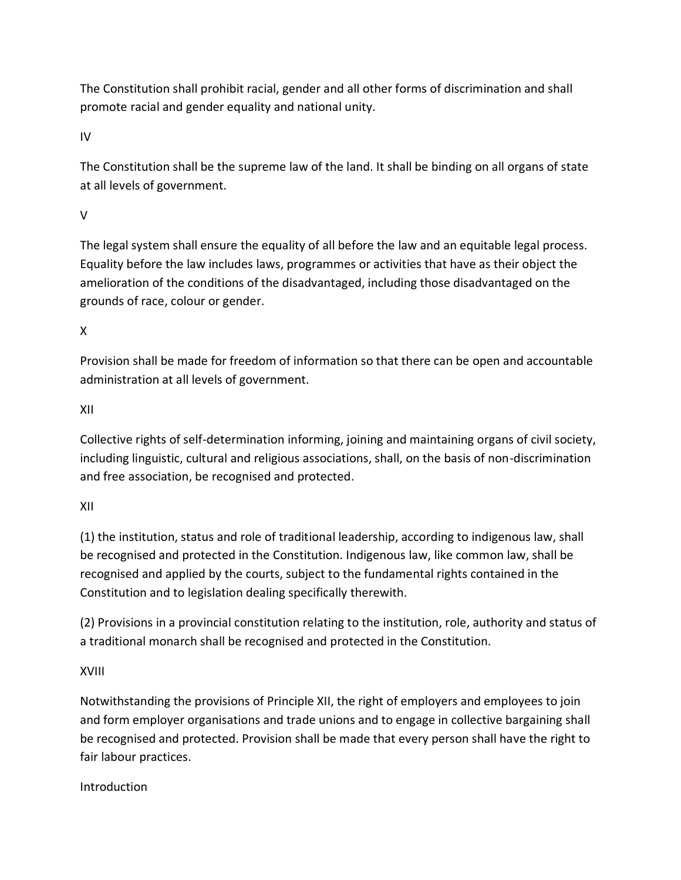The Constitution shall prohibit racial, gender and all other forms of discrimination and shall promote racial and gender equality and national unity.

IV

The Constitution shall be the supreme law of the land. It shall be binding on all organs of state at all levels of government.

V

The legal system shall ensure the equality of all before the law and an equitable legal process. Equality before the law includes laws, programmes or activities that have as their object the amelioration of the conditions of the disadvantaged, including those disadvantaged on the grounds of race, colour or gender.

X

Provision shall be made for freedom of information so that there can be open and accountable administration at all levels of government.

XII

Collective rights of self-determination informing, joining and maintaining organs of civil society, including linguistic, cultural and religious associations, shall, on the basis of non-discrimination and free association, be recognised and protected.

XII

(1) the institution, status and role of traditional leadership, according to indigenous law, shall be recognised and protected in the Constitution. Indigenous law, like common law, shall be recognised and applied by the courts, subject to the fundamental rights contained in the Constitution and to legislation dealing specifically therewith.

(2) Provisions in a provincial constitution relating to the institution, role, authority and status of a traditional monarch shall be recognised and protected in the Constitution.

XVIII

Notwithstanding the provisions of Principle XII, the right of employers and employees to join and form employer organisations and trade unions and to engage in collective bargaining shall be recognised and protected. Provision shall be made that every person shall have the right to fair labour practices.

Introduction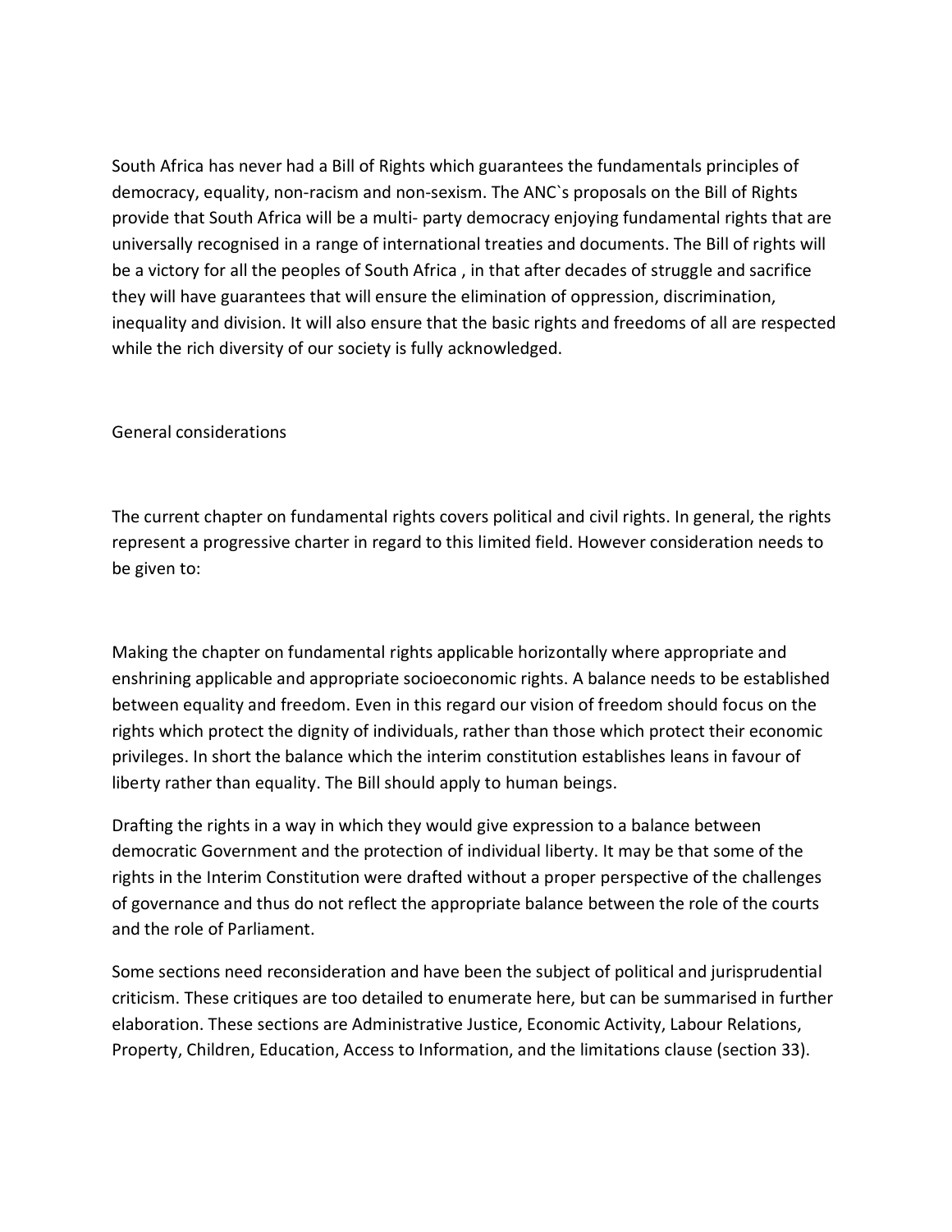South Africa has never had a Bill of Rights which guarantees the fundamentals principles of democracy, equality, non-racism and non-sexism. The ANC`s proposals on the Bill of Rights provide that South Africa will be a multi- party democracy enjoying fundamental rights that are universally recognised in a range of international treaties and documents. The Bill of rights will be a victory for all the peoples of South Africa , in that after decades of struggle and sacrifice they will have guarantees that will ensure the elimination of oppression, discrimination, inequality and division. It will also ensure that the basic rights and freedoms of all are respected while the rich diversity of our society is fully acknowledged.

General considerations

The current chapter on fundamental rights covers political and civil rights. In general, the rights represent a progressive charter in regard to this limited field. However consideration needs to be given to:

Making the chapter on fundamental rights applicable horizontally where appropriate and enshrining applicable and appropriate socioeconomic rights. A balance needs to be established between equality and freedom. Even in this regard our vision of freedom should focus on the rights which protect the dignity of individuals, rather than those which protect their economic privileges. In short the balance which the interim constitution establishes leans in favour of liberty rather than equality. The Bill should apply to human beings.

Drafting the rights in a way in which they would give expression to a balance between democratic Government and the protection of individual liberty. It may be that some of the rights in the Interim Constitution were drafted without a proper perspective of the challenges of governance and thus do not reflect the appropriate balance between the role of the courts and the role of Parliament.

Some sections need reconsideration and have been the subject of political and jurisprudential criticism. These critiques are too detailed to enumerate here, but can be summarised in further elaboration. These sections are Administrative Justice, Economic Activity, Labour Relations, Property, Children, Education, Access to Information, and the limitations clause (section 33).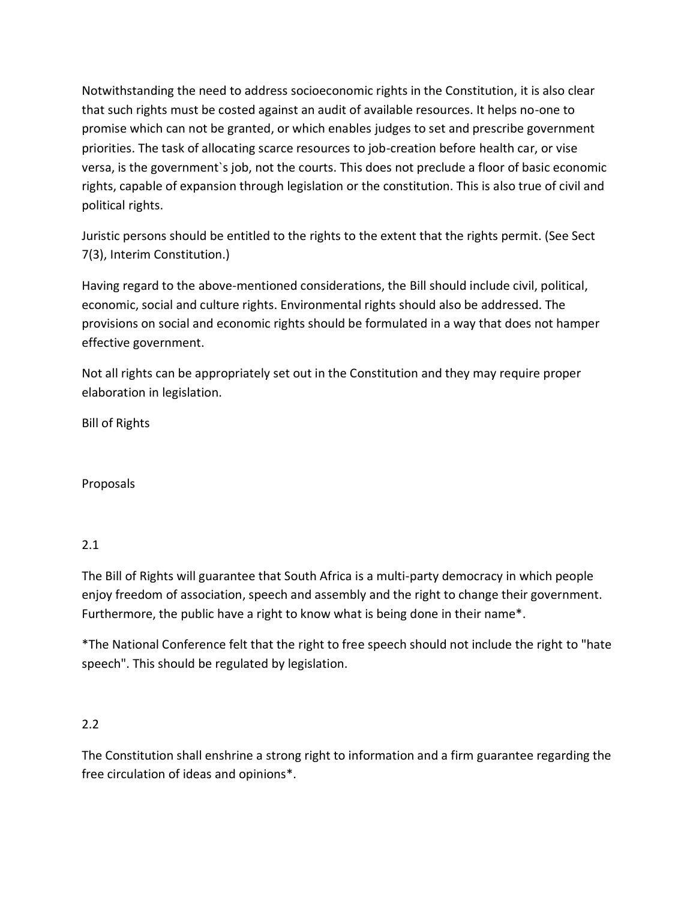Notwithstanding the need to address socioeconomic rights in the Constitution, it is also clear that such rights must be costed against an audit of available resources. It helps no-one to promise which can not be granted, or which enables judges to set and prescribe government priorities. The task of allocating scarce resources to job-creation before health car, or vise versa, is the government`s job, not the courts. This does not preclude a floor of basic economic rights, capable of expansion through legislation or the constitution. This is also true of civil and political rights.

Juristic persons should be entitled to the rights to the extent that the rights permit. (See Sect 7(3), Interim Constitution.)

Having regard to the above-mentioned considerations, the Bill should include civil, political, economic, social and culture rights. Environmental rights should also be addressed. The provisions on social and economic rights should be formulated in a way that does not hamper effective government.

Not all rights can be appropriately set out in the Constitution and they may require proper elaboration in legislation.

Bill of Rights

Proposals

2.1

The Bill of Rights will guarantee that South Africa is a multi-party democracy in which people enjoy freedom of association, speech and assembly and the right to change their government. Furthermore, the public have a right to know what is being done in their name*.

*The National Conference felt that the right to free speech should not include the right to "hate speech". This should be regulated by legislation.

2.2

The Constitution shall enshrine a strong right to information and a firm guarantee regarding the free circulation of ideas and opinions*.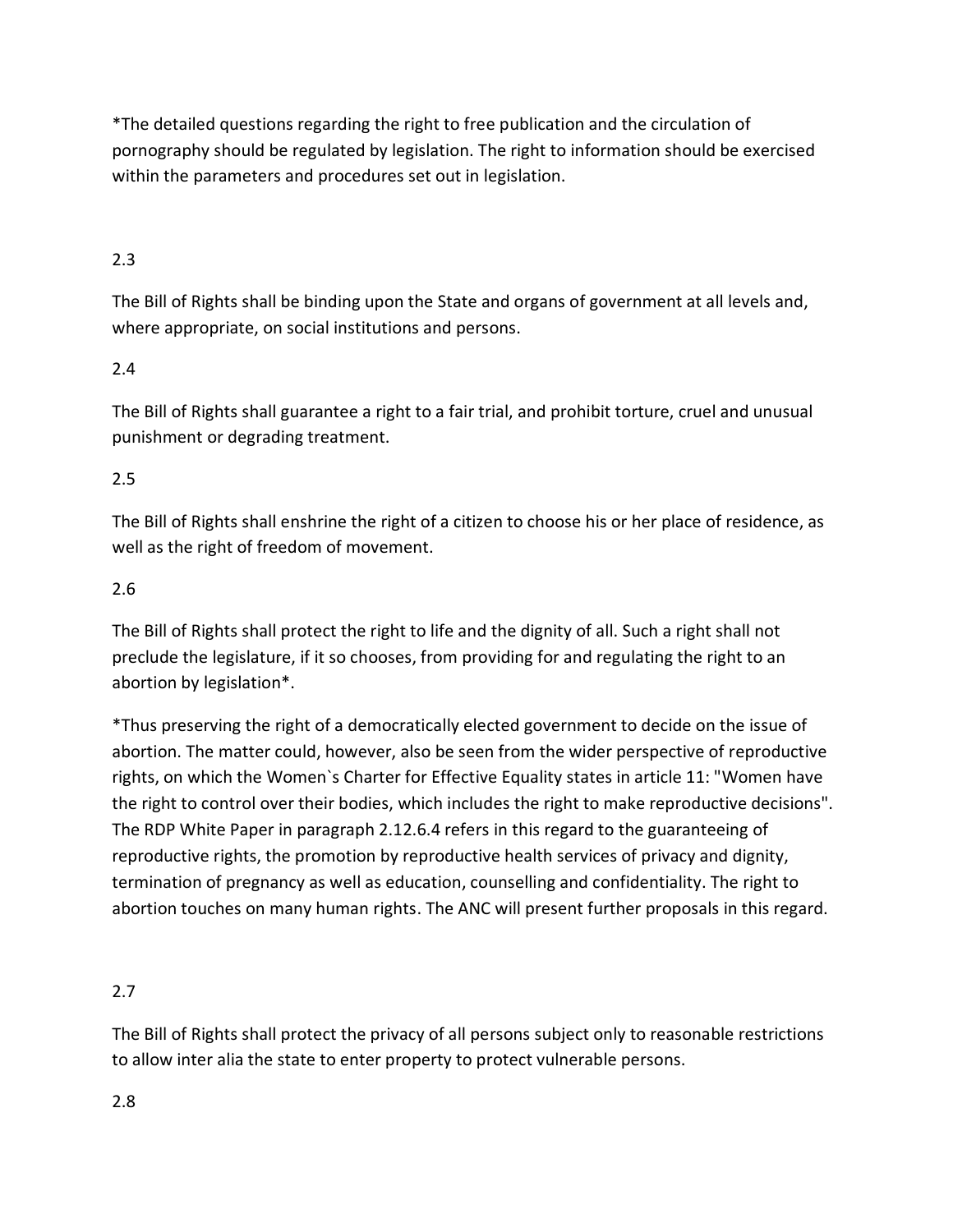*The detailed questions regarding the right to free publication and the circulation of pornography should be regulated by legislation. The right to information should be exercised within the parameters and procedures set out in legislation.

2.3

The Bill of Rights shall be binding upon the State and organs of government at all levels and, where appropriate, on social institutions and persons.

2.4

The Bill of Rights shall guarantee a right to a fair trial, and prohibit torture, cruel and unusual punishment or degrading treatment.

2.5

The Bill of Rights shall enshrine the right of a citizen to choose his or her place of residence, as well as the right of freedom of movement.

2.6

The Bill of Rights shall protect the right to life and the dignity of all. Such a right shall not preclude the legislature, if it so chooses, from providing for and regulating the right to an abortion by legislation*.

*Thus preserving the right of a democratically elected government to decide on the issue of abortion. The matter could, however, also be seen from the wider perspective of reproductive rights, on which the Women`s Charter for Effective Equality states in article 11: "Women have the right to control over their bodies, which includes the right to make reproductive decisions". The RDP White Paper in paragraph 2.12.6.4 refers in this regard to the guaranteeing of reproductive rights, the promotion by reproductive health services of privacy and dignity, termination of pregnancy as well as education, counselling and confidentiality. The right to abortion touches on many human rights. The ANC will present further proposals in this regard.

2.7

The Bill of Rights shall protect the privacy of all persons subject only to reasonable restrictions to allow inter alia the state to enter property to protect vulnerable persons.

2.8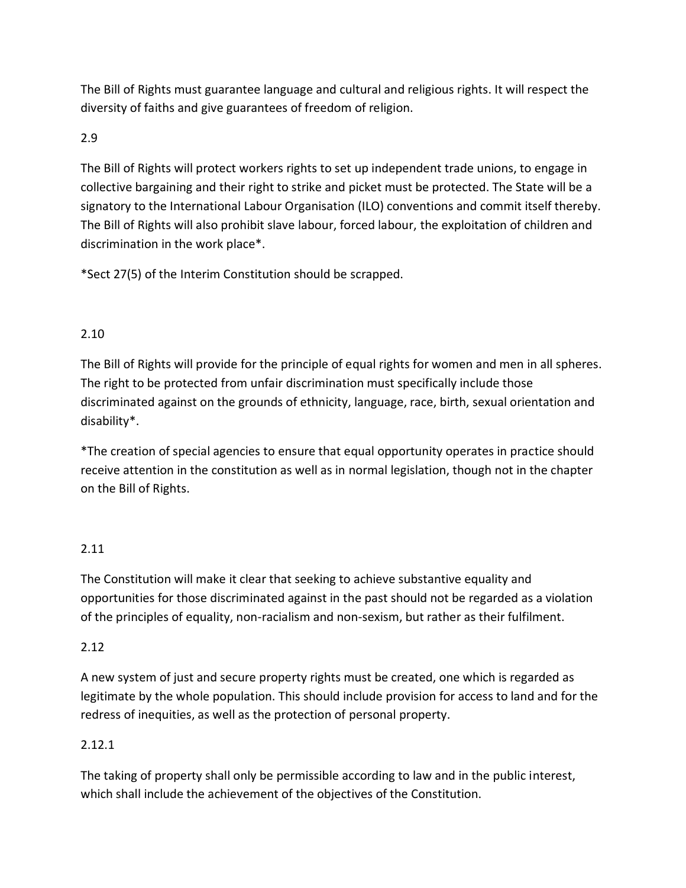The Bill of Rights must guarantee language and cultural and religious rights. It will respect the diversity of faiths and give guarantees of freedom of religion.

2.9

The Bill of Rights will protect workers rights to set up independent trade unions, to engage in collective bargaining and their right to strike and picket must be protected. The State will be a signatory to the International Labour Organisation (ILO) conventions and commit itself thereby. The Bill of Rights will also prohibit slave labour, forced labour, the exploitation of children and discrimination in the work place*.

*Sect 27(5) of the Interim Constitution should be scrapped.

2.10

The Bill of Rights will provide for the principle of equal rights for women and men in all spheres. The right to be protected from unfair discrimination must specifically include those discriminated against on the grounds of ethnicity, language, race, birth, sexual orientation and disability*.

*The creation of special agencies to ensure that equal opportunity operates in practice should receive attention in the constitution as well as in normal legislation, though not in the chapter on the Bill of Rights.

2.11

The Constitution will make it clear that seeking to achieve substantive equality and opportunities for those discriminated against in the past should not be regarded as a violation of the principles of equality, non-racialism and non-sexism, but rather as their fulfilment.

2.12

A new system of just and secure property rights must be created, one which is regarded as legitimate by the whole population. This should include provision for access to land and for the redress of inequities, as well as the protection of personal property.

2.12.1

The taking of property shall only be permissible according to law and in the public interest, which shall include the achievement of the objectives of the Constitution.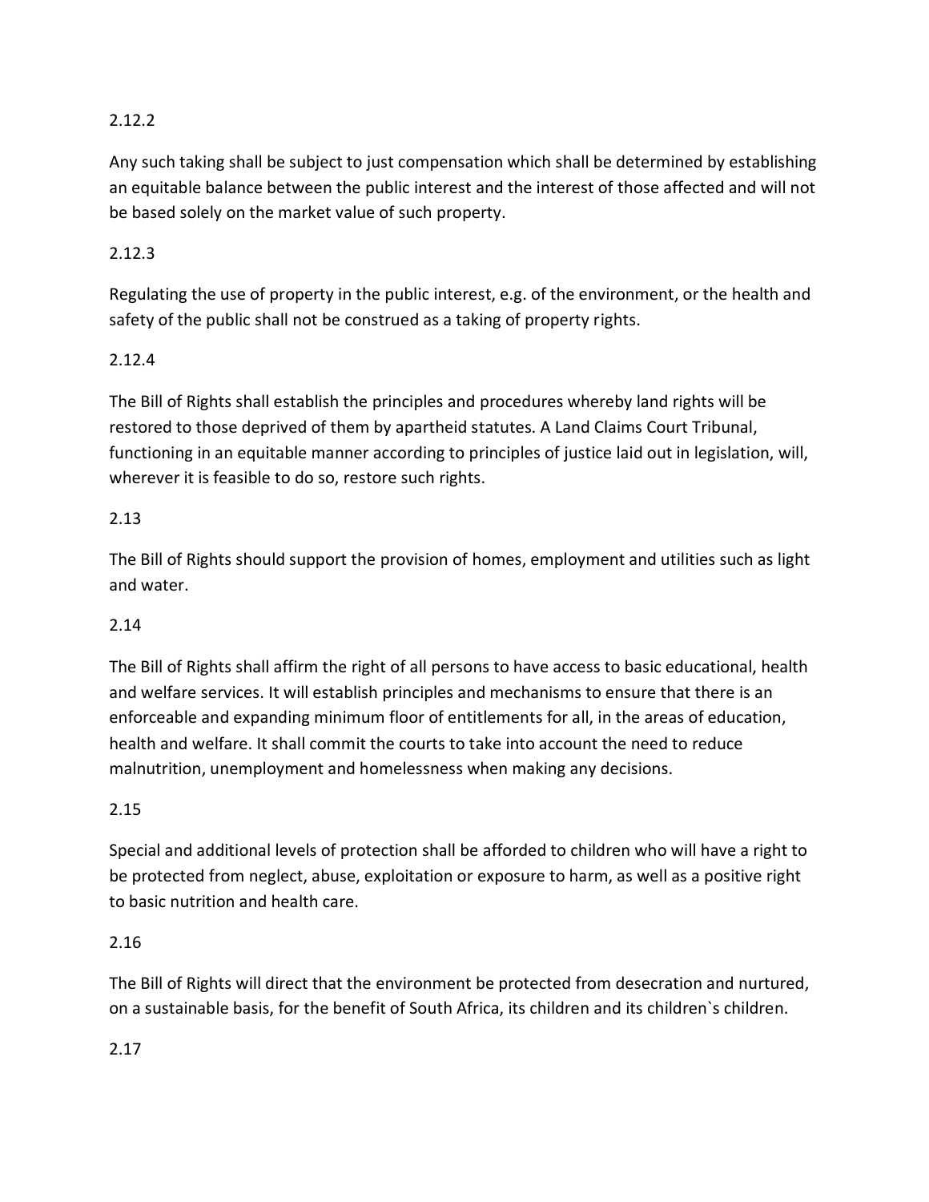2.12.2

Any such taking shall be subject to just compensation which shall be determined by establishing an equitable balance between the public interest and the interest of those affected and will not be based solely on the market value of such property.

2.12.3

Regulating the use of property in the public interest, e.g. of the environment, or the health and safety of the public shall not be construed as a taking of property rights.

2.12.4

The Bill of Rights shall establish the principles and procedures whereby land rights will be restored to those deprived of them by apartheid statutes. A Land Claims Court Tribunal, functioning in an equitable manner according to principles of justice laid out in legislation, will, wherever it is feasible to do so, restore such rights.

2.13

The Bill of Rights should support the provision of homes, employment and utilities such as light and water.

2.14

The Bill of Rights shall affirm the right of all persons to have access to basic educational, health and welfare services. It will establish principles and mechanisms to ensure that there is an enforceable and expanding minimum floor of entitlements for all, in the areas of education, health and welfare. It shall commit the courts to take into account the need to reduce malnutrition, unemployment and homelessness when making any decisions.

2.15

Special and additional levels of protection shall be afforded to children who will have a right to be protected from neglect, abuse, exploitation or exposure to harm, as well as a positive right to basic nutrition and health care.

2.16

The Bill of Rights will direct that the environment be protected from desecration and nurtured, on a sustainable basis, for the benefit of South Africa, its children and its children`s children.

2.17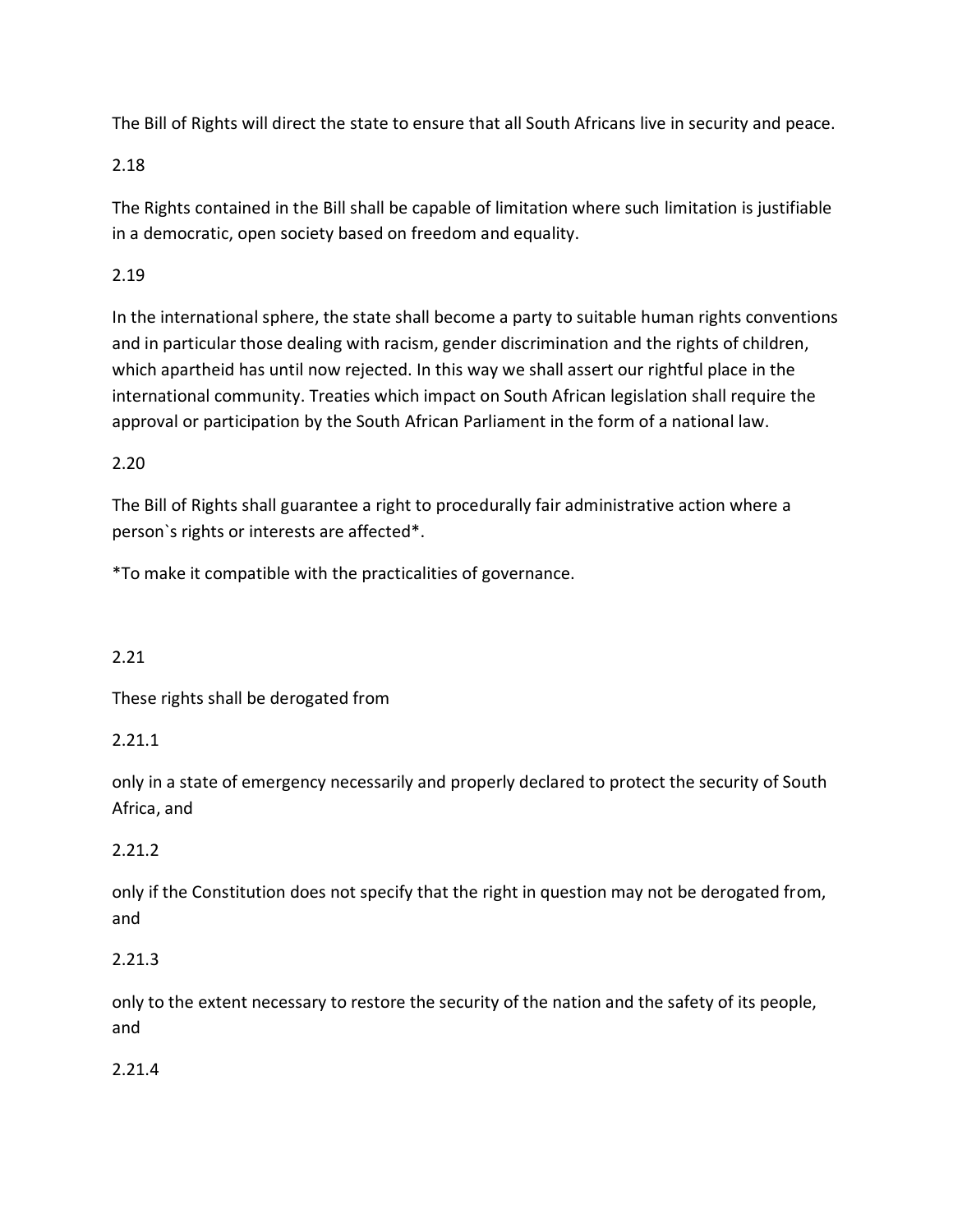The Bill of Rights will direct the state to ensure that all South Africans live in security and peace.

2.18

The Rights contained in the Bill shall be capable of limitation where such limitation is justifiable in a democratic, open society based on freedom and equality.

2.19

In the international sphere, the state shall become a party to suitable human rights conventions and in particular those dealing with racism, gender discrimination and the rights of children, which apartheid has until now rejected. In this way we shall assert our rightful place in the international community. Treaties which impact on South African legislation shall require the approval or participation by the South African Parliament in the form of a national law.

2.20

The Bill of Rights shall guarantee a right to procedurally fair administrative action where a person`s rights or interests are affected*.

*To make it compatible with the practicalities of governance.

2.21

These rights shall be derogated from

2.21.1

only in a state of emergency necessarily and properly declared to protect the security of South Africa, and

2.21.2

only if the Constitution does not specify that the right in question may not be derogated from, and

2.21.3

only to the extent necessary to restore the security of the nation and the safety of its people, and

2.21.4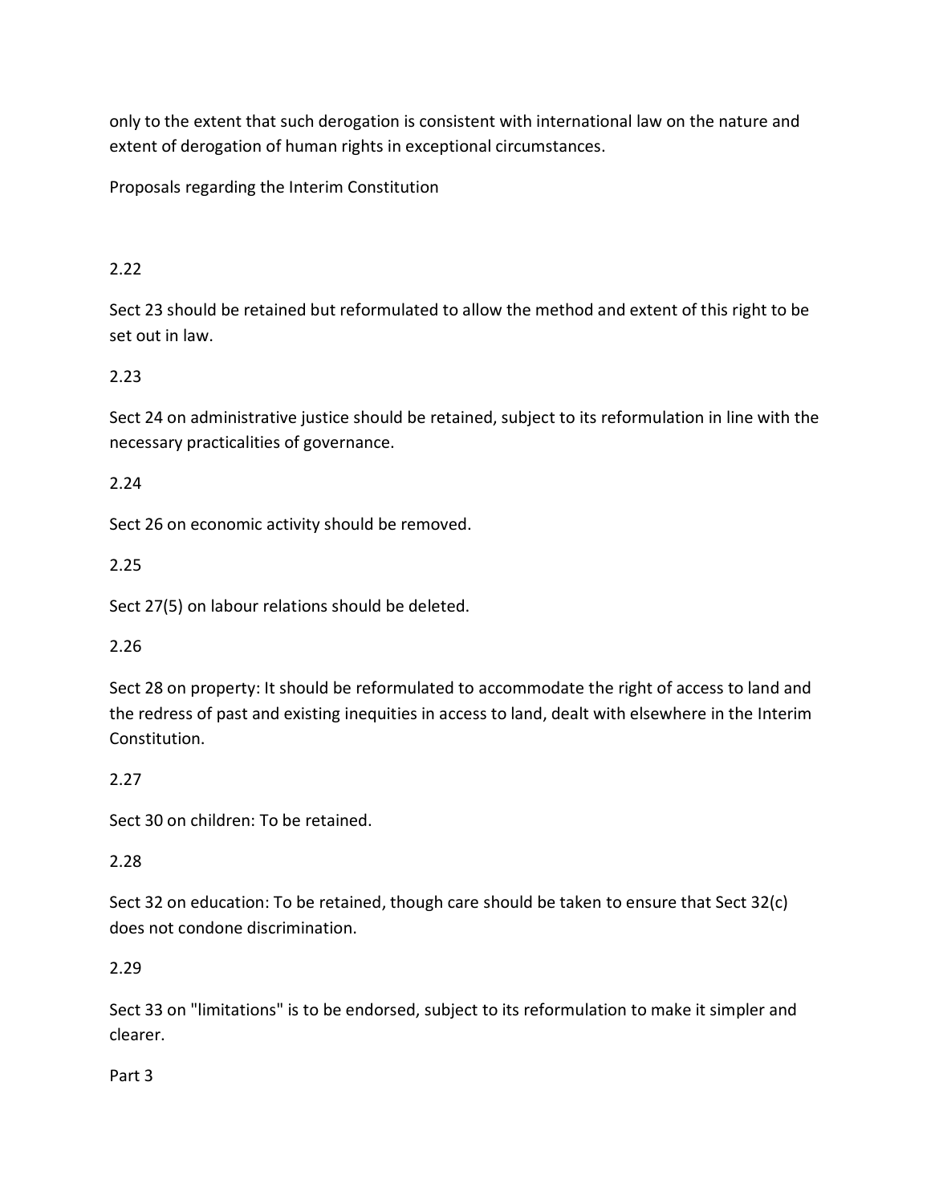only to the extent that such derogation is consistent with international law on the nature and extent of derogation of human rights in exceptional circumstances.

Proposals regarding the Interim Constitution

2.22

Sect 23 should be retained but reformulated to allow the method and extent of this right to be set out in law.

2.23

Sect 24 on administrative justice should be retained, subject to its reformulation in line with the necessary practicalities of governance.

2.24

Sect 26 on economic activity should be removed.

2.25

Sect 27(5) on labour relations should be deleted.

2.26

Sect 28 on property: It should be reformulated to accommodate the right of access to land and the redress of past and existing inequities in access to land, dealt with elsewhere in the Interim Constitution.

2.27

Sect 30 on children: To be retained.

2.28

Sect 32 on education: To be retained, though care should be taken to ensure that Sect 32(c) does not condone discrimination.

2.29

Sect 33 on "limitations" is to be endorsed, subject to its reformulation to make it simpler and clearer.

Part 3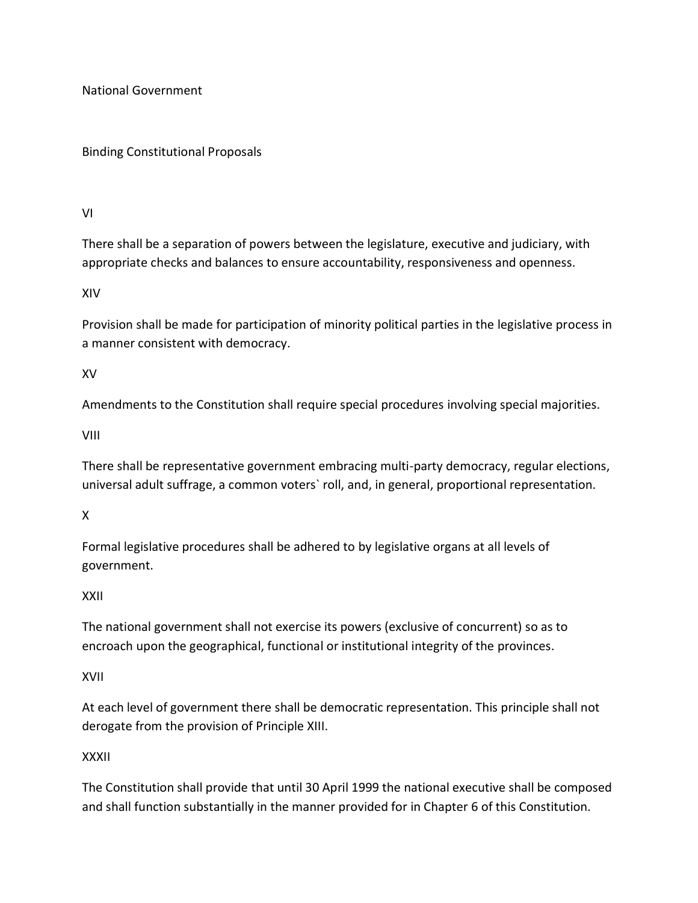National Government

Binding Constitutional Proposals

VI

There shall be a separation of powers between the legislature, executive and judiciary, with appropriate checks and balances to ensure accountability, responsiveness and openness.

XIV

Provision shall be made for participation of minority political parties in the legislative process in a manner consistent with democracy.

XV

Amendments to the Constitution shall require special procedures involving special majorities.

VIII

There shall be representative government embracing multi-party democracy, regular elections, universal adult suffrage, a common voters` roll, and, in general, proportional representation.

X

Formal legislative procedures shall be adhered to by legislative organs at all levels of government.

XXII

The national government shall not exercise its powers (exclusive of concurrent) so as to encroach upon the geographical, functional or institutional integrity of the provinces.

XVII

At each level of government there shall be democratic representation. This principle shall not derogate from the provision of Principle XIII.

XXXII

The Constitution shall provide that until 30 April 1999 the national executive shall be composed and shall function substantially in the manner provided for in Chapter 6 of this Constitution.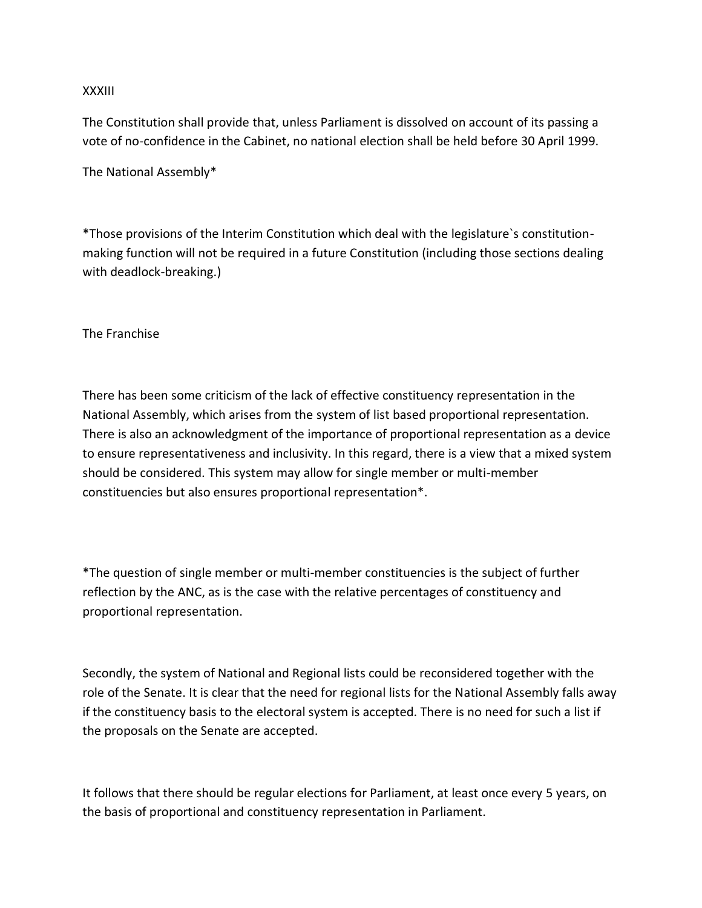XXXIII

The Constitution shall provide that, unless Parliament is dissolved on account of its passing a vote of no-confidence in the Cabinet, no national election shall be held before 30 April 1999.

## The National Assembly*

*Those provisions of the Interim Constitution which deal with the legislature`s constitution-making function will not be required in a future Constitution (including those sections dealing with deadlock-breaking.)

### The Franchise

There has been some criticism of the lack of effective constituency representation in the National Assembly, which arises from the system of list based proportional representation. There is also an acknowledgment of the importance of proportional representation as a device to ensure representativeness and inclusivity. In this regard, there is a view that a mixed system should be considered. This system may allow for single member or multi-member constituencies but also ensures proportional representation*.

*The question of single member or multi-member constituencies is the subject of further reflection by the ANC, as is the case with the relative percentages of constituency and proportional representation.

Secondly, the system of National and Regional lists could be reconsidered together with the role of the Senate. It is clear that the need for regional lists for the National Assembly falls away if the constituency basis to the electoral system is accepted. There is no need for such a list if the proposals on the Senate are accepted.

It follows that there should be regular elections for Parliament, at least once every 5 years, on the basis of proportional and constituency representation in Parliament.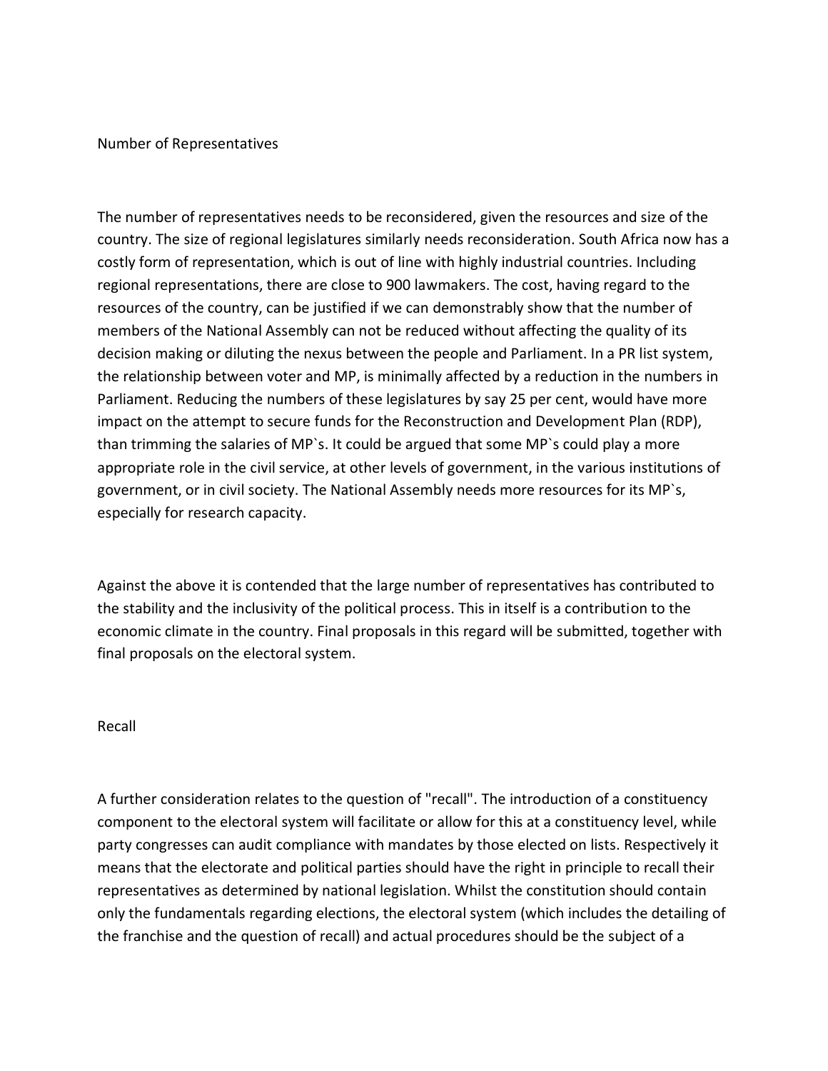## Number of Representatives

The number of representatives needs to be reconsidered, given the resources and size of the country. The size of regional legislatures similarly needs reconsideration. South Africa now has a costly form of representation, which is out of line with highly industrial countries. Including regional representations, there are close to 900 lawmakers. The cost, having regard to the resources of the country, can be justified if we can demonstrably show that the number of members of the National Assembly can not be reduced without affecting the quality of its decision making or diluting the nexus between the people and Parliament. In a PR list system, the relationship between voter and MP, is minimally affected by a reduction in the numbers in Parliament. Reducing the numbers of these legislatures by say 25 per cent, would have more impact on the attempt to secure funds for the Reconstruction and Development Plan (RDP), than trimming the salaries of MP`s. It could be argued that some MP`s could play a more appropriate role in the civil service, at other levels of government, in the various institutions of government, or in civil society. The National Assembly needs more resources for its MP`s, especially for research capacity.

Against the above it is contended that the large number of representatives has contributed to the stability and the inclusivity of the political process. This in itself is a contribution to the economic climate in the country. Final proposals in this regard will be submitted, together with final proposals on the electoral system.

## Recall

A further consideration relates to the question of "recall". The introduction of a constituency component to the electoral system will facilitate or allow for this at a constituency level, while party congresses can audit compliance with mandates by those elected on lists. Respectively it means that the electorate and political parties should have the right in principle to recall their representatives as determined by national legislation. Whilst the constitution should contain only the fundamentals regarding elections, the electoral system (which includes the detailing of the franchise and the question of recall) and actual procedures should be the subject of a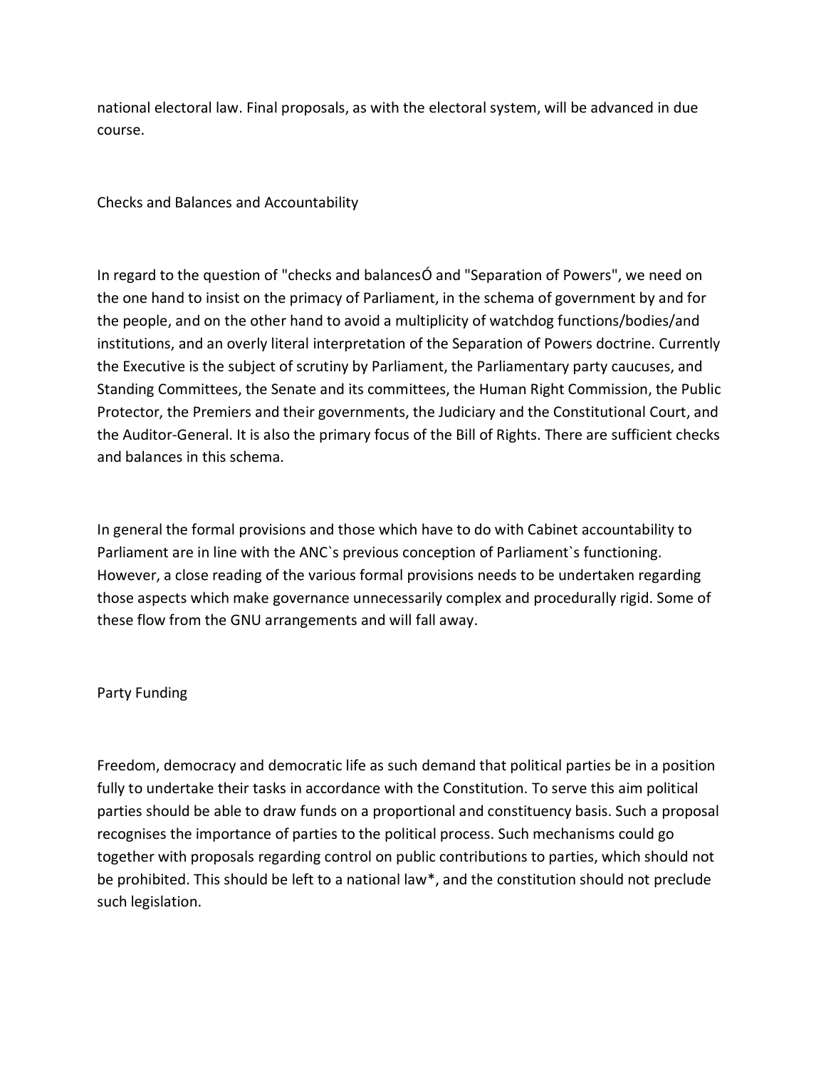national electoral law. Final proposals, as with the electoral system, will be advanced in due course.

## Checks and Balances and Accountability

In regard to the question of "checks and balancesÓ and "Separation of Powers", we need on the one hand to insist on the primacy of Parliament, in the schema of government by and for the people, and on the other hand to avoid a multiplicity of watchdog functions/bodies/and institutions, and an overly literal interpretation of the Separation of Powers doctrine. Currently the Executive is the subject of scrutiny by Parliament, the Parliamentary party caucuses, and Standing Committees, the Senate and its committees, the Human Right Commission, the Public Protector, the Premiers and their governments, the Judiciary and the Constitutional Court, and the Auditor-General. It is also the primary focus of the Bill of Rights. There are sufficient checks and balances in this schema.

In general the formal provisions and those which have to do with Cabinet accountability to Parliament are in line with the ANC`s previous conception of Parliament`s functioning. However, a close reading of the various formal provisions needs to be undertaken regarding those aspects which make governance unnecessarily complex and procedurally rigid. Some of these flow from the GNU arrangements and will fall away.

## Party Funding

Freedom, democracy and democratic life as such demand that political parties be in a position fully to undertake their tasks in accordance with the Constitution. To serve this aim political parties should be able to draw funds on a proportional and constituency basis. Such a proposal recognises the importance of parties to the political process. Such mechanisms could go together with proposals regarding control on public contributions to parties, which should not be prohibited. This should be left to a national law*, and the constitution should not preclude such legislation.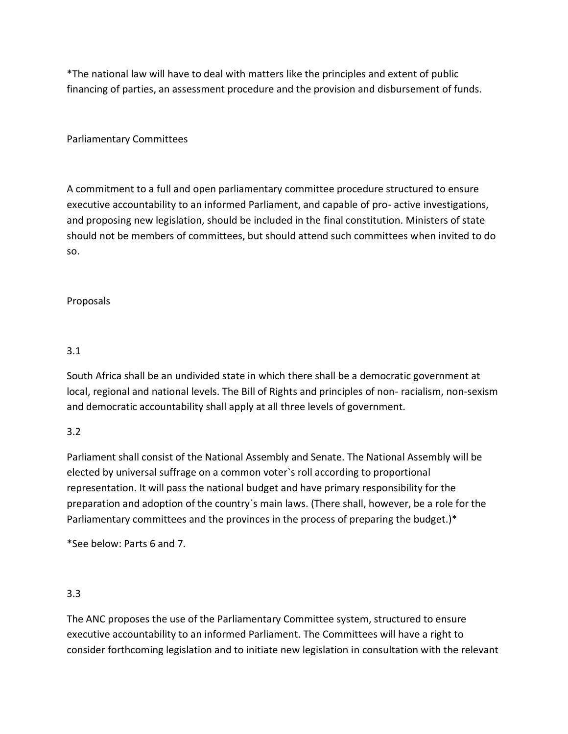*The national law will have to deal with matters like the principles and extent of public financing of parties, an assessment procedure and the provision and disbursement of funds.

## Parliamentary Committees

A commitment to a full and open parliamentary committee procedure structured to ensure executive accountability to an informed Parliament, and capable of pro- active investigations, and proposing new legislation, should be included in the final constitution. Ministers of state should not be members of committees, but should attend such committees when invited to do so.

## Proposals

3.1

South Africa shall be an undivided state in which there shall be a democratic government at local, regional and national levels. The Bill of Rights and principles of non- racialism, non-sexism and democratic accountability shall apply at all three levels of government.

3.2

Parliament shall consist of the National Assembly and Senate. The National Assembly will be elected by universal suffrage on a common voter`s roll according to proportional representation. It will pass the national budget and have primary responsibility for the preparation and adoption of the country`s main laws. (There shall, however, be a role for the Parliamentary committees and the provinces in the process of preparing the budget.)*

*See below: Parts 6 and 7.

3.3

The ANC proposes the use of the Parliamentary Committee system, structured to ensure executive accountability to an informed Parliament. The Committees will have a right to consider forthcoming legislation and to initiate new legislation in consultation with the relevant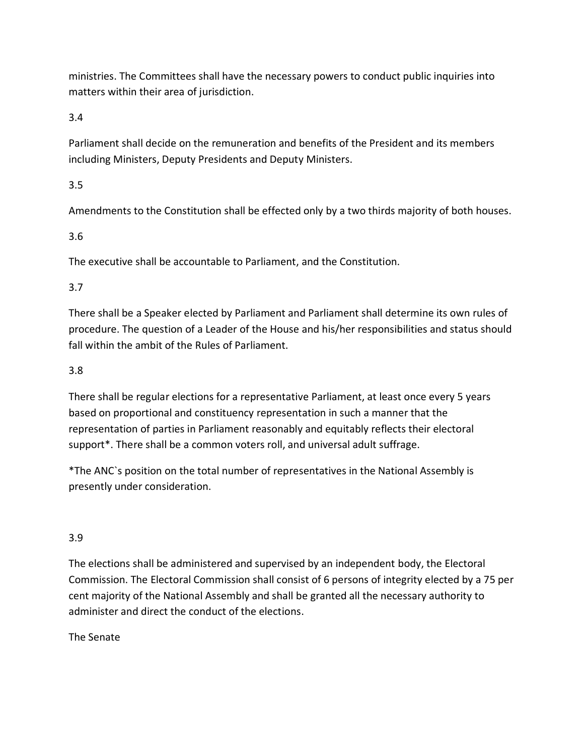ministries. The Committees shall have the necessary powers to conduct public inquiries into matters within their area of jurisdiction.

3.4

Parliament shall decide on the remuneration and benefits of the President and its members including Ministers, Deputy Presidents and Deputy Ministers.

3.5

Amendments to the Constitution shall be effected only by a two thirds majority of both houses.

3.6

The executive shall be accountable to Parliament, and the Constitution.

3.7

There shall be a Speaker elected by Parliament and Parliament shall determine its own rules of procedure. The question of a Leader of the House and his/her responsibilities and status should fall within the ambit of the Rules of Parliament.

3.8

There shall be regular elections for a representative Parliament, at least once every 5 years based on proportional and constituency representation in such a manner that the representation of parties in Parliament reasonably and equitably reflects their electoral support*. There shall be a common voters roll, and universal adult suffrage.

*The ANC`s position on the total number of representatives in the National Assembly is presently under consideration.

3.9

The elections shall be administered and supervised by an independent body, the Electoral Commission. The Electoral Commission shall consist of 6 persons of integrity elected by a 75 per cent majority of the National Assembly and shall be granted all the necessary authority to administer and direct the conduct of the elections.

The Senate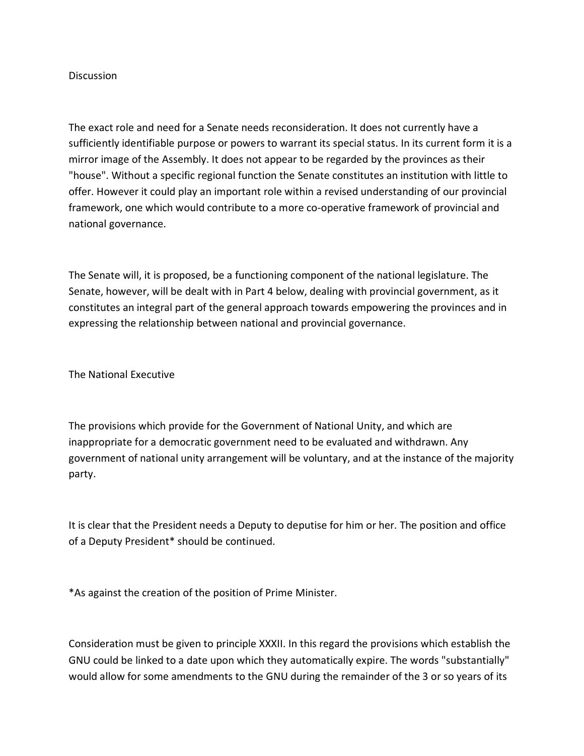Discussion

The exact role and need for a Senate needs reconsideration. It does not currently have a sufficiently identifiable purpose or powers to warrant its special status. In its current form it is a mirror image of the Assembly. It does not appear to be regarded by the provinces as their "house". Without a specific regional function the Senate constitutes an institution with little to offer. However it could play an important role within a revised understanding of our provincial framework, one which would contribute to a more co-operative framework of provincial and national governance.

The Senate will, it is proposed, be a functioning component of the national legislature. The Senate, however, will be dealt with in Part 4 below, dealing with provincial government, as it constitutes an integral part of the general approach towards empowering the provinces and in expressing the relationship between national and provincial governance.

The National Executive

The provisions which provide for the Government of National Unity, and which are inappropriate for a democratic government need to be evaluated and withdrawn. Any government of national unity arrangement will be voluntary, and at the instance of the majority party.

It is clear that the President needs a Deputy to deputise for him or her. The position and office of a Deputy President* should be continued.

*As against the creation of the position of Prime Minister.

Consideration must be given to principle XXXII. In this regard the provisions which establish the GNU could be linked to a date upon which they automatically expire. The words "substantially" would allow for some amendments to the GNU during the remainder of the 3 or so years of its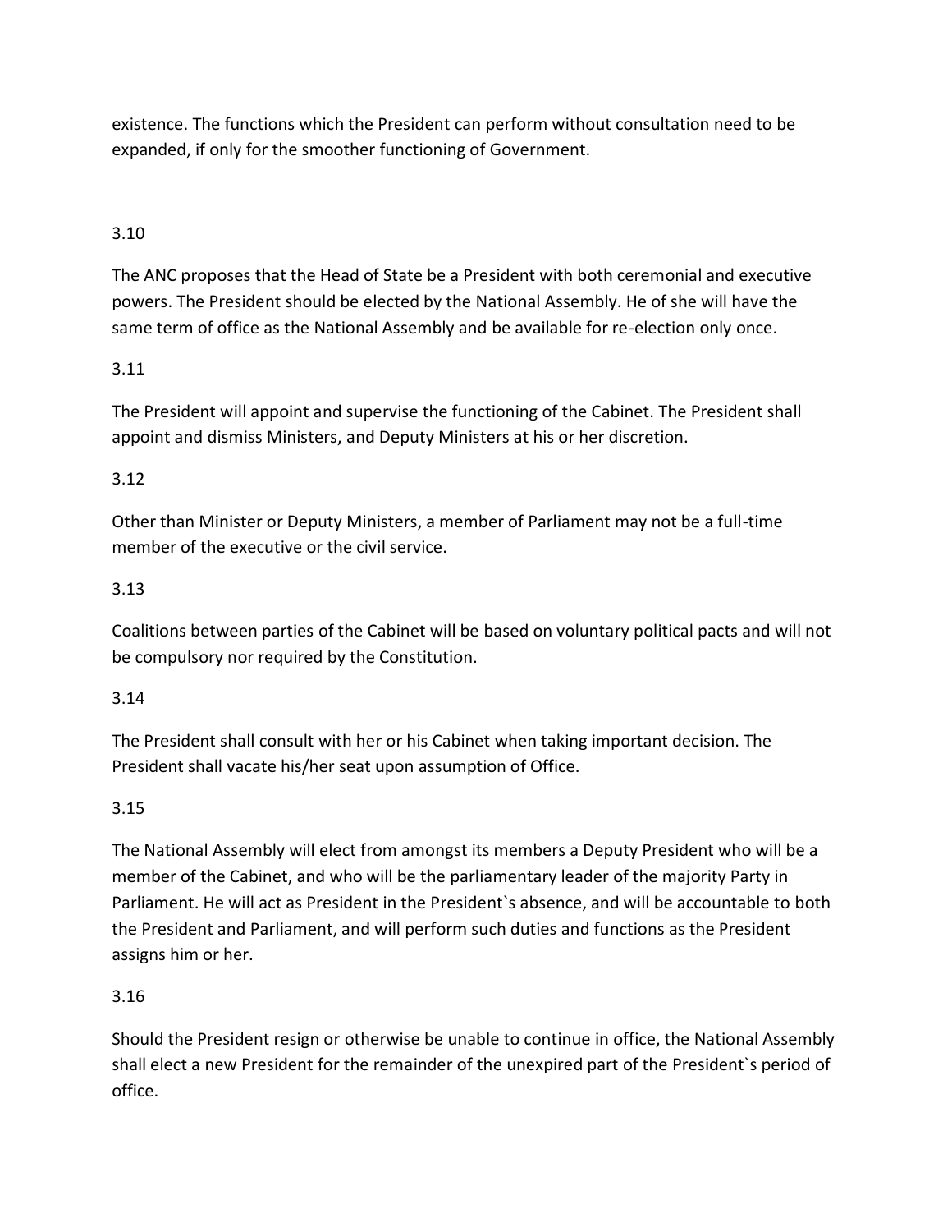existence. The functions which the President can perform without consultation need to be expanded, if only for the smoother functioning of Government.

3.10

The ANC proposes that the Head of State be a President with both ceremonial and executive powers. The President should be elected by the National Assembly. He of she will have the same term of office as the National Assembly and be available for re-election only once.

3.11

The President will appoint and supervise the functioning of the Cabinet. The President shall appoint and dismiss Ministers, and Deputy Ministers at his or her discretion.

3.12

Other than Minister or Deputy Ministers, a member of Parliament may not be a full-time member of the executive or the civil service.

3.13

Coalitions between parties of the Cabinet will be based on voluntary political pacts and will not be compulsory nor required by the Constitution.

3.14

The President shall consult with her or his Cabinet when taking important decision. The President shall vacate his/her seat upon assumption of Office.

3.15

The National Assembly will elect from amongst its members a Deputy President who will be a member of the Cabinet, and who will be the parliamentary leader of the majority Party in Parliament. He will act as President in the President`s absence, and will be accountable to both the President and Parliament, and will perform such duties and functions as the President assigns him or her.

3.16

Should the President resign or otherwise be unable to continue in office, the National Assembly shall elect a new President for the remainder of the unexpired part of the President`s period of office.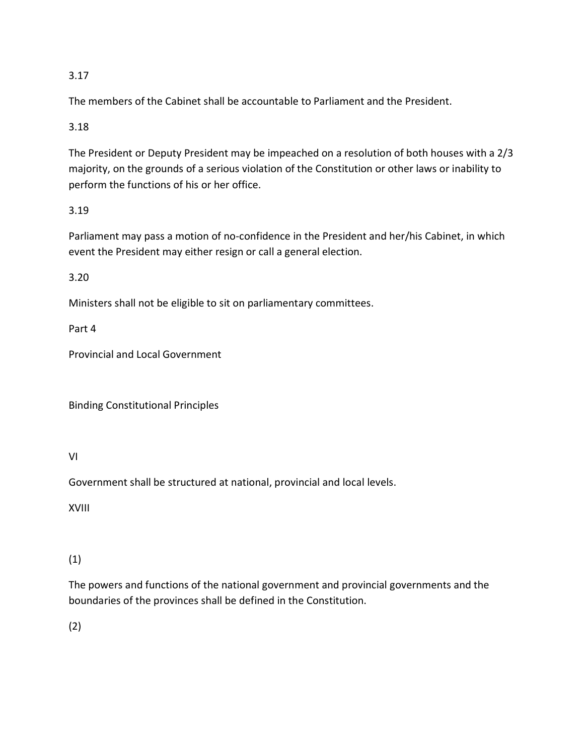3.17

The members of the Cabinet shall be accountable to Parliament and the President.

3.18

The President or Deputy President may be impeached on a resolution of both houses with a 2/3 majority, on the grounds of a serious violation of the Constitution or other laws or inability to perform the functions of his or her office.

3.19

Parliament may pass a motion of no-confidence in the President and her/his Cabinet, in which event the President may either resign or call a general election.

3.20

Ministers shall not be eligible to sit on parliamentary committees.

Part 4

Provincial and Local Government

Binding Constitutional Principles

VI

Government shall be structured at national, provincial and local levels.

XVIII

(1)

The powers and functions of the national government and provincial governments and the boundaries of the provinces shall be defined in the Constitution.

(2)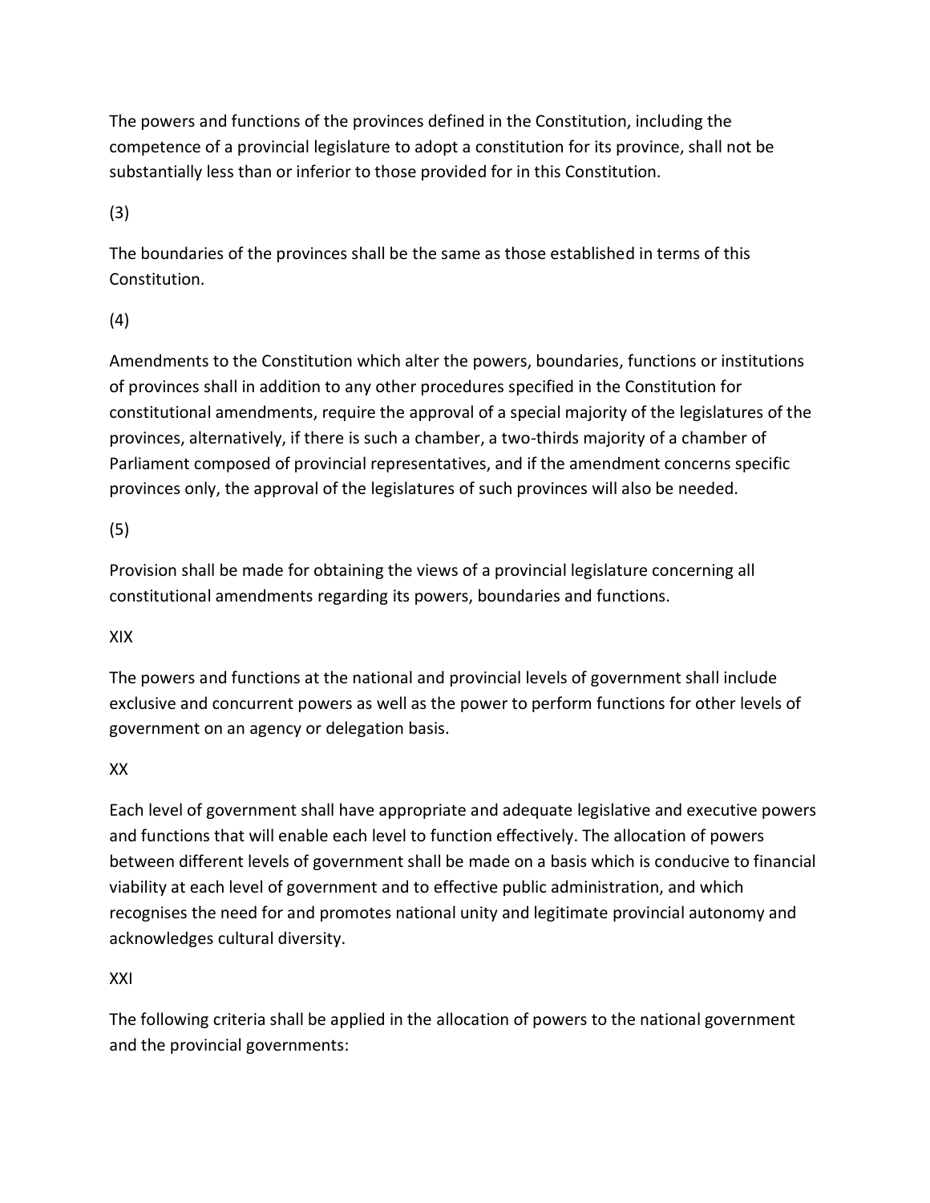The powers and functions of the provinces defined in the Constitution, including the competence of a provincial legislature to adopt a constitution for its province, shall not be substantially less than or inferior to those provided for in this Constitution.

(3)

The boundaries of the provinces shall be the same as those established in terms of this Constitution.

(4)

Amendments to the Constitution which alter the powers, boundaries, functions or institutions of provinces shall in addition to any other procedures specified in the Constitution for constitutional amendments, require the approval of a special majority of the legislatures of the provinces, alternatively, if there is such a chamber, a two-thirds majority of a chamber of Parliament composed of provincial representatives, and if the amendment concerns specific provinces only, the approval of the legislatures of such provinces will also be needed.

(5)

Provision shall be made for obtaining the views of a provincial legislature concerning all constitutional amendments regarding its powers, boundaries and functions.

XIX

The powers and functions at the national and provincial levels of government shall include exclusive and concurrent powers as well as the power to perform functions for other levels of government on an agency or delegation basis.

XX

Each level of government shall have appropriate and adequate legislative and executive powers and functions that will enable each level to function effectively. The allocation of powers between different levels of government shall be made on a basis which is conducive to financial viability at each level of government and to effective public administration, and which recognises the need for and promotes national unity and legitimate provincial autonomy and acknowledges cultural diversity.

XXI

The following criteria shall be applied in the allocation of powers to the national government and the provincial governments: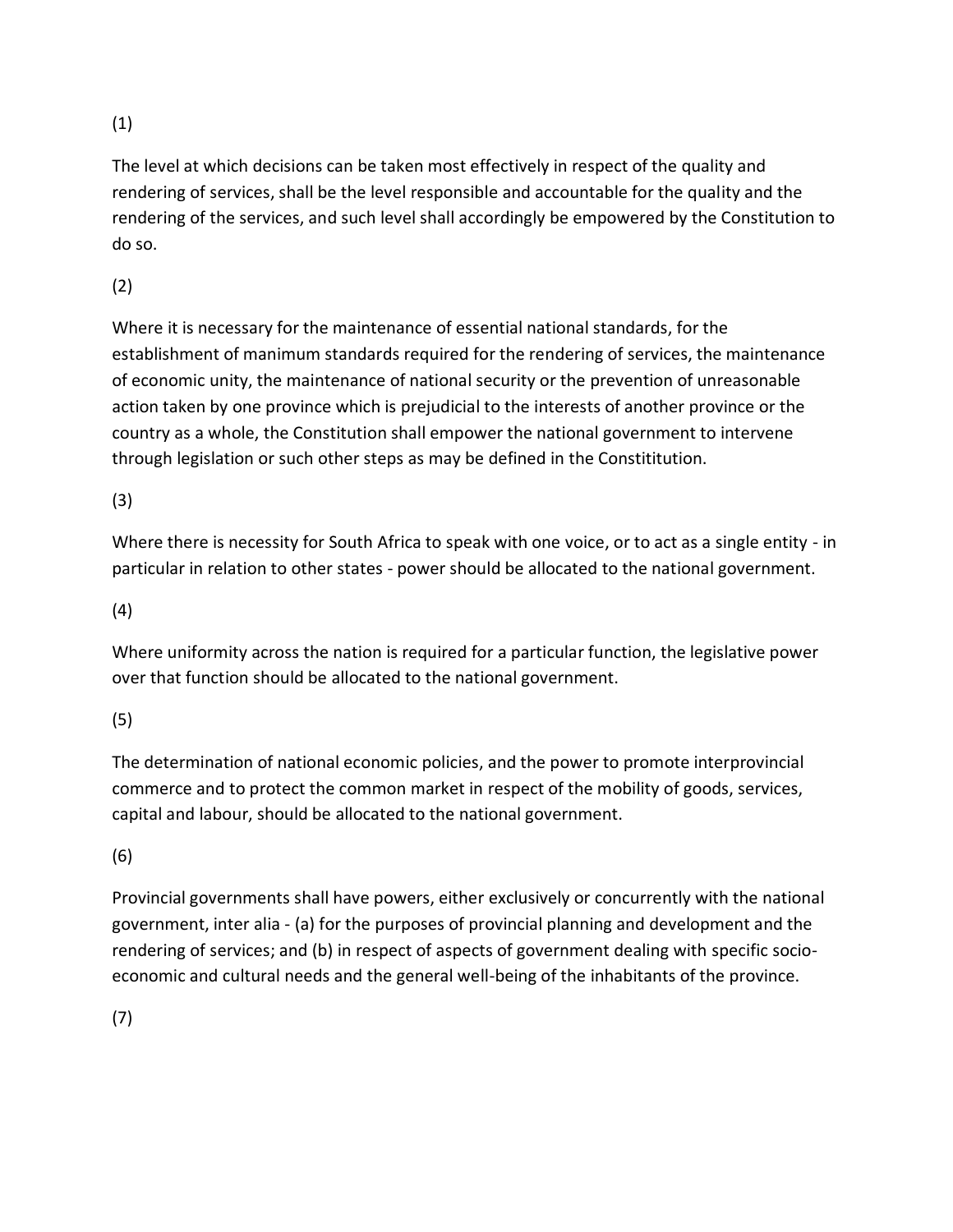(1)

The level at which decisions can be taken most effectively in respect of the quality and rendering of services, shall be the level responsible and accountable for the quality and the rendering of the services, and such level shall accordingly be empowered by the Constitution to do so.

(2)

Where it is necessary for the maintenance of essential national standards, for the establishment of manimum standards required for the rendering of services, the maintenance of economic unity, the maintenance of national security or the prevention of unreasonable action taken by one province which is prejudicial to the interests of another province or the country as a whole, the Constitution shall empower the national government to intervene through legislation or such other steps as may be defined in the Constititution.

(3)

Where there is necessity for South Africa to speak with one voice, or to act as a single entity - in particular in relation to other states - power should be allocated to the national government.

(4)

Where uniformity across the nation is required for a particular function, the legislative power over that function should be allocated to the national government.

(5)

The determination of national economic policies, and the power to promote interprovincial commerce and to protect the common market in respect of the mobility of goods, services, capital and labour, should be allocated to the national government.

(6)

Provincial governments shall have powers, either exclusively or concurrently with the national government, inter alia - (a) for the purposes of provincial planning and development and the rendering of services; and (b) in respect of aspects of government dealing with specific socio-economic and cultural needs and the general well-being of the inhabitants of the province.

(7)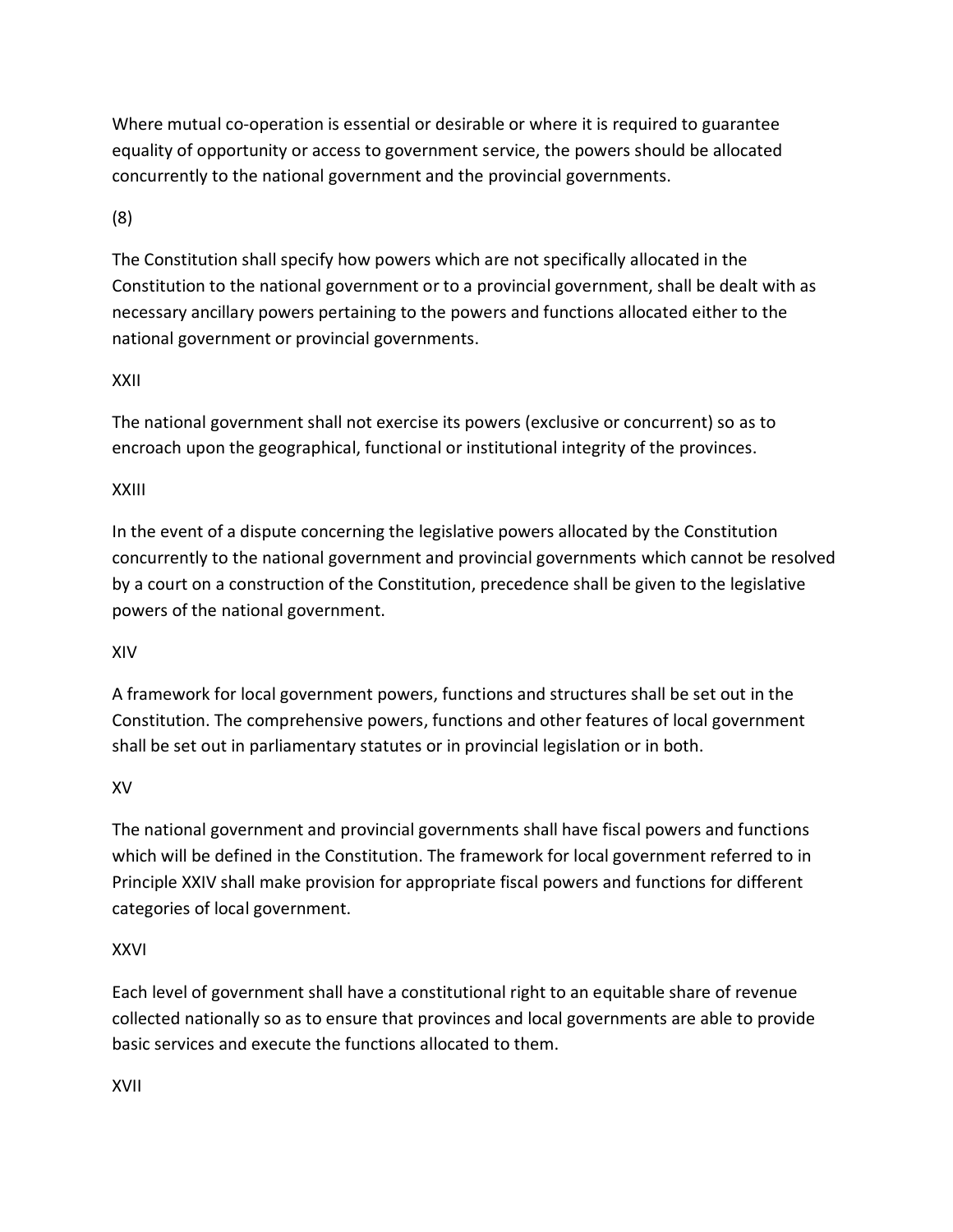Where mutual co-operation is essential or desirable or where it is required to guarantee equality of opportunity or access to government service, the powers should be allocated concurrently to the national government and the provincial governments.

(8)

The Constitution shall specify how powers which are not specifically allocated in the Constitution to the national government or to a provincial government, shall be dealt with as necessary ancillary powers pertaining to the powers and functions allocated either to the national government or provincial governments.

XXII

The national government shall not exercise its powers (exclusive or concurrent) so as to encroach upon the geographical, functional or institutional integrity of the provinces.

XXIII

In the event of a dispute concerning the legislative powers allocated by the Constitution concurrently to the national government and provincial governments which cannot be resolved by a court on a construction of the Constitution, precedence shall be given to the legislative powers of the national government.

XIV

A framework for local government powers, functions and structures shall be set out in the Constitution. The comprehensive powers, functions and other features of local government shall be set out in parliamentary statutes or in provincial legislation or in both.

XV

The national government and provincial governments shall have fiscal powers and functions which will be defined in the Constitution. The framework for local government referred to in Principle XXIV shall make provision for appropriate fiscal powers and functions for different categories of local government.

XXVI

Each level of government shall have a constitutional right to an equitable share of revenue collected nationally so as to ensure that provinces and local governments are able to provide basic services and execute the functions allocated to them.

XVII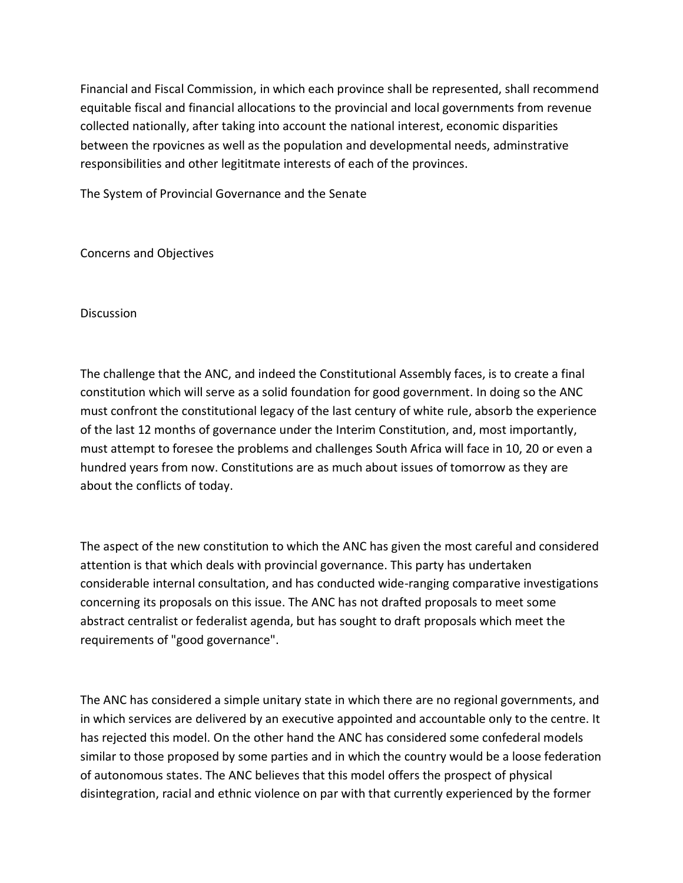Financial and Fiscal Commission, in which each province shall be represented, shall recommend equitable fiscal and financial allocations to the provincial and local governments from revenue collected nationally, after taking into account the national interest, economic disparities between the rpovicnes as well as the population and developmental needs, adminstrative responsibilities and other legititmate interests of each of the provinces.

## The System of Provincial Governance and the Senate

### Concerns and Objectives

### Discussion

The challenge that the ANC, and indeed the Constitutional Assembly faces, is to create a final constitution which will serve as a solid foundation for good government. In doing so the ANC must confront the constitutional legacy of the last century of white rule, absorb the experience of the last 12 months of governance under the Interim Constitution, and, most importantly, must attempt to foresee the problems and challenges South Africa will face in 10, 20 or even a hundred years from now. Constitutions are as much about issues of tomorrow as they are about the conflicts of today.

The aspect of the new constitution to which the ANC has given the most careful and considered attention is that which deals with provincial governance. This party has undertaken considerable internal consultation, and has conducted wide-ranging comparative investigations concerning its proposals on this issue. The ANC has not drafted proposals to meet some abstract centralist or federalist agenda, but has sought to draft proposals which meet the requirements of "good governance".

The ANC has considered a simple unitary state in which there are no regional governments, and in which services are delivered by an executive appointed and accountable only to the centre. It has rejected this model. On the other hand the ANC has considered some confederal models similar to those proposed by some parties and in which the country would be a loose federation of autonomous states. The ANC believes that this model offers the prospect of physical disintegration, racial and ethnic violence on par with that currently experienced by the former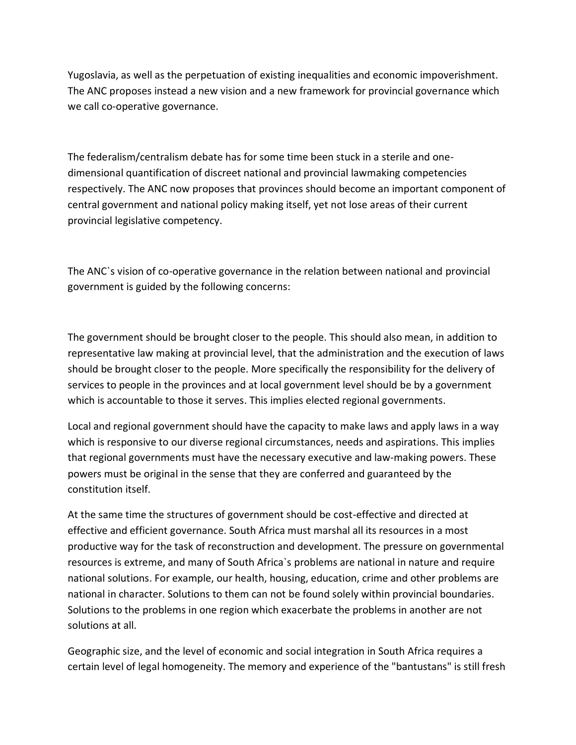Yugoslavia, as well as the perpetuation of existing inequalities and economic impoverishment. The ANC proposes instead a new vision and a new framework for provincial governance which we call co-operative governance.

The federalism/centralism debate has for some time been stuck in a sterile and one-dimensional quantification of discreet national and provincial lawmaking competencies respectively. The ANC now proposes that provinces should become an important component of central government and national policy making itself, yet not lose areas of their current provincial legislative competency.

The ANC`s vision of co-operative governance in the relation between national and provincial government is guided by the following concerns:

The government should be brought closer to the people. This should also mean, in addition to representative law making at provincial level, that the administration and the execution of laws should be brought closer to the people. More specifically the responsibility for the delivery of services to people in the provinces and at local government level should be by a government which is accountable to those it serves. This implies elected regional governments.

Local and regional government should have the capacity to make laws and apply laws in a way which is responsive to our diverse regional circumstances, needs and aspirations. This implies that regional governments must have the necessary executive and law-making powers. These powers must be original in the sense that they are conferred and guaranteed by the constitution itself.

At the same time the structures of government should be cost-effective and directed at effective and efficient governance. South Africa must marshal all its resources in a most productive way for the task of reconstruction and development. The pressure on governmental resources is extreme, and many of South Africa`s problems are national in nature and require national solutions. For example, our health, housing, education, crime and other problems are national in character. Solutions to them can not be found solely within provincial boundaries. Solutions to the problems in one region which exacerbate the problems in another are not solutions at all.

Geographic size, and the level of economic and social integration in South Africa requires a certain level of legal homogeneity. The memory and experience of the "bantustans" is still fresh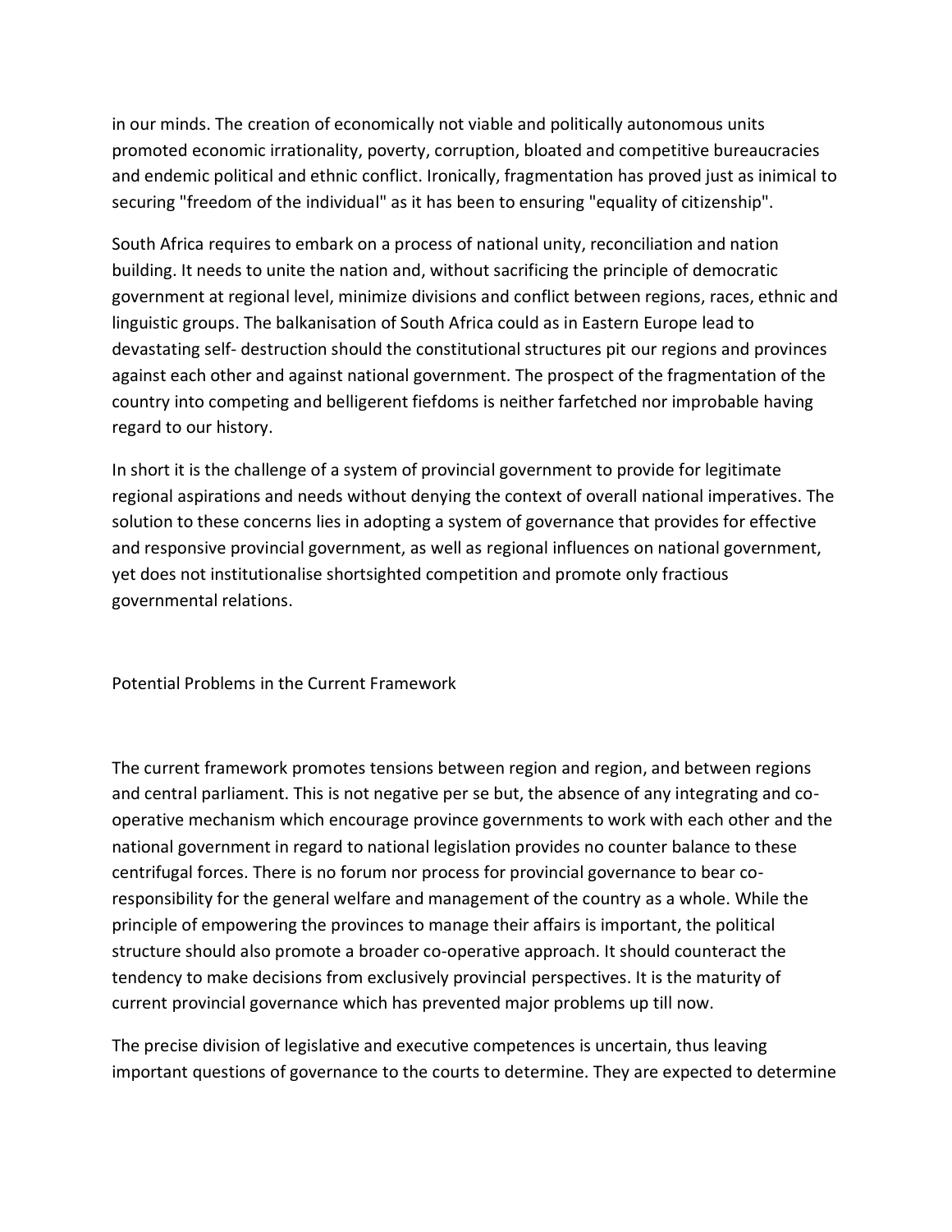in our minds. The creation of economically not viable and politically autonomous units promoted economic irrationality, poverty, corruption, bloated and competitive bureaucracies and endemic political and ethnic conflict. Ironically, fragmentation has proved just as inimical to securing "freedom of the individual" as it has been to ensuring "equality of citizenship".

South Africa requires to embark on a process of national unity, reconciliation and nation building. It needs to unite the nation and, without sacrificing the principle of democratic government at regional level, minimize divisions and conflict between regions, races, ethnic and linguistic groups. The balkanisation of South Africa could as in Eastern Europe lead to devastating self- destruction should the constitutional structures pit our regions and provinces against each other and against national government. The prospect of the fragmentation of the country into competing and belligerent fiefdoms is neither farfetched nor improbable having regard to our history.

In short it is the challenge of a system of provincial government to provide for legitimate regional aspirations and needs without denying the context of overall national imperatives. The solution to these concerns lies in adopting a system of governance that provides for effective and responsive provincial government, as well as regional influences on national government, yet does not institutionalise shortsighted competition and promote only fractious governmental relations.

## Potential Problems in the Current Framework

The current framework promotes tensions between region and region, and between regions and central parliament. This is not negative per se but, the absence of any integrating and co-operative mechanism which encourage province governments to work with each other and the national government in regard to national legislation provides no counter balance to these centrifugal forces. There is no forum nor process for provincial governance to bear co-responsibility for the general welfare and management of the country as a whole. While the principle of empowering the provinces to manage their affairs is important, the political structure should also promote a broader co-operative approach. It should counteract the tendency to make decisions from exclusively provincial perspectives. It is the maturity of current provincial governance which has prevented major problems up till now.

The precise division of legislative and executive competences is uncertain, thus leaving important questions of governance to the courts to determine. They are expected to determine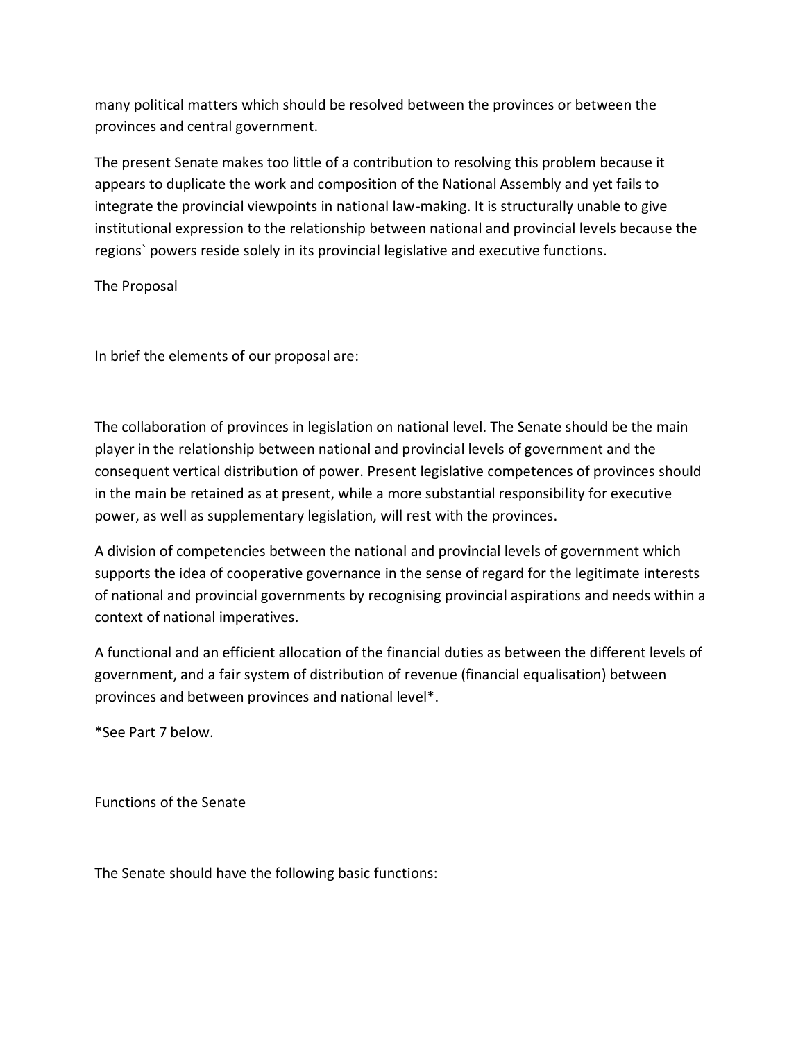many political matters which should be resolved between the provinces or between the provinces and central government.

The present Senate makes too little of a contribution to resolving this problem because it appears to duplicate the work and composition of the National Assembly and yet fails to integrate the provincial viewpoints in national law-making. It is structurally unable to give institutional expression to the relationship between national and provincial levels because the regions` powers reside solely in its provincial legislative and executive functions.

## The Proposal

In brief the elements of our proposal are:

The collaboration of provinces in legislation on national level. The Senate should be the main player in the relationship between national and provincial levels of government and the consequent vertical distribution of power. Present legislative competences of provinces should in the main be retained as at present, while a more substantial responsibility for executive power, as well as supplementary legislation, will rest with the provinces.

A division of competencies between the national and provincial levels of government which supports the idea of cooperative governance in the sense of regard for the legitimate interests of national and provincial governments by recognising provincial aspirations and needs within a context of national imperatives.

A functional and an efficient allocation of the financial duties as between the different levels of government, and a fair system of distribution of revenue (financial equalisation) between provinces and between provinces and national level*.

*See Part 7 below.

## Functions of the Senate

The Senate should have the following basic functions: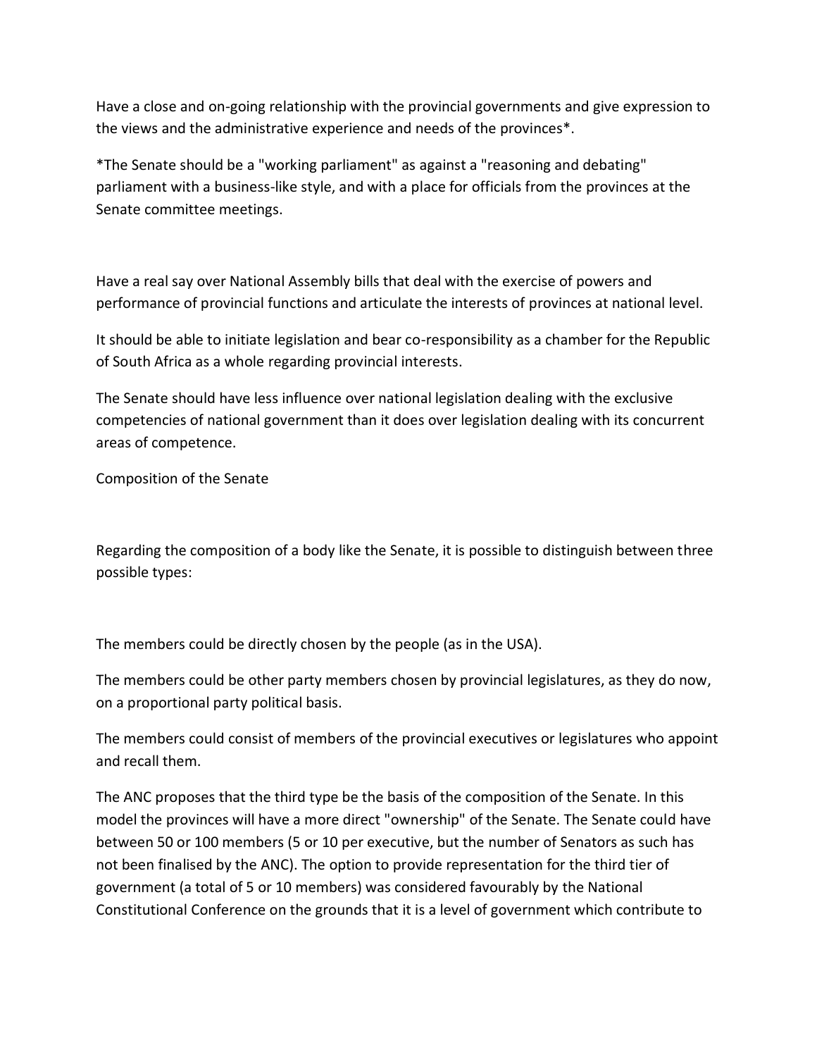Have a close and on-going relationship with the provincial governments and give expression to the views and the administrative experience and needs of the provinces*.

*The Senate should be a "working parliament" as against a "reasoning and debating" parliament with a business-like style, and with a place for officials from the provinces at the Senate committee meetings.

Have a real say over National Assembly bills that deal with the exercise of powers and performance of provincial functions and articulate the interests of provinces at national level.

It should be able to initiate legislation and bear co-responsibility as a chamber for the Republic of South Africa as a whole regarding provincial interests.

The Senate should have less influence over national legislation dealing with the exclusive competencies of national government than it does over legislation dealing with its concurrent areas of competence.

Composition of the Senate

Regarding the composition of a body like the Senate, it is possible to distinguish between three possible types:

The members could be directly chosen by the people (as in the USA).

The members could be other party members chosen by provincial legislatures, as they do now, on a proportional party political basis.

The members could consist of members of the provincial executives or legislatures who appoint and recall them.

The ANC proposes that the third type be the basis of the composition of the Senate. In this model the provinces will have a more direct "ownership" of the Senate. The Senate could have between 50 or 100 members (5 or 10 per executive, but the number of Senators as such has not been finalised by the ANC). The option to provide representation for the third tier of government (a total of 5 or 10 members) was considered favourably by the National Constitutional Conference on the grounds that it is a level of government which contribute to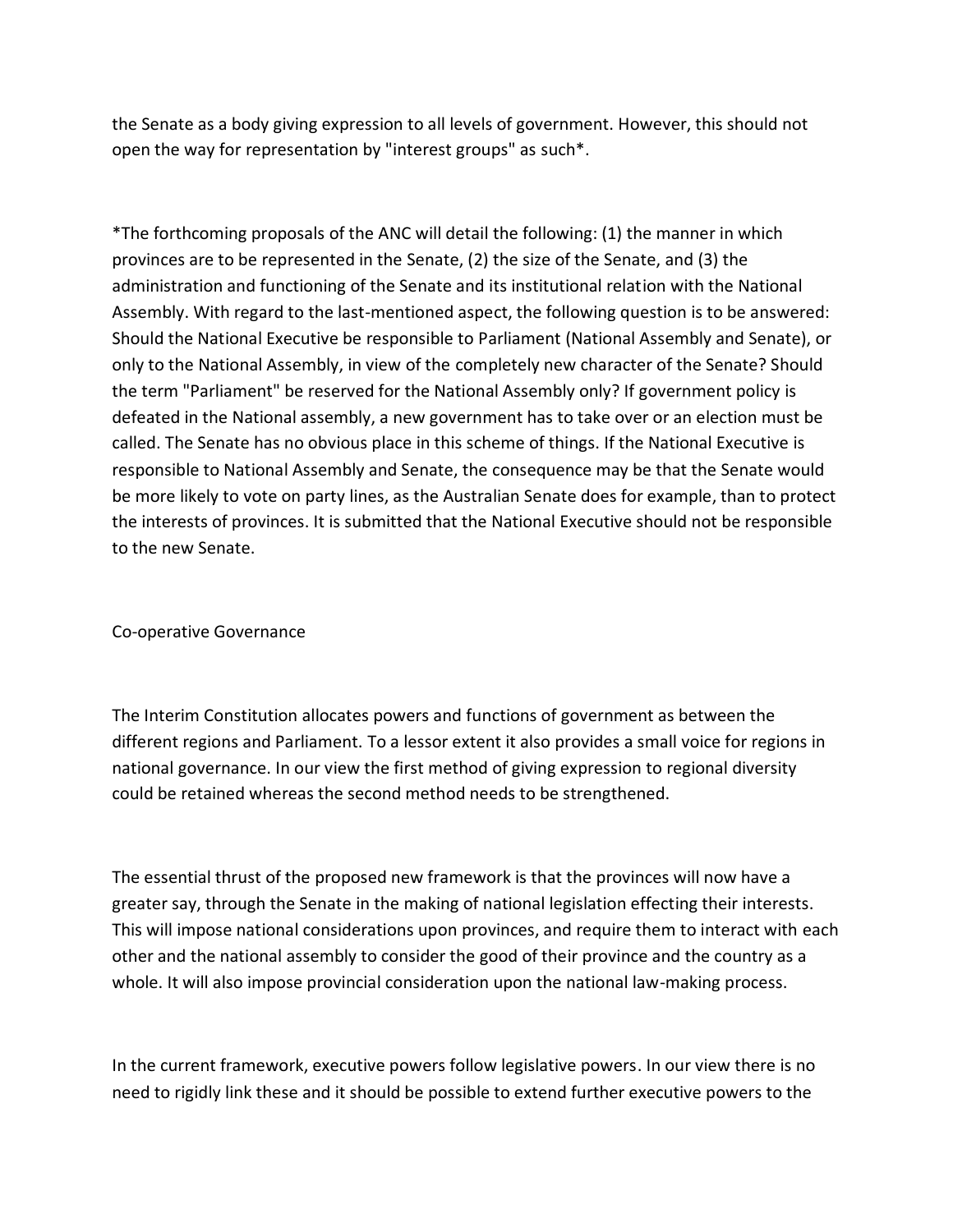the Senate as a body giving expression to all levels of government. However, this should not open the way for representation by "interest groups" as such*.

*The forthcoming proposals of the ANC will detail the following: (1) the manner in which provinces are to be represented in the Senate, (2) the size of the Senate, and (3) the administration and functioning of the Senate and its institutional relation with the National Assembly. With regard to the last-mentioned aspect, the following question is to be answered: Should the National Executive be responsible to Parliament (National Assembly and Senate), or only to the National Assembly, in view of the completely new character of the Senate? Should the term "Parliament" be reserved for the National Assembly only? If government policy is defeated in the National assembly, a new government has to take over or an election must be called. The Senate has no obvious place in this scheme of things. If the National Executive is responsible to National Assembly and Senate, the consequence may be that the Senate would be more likely to vote on party lines, as the Australian Senate does for example, than to protect the interests of provinces. It is submitted that the National Executive should not be responsible to the new Senate.

## Co-operative Governance

The Interim Constitution allocates powers and functions of government as between the different regions and Parliament. To a lessor extent it also provides a small voice for regions in national governance. In our view the first method of giving expression to regional diversity could be retained whereas the second method needs to be strengthened.

The essential thrust of the proposed new framework is that the provinces will now have a greater say, through the Senate in the making of national legislation effecting their interests. This will impose national considerations upon provinces, and require them to interact with each other and the national assembly to consider the good of their province and the country as a whole. It will also impose provincial consideration upon the national law-making process.

In the current framework, executive powers follow legislative powers. In our view there is no need to rigidly link these and it should be possible to extend further executive powers to the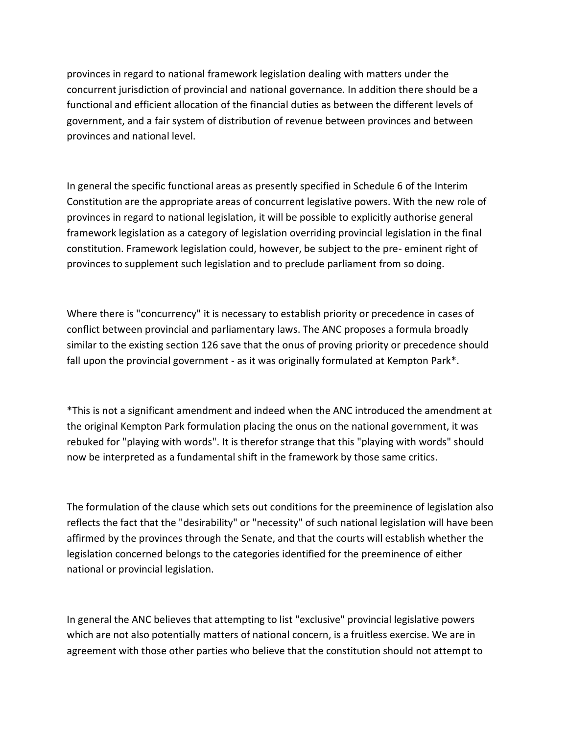provinces in regard to national framework legislation dealing with matters under the concurrent jurisdiction of provincial and national governance. In addition there should be a functional and efficient allocation of the financial duties as between the different levels of government, and a fair system of distribution of revenue between provinces and between provinces and national level.

In general the specific functional areas as presently specified in Schedule 6 of the Interim Constitution are the appropriate areas of concurrent legislative powers. With the new role of provinces in regard to national legislation, it will be possible to explicitly authorise general framework legislation as a category of legislation overriding provincial legislation in the final constitution. Framework legislation could, however, be subject to the pre- eminent right of provinces to supplement such legislation and to preclude parliament from so doing.

Where there is "concurrency" it is necessary to establish priority or precedence in cases of conflict between provincial and parliamentary laws. The ANC proposes a formula broadly similar to the existing section 126 save that the onus of proving priority or precedence should fall upon the provincial government - as it was originally formulated at Kempton Park*.

*This is not a significant amendment and indeed when the ANC introduced the amendment at the original Kempton Park formulation placing the onus on the national government, it was rebuked for "playing with words". It is therefor strange that this "playing with words" should now be interpreted as a fundamental shift in the framework by those same critics.

The formulation of the clause which sets out conditions for the preeminence of legislation also reflects the fact that the "desirability" or "necessity" of such national legislation will have been affirmed by the provinces through the Senate, and that the courts will establish whether the legislation concerned belongs to the categories identified for the preeminence of either national or provincial legislation.

In general the ANC believes that attempting to list "exclusive" provincial legislative powers which are not also potentially matters of national concern, is a fruitless exercise. We are in agreement with those other parties who believe that the constitution should not attempt to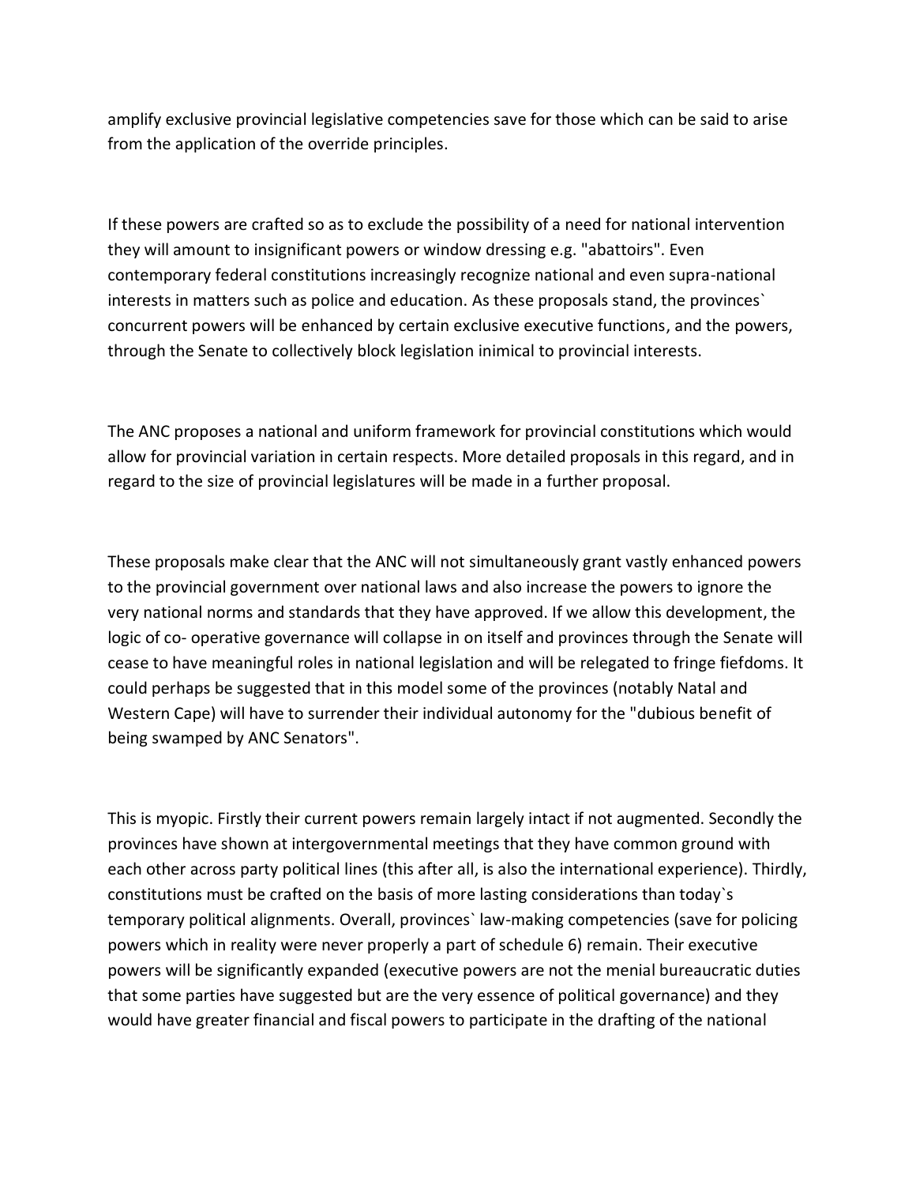amplify exclusive provincial legislative competencies save for those which can be said to arise from the application of the override principles.

If these powers are crafted so as to exclude the possibility of a need for national intervention they will amount to insignificant powers or window dressing e.g. "abattoirs". Even contemporary federal constitutions increasingly recognize national and even supra-national interests in matters such as police and education. As these proposals stand, the provinces` concurrent powers will be enhanced by certain exclusive executive functions, and the powers, through the Senate to collectively block legislation inimical to provincial interests.

The ANC proposes a national and uniform framework for provincial constitutions which would allow for provincial variation in certain respects. More detailed proposals in this regard, and in regard to the size of provincial legislatures will be made in a further proposal.

These proposals make clear that the ANC will not simultaneously grant vastly enhanced powers to the provincial government over national laws and also increase the powers to ignore the very national norms and standards that they have approved. If we allow this development, the logic of co- operative governance will collapse in on itself and provinces through the Senate will cease to have meaningful roles in national legislation and will be relegated to fringe fiefdoms. It could perhaps be suggested that in this model some of the provinces (notably Natal and Western Cape) will have to surrender their individual autonomy for the "dubious benefit of being swamped by ANC Senators".

This is myopic. Firstly their current powers remain largely intact if not augmented. Secondly the provinces have shown at intergovernmental meetings that they have common ground with each other across party political lines (this after all, is also the international experience). Thirdly, constitutions must be crafted on the basis of more lasting considerations than today`s temporary political alignments. Overall, provinces` law-making competencies (save for policing powers which in reality were never properly a part of schedule 6) remain. Their executive powers will be significantly expanded (executive powers are not the menial bureaucratic duties that some parties have suggested but are the very essence of political governance) and they would have greater financial and fiscal powers to participate in the drafting of the national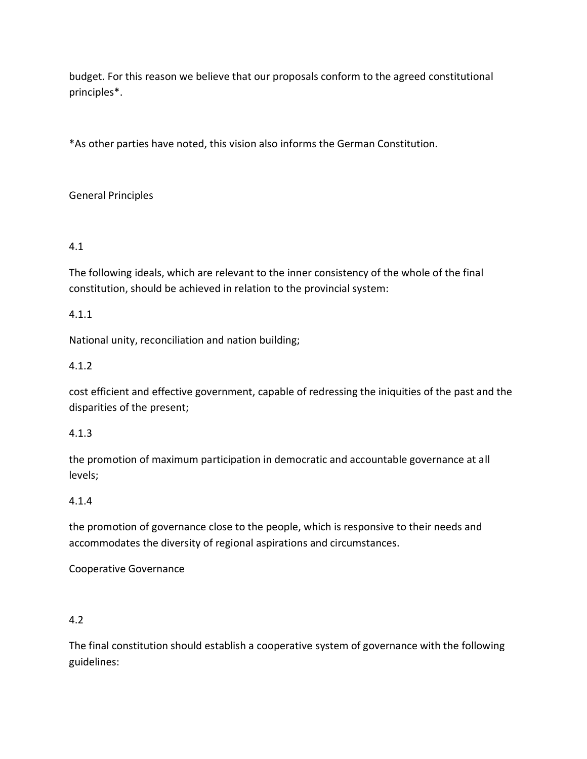budget. For this reason we believe that our proposals conform to the agreed constitutional principles*.

*As other parties have noted, this vision also informs the German Constitution.

## General Principles

4.1

The following ideals, which are relevant to the inner consistency of the whole of the final constitution, should be achieved in relation to the provincial system:

4.1.1

National unity, reconciliation and nation building;

4.1.2

cost efficient and effective government, capable of redressing the iniquities of the past and the disparities of the present;

4.1.3

the promotion of maximum participation in democratic and accountable governance at all levels;

4.1.4

the promotion of governance close to the people, which is responsive to their needs and accommodates the diversity of regional aspirations and circumstances.

## Cooperative Governance

4.2

The final constitution should establish a cooperative system of governance with the following guidelines: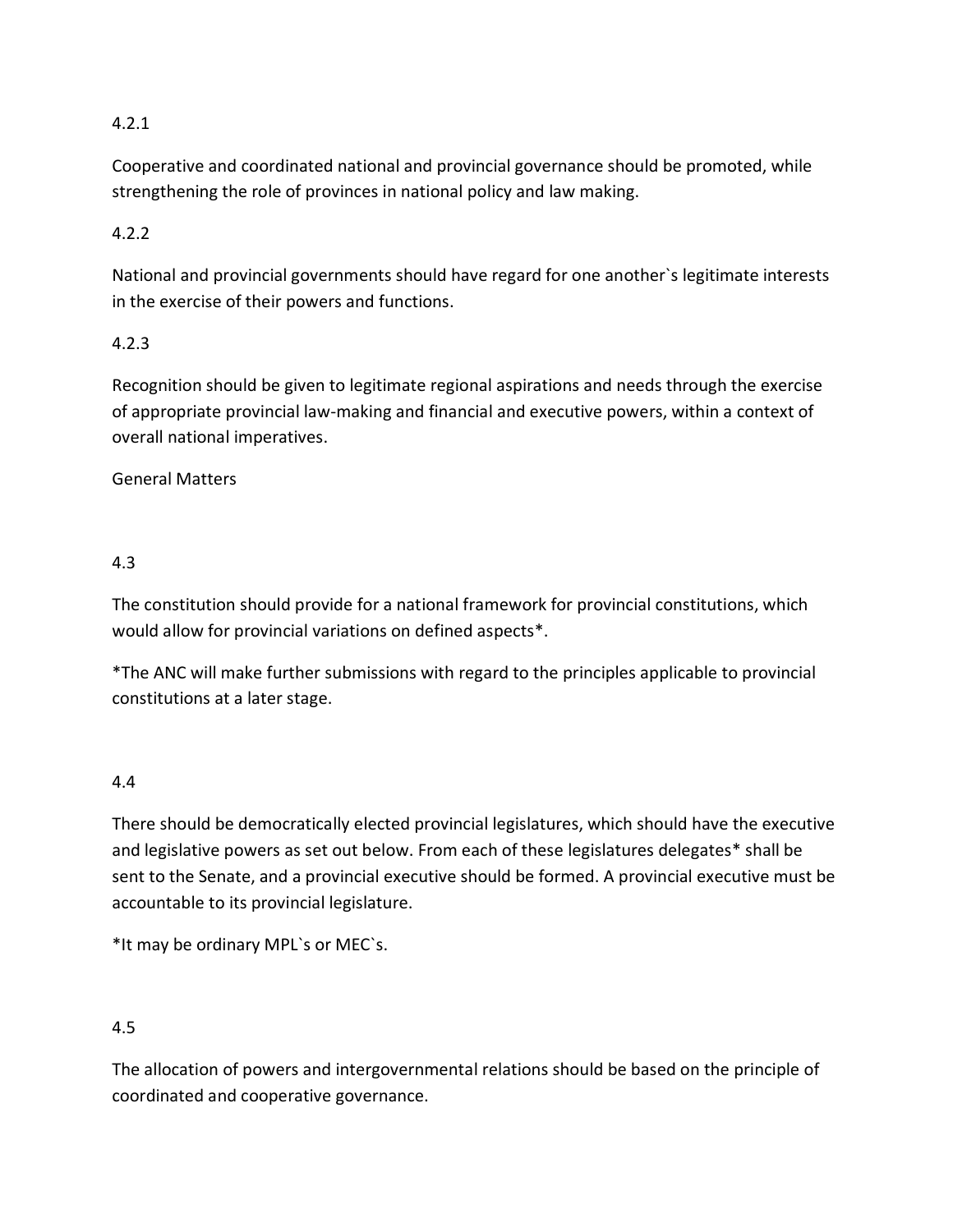4.2.1

Cooperative and coordinated national and provincial governance should be promoted, while strengthening the role of provinces in national policy and law making.

4.2.2

National and provincial governments should have regard for one another`s legitimate interests in the exercise of their powers and functions.

4.2.3

Recognition should be given to legitimate regional aspirations and needs through the exercise of appropriate provincial law-making and financial and executive powers, within a context of overall national imperatives.

General Matters

4.3

The constitution should provide for a national framework for provincial constitutions, which would allow for provincial variations on defined aspects*.

*The ANC will make further submissions with regard to the principles applicable to provincial constitutions at a later stage.

4.4

There should be democratically elected provincial legislatures, which should have the executive and legislative powers as set out below. From each of these legislatures delegates* shall be sent to the Senate, and a provincial executive should be formed. A provincial executive must be accountable to its provincial legislature.

*It may be ordinary MPL`s or MEC`s.

4.5

The allocation of powers and intergovernmental relations should be based on the principle of coordinated and cooperative governance.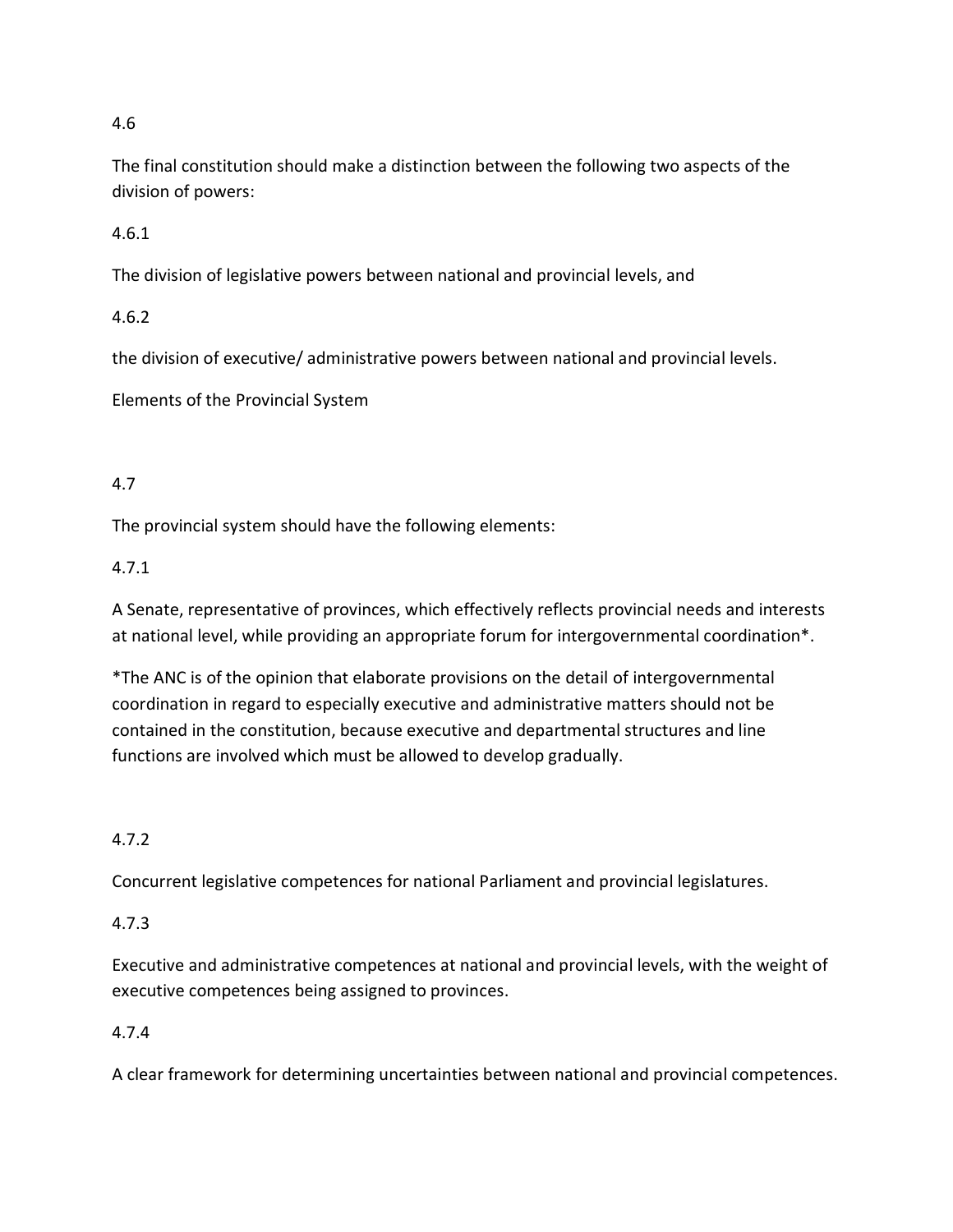4.6

The final constitution should make a distinction between the following two aspects of the division of powers:

4.6.1

The division of legislative powers between national and provincial levels, and

4.6.2

the division of executive/ administrative powers between national and provincial levels.

Elements of the Provincial System

4.7

The provincial system should have the following elements:

4.7.1

A Senate, representative of provinces, which effectively reflects provincial needs and interests at national level, while providing an appropriate forum for intergovernmental coordination*.

*The ANC is of the opinion that elaborate provisions on the detail of intergovernmental coordination in regard to especially executive and administrative matters should not be contained in the constitution, because executive and departmental structures and line functions are involved which must be allowed to develop gradually.

4.7.2

Concurrent legislative competences for national Parliament and provincial legislatures.

4.7.3

Executive and administrative competences at national and provincial levels, with the weight of executive competences being assigned to provinces.

4.7.4

A clear framework for determining uncertainties between national and provincial competences.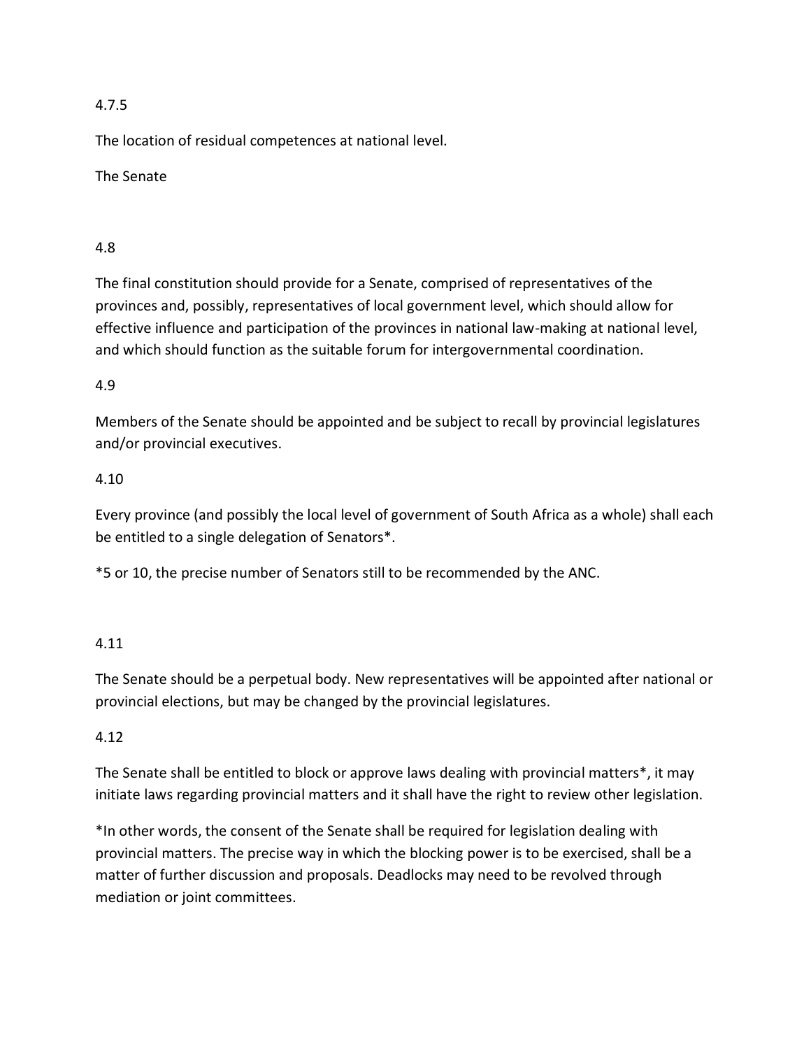4.7.5

The location of residual competences at national level.

The Senate

4.8

The final constitution should provide for a Senate, comprised of representatives of the provinces and, possibly, representatives of local government level, which should allow for effective influence and participation of the provinces in national law-making at national level, and which should function as the suitable forum for intergovernmental coordination.

4.9

Members of the Senate should be appointed and be subject to recall by provincial legislatures and/or provincial executives.

4.10

Every province (and possibly the local level of government of South Africa as a whole) shall each be entitled to a single delegation of Senators*.

*5 or 10, the precise number of Senators still to be recommended by the ANC.

4.11

The Senate should be a perpetual body. New representatives will be appointed after national or provincial elections, but may be changed by the provincial legislatures.

4.12

The Senate shall be entitled to block or approve laws dealing with provincial matters*, it may initiate laws regarding provincial matters and it shall have the right to review other legislation.

*In other words, the consent of the Senate shall be required for legislation dealing with provincial matters. The precise way in which the blocking power is to be exercised, shall be a matter of further discussion and proposals. Deadlocks may need to be revolved through mediation or joint committees.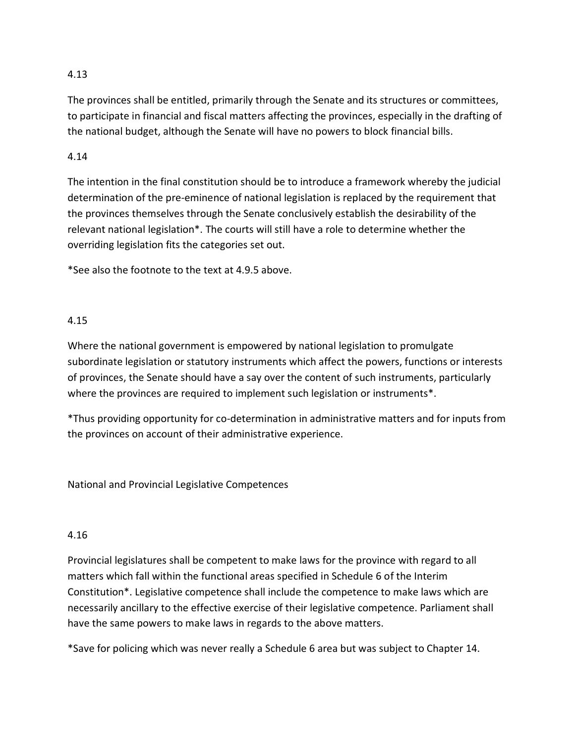4.13

The provinces shall be entitled, primarily through the Senate and its structures or committees, to participate in financial and fiscal matters affecting the provinces, especially in the drafting of the national budget, although the Senate will have no powers to block financial bills.

4.14

The intention in the final constitution should be to introduce a framework whereby the judicial determination of the pre-eminence of national legislation is replaced by the requirement that the provinces themselves through the Senate conclusively establish the desirability of the relevant national legislation*. The courts will still have a role to determine whether the overriding legislation fits the categories set out.

*See also the footnote to the text at 4.9.5 above.

4.15

Where the national government is empowered by national legislation to promulgate subordinate legislation or statutory instruments which affect the powers, functions or interests of provinces, the Senate should have a say over the content of such instruments, particularly where the provinces are required to implement such legislation or instruments*.

*Thus providing opportunity for co-determination in administrative matters and for inputs from the provinces on account of their administrative experience.

## National and Provincial Legislative Competences

4.16

Provincial legislatures shall be competent to make laws for the province with regard to all matters which fall within the functional areas specified in Schedule 6 of the Interim Constitution*. Legislative competence shall include the competence to make laws which are necessarily ancillary to the effective exercise of their legislative competence. Parliament shall have the same powers to make laws in regards to the above matters.

*Save for policing which was never really a Schedule 6 area but was subject to Chapter 14.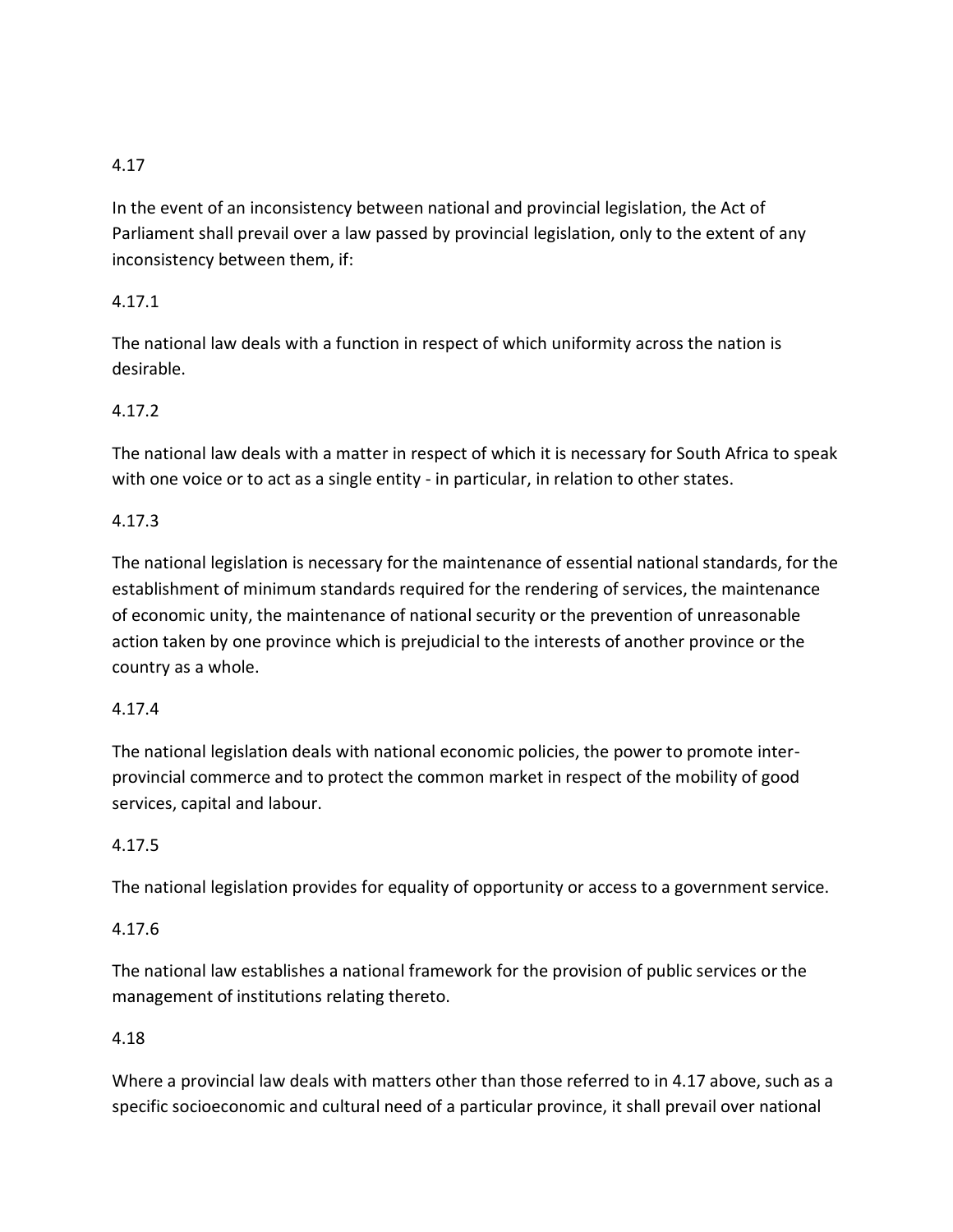4.17

In the event of an inconsistency between national and provincial legislation, the Act of Parliament shall prevail over a law passed by provincial legislation, only to the extent of any inconsistency between them, if:

4.17.1

The national law deals with a function in respect of which uniformity across the nation is desirable.

4.17.2

The national law deals with a matter in respect of which it is necessary for South Africa to speak with one voice or to act as a single entity - in particular, in relation to other states.

4.17.3

The national legislation is necessary for the maintenance of essential national standards, for the establishment of minimum standards required for the rendering of services, the maintenance of economic unity, the maintenance of national security or the prevention of unreasonable action taken by one province which is prejudicial to the interests of another province or the country as a whole.

4.17.4

The national legislation deals with national economic policies, the power to promote inter-provincial commerce and to protect the common market in respect of the mobility of good services, capital and labour.

4.17.5

The national legislation provides for equality of opportunity or access to a government service.

4.17.6

The national law establishes a national framework for the provision of public services or the management of institutions relating thereto.

4.18

Where a provincial law deals with matters other than those referred to in 4.17 above, such as a specific socioeconomic and cultural need of a particular province, it shall prevail over national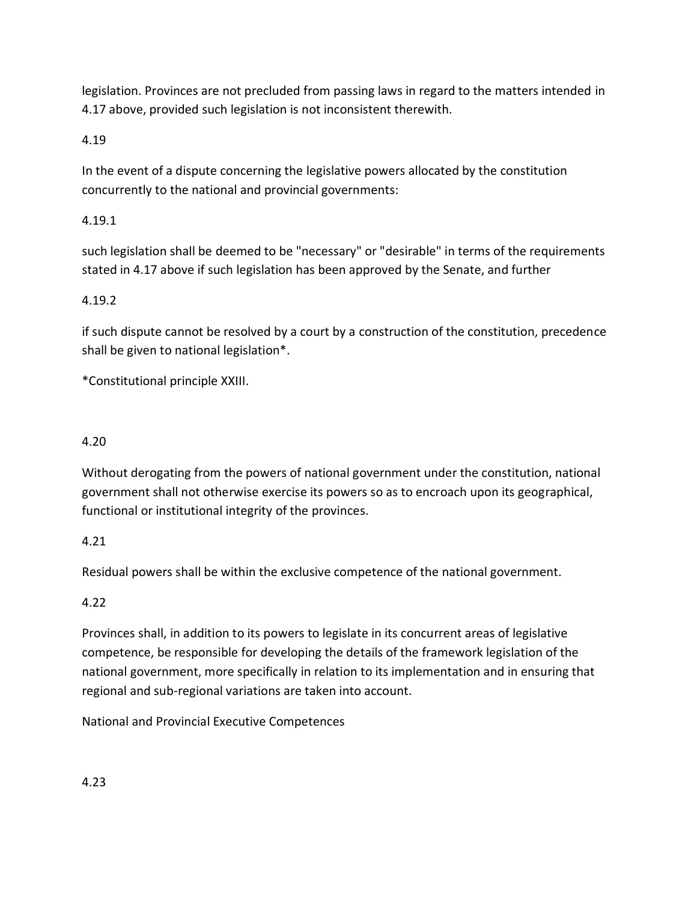legislation. Provinces are not precluded from passing laws in regard to the matters intended in 4.17 above, provided such legislation is not inconsistent therewith.

4.19

In the event of a dispute concerning the legislative powers allocated by the constitution concurrently to the national and provincial governments:

4.19.1

such legislation shall be deemed to be "necessary" or "desirable" in terms of the requirements stated in 4.17 above if such legislation has been approved by the Senate, and further

4.19.2

if such dispute cannot be resolved by a court by a construction of the constitution, precedence shall be given to national legislation*.

*Constitutional principle XXIII.

4.20

Without derogating from the powers of national government under the constitution, national government shall not otherwise exercise its powers so as to encroach upon its geographical, functional or institutional integrity of the provinces.

4.21

Residual powers shall be within the exclusive competence of the national government.

4.22

Provinces shall, in addition to its powers to legislate in its concurrent areas of legislative competence, be responsible for developing the details of the framework legislation of the national government, more specifically in relation to its implementation and in ensuring that regional and sub-regional variations are taken into account.

National and Provincial Executive Competences

4.23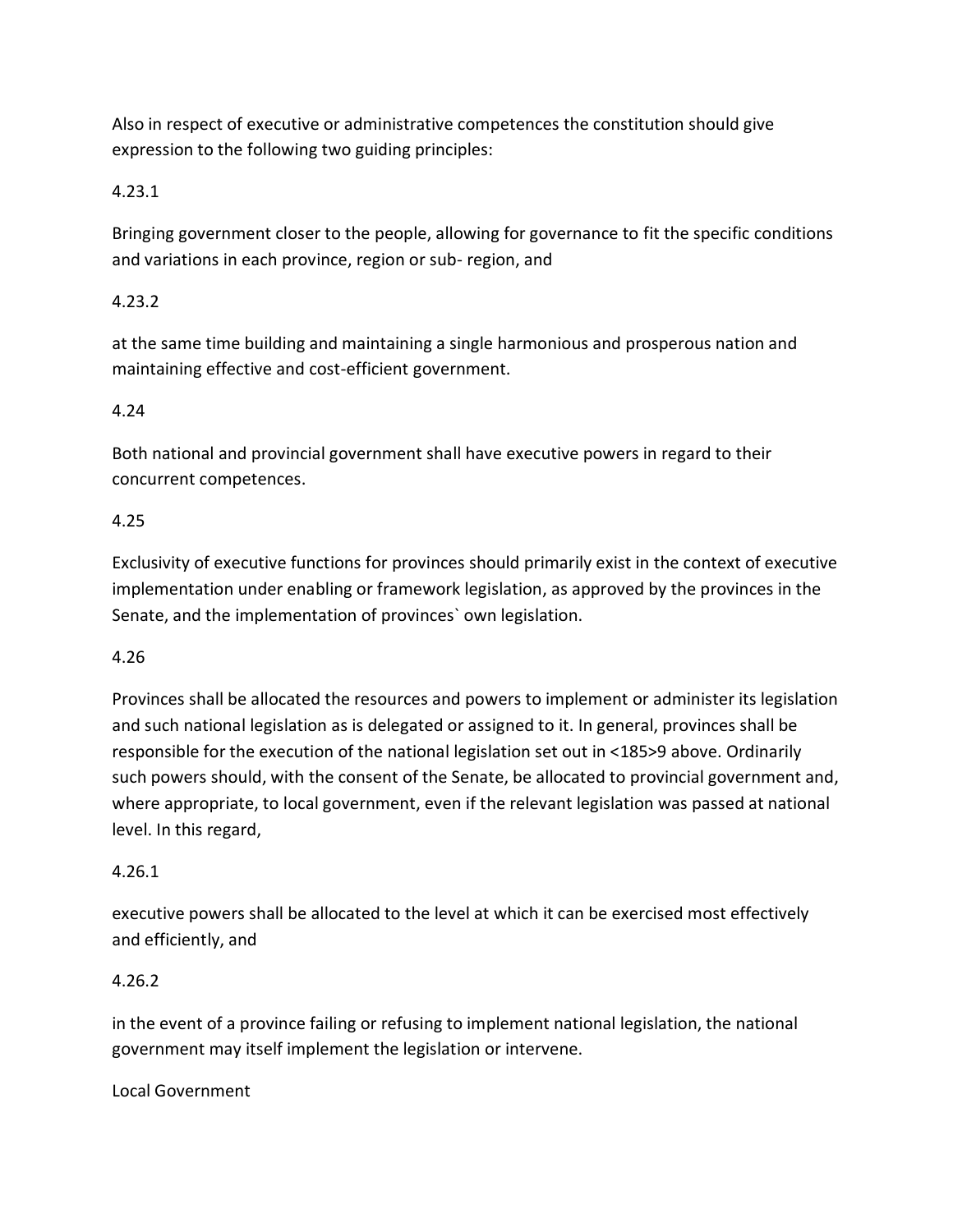Also in respect of executive or administrative competences the constitution should give expression to the following two guiding principles:

4.23.1

Bringing government closer to the people, allowing for governance to fit the specific conditions and variations in each province, region or sub- region, and

4.23.2

at the same time building and maintaining a single harmonious and prosperous nation and maintaining effective and cost-efficient government.

4.24

Both national and provincial government shall have executive powers in regard to their concurrent competences.

4.25

Exclusivity of executive functions for provinces should primarily exist in the context of executive implementation under enabling or framework legislation, as approved by the provinces in the Senate, and the implementation of provinces` own legislation.

4.26

Provinces shall be allocated the resources and powers to implement or administer its legislation and such national legislation as is delegated or assigned to it. In general, provinces shall be responsible for the execution of the national legislation set out in <185>9 above. Ordinarily such powers should, with the consent of the Senate, be allocated to provincial government and, where appropriate, to local government, even if the relevant legislation was passed at national level. In this regard,

4.26.1

executive powers shall be allocated to the level at which it can be exercised most effectively and efficiently, and

4.26.2

in the event of a province failing or refusing to implement national legislation, the national government may itself implement the legislation or intervene.

Local Government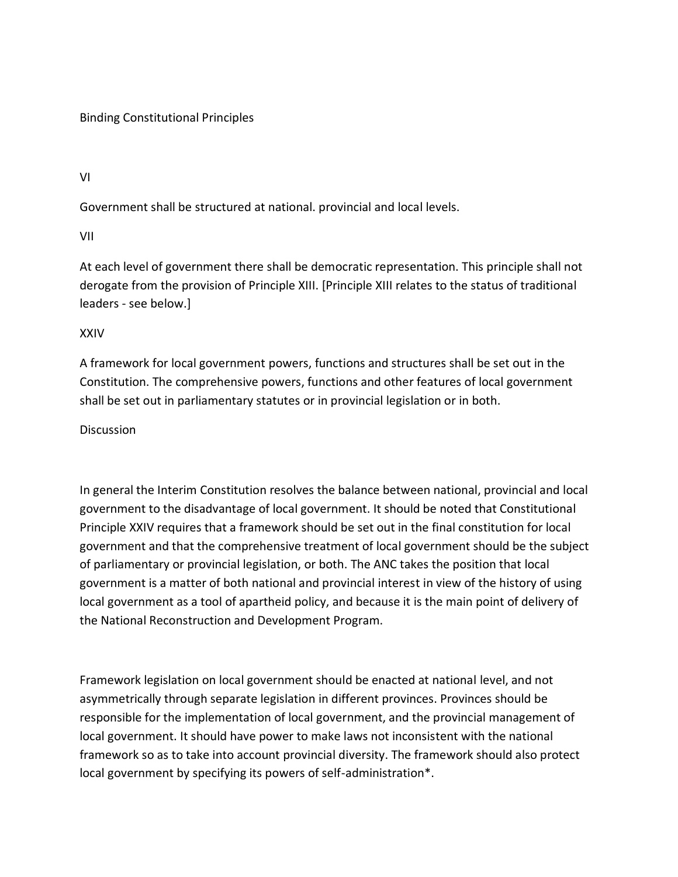Binding Constitutional Principles

VI

Government shall be structured at national. provincial and local levels.

VII

At each level of government there shall be democratic representation. This principle shall not derogate from the provision of Principle XIII. [Principle XIII relates to the status of traditional leaders - see below.]

XXIV

A framework for local government powers, functions and structures shall be set out in the Constitution. The comprehensive powers, functions and other features of local government shall be set out in parliamentary statutes or in provincial legislation or in both.

Discussion

In general the Interim Constitution resolves the balance between national, provincial and local government to the disadvantage of local government. It should be noted that Constitutional Principle XXIV requires that a framework should be set out in the final constitution for local government and that the comprehensive treatment of local government should be the subject of parliamentary or provincial legislation, or both. The ANC takes the position that local government is a matter of both national and provincial interest in view of the history of using local government as a tool of apartheid policy, and because it is the main point of delivery of the National Reconstruction and Development Program.

Framework legislation on local government should be enacted at national level, and not asymmetrically through separate legislation in different provinces. Provinces should be responsible for the implementation of local government, and the provincial management of local government. It should have power to make laws not inconsistent with the national framework so as to take into account provincial diversity. The framework should also protect local government by specifying its powers of self-administration*.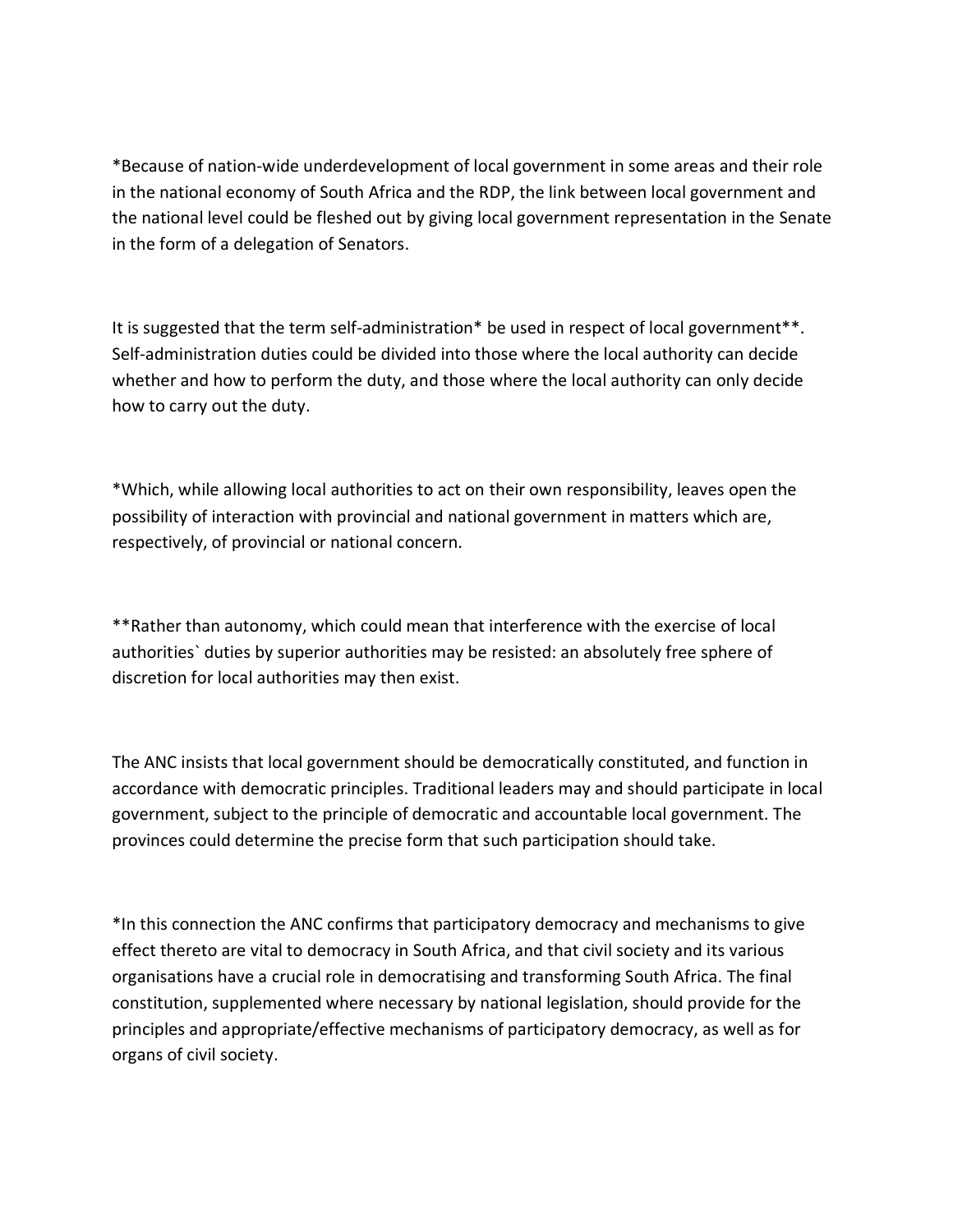*Because of nation-wide underdevelopment of local government in some areas and their role in the national economy of South Africa and the RDP, the link between local government and the national level could be fleshed out by giving local government representation in the Senate in the form of a delegation of Senators.

It is suggested that the term self-administration* be used in respect of local government**. Self-administration duties could be divided into those where the local authority can decide whether and how to perform the duty, and those where the local authority can only decide how to carry out the duty.

*Which, while allowing local authorities to act on their own responsibility, leaves open the possibility of interaction with provincial and national government in matters which are, respectively, of provincial or national concern.

**Rather than autonomy, which could mean that interference with the exercise of local authorities` duties by superior authorities may be resisted: an absolutely free sphere of discretion for local authorities may then exist.

The ANC insists that local government should be democratically constituted, and function in accordance with democratic principles. Traditional leaders may and should participate in local government, subject to the principle of democratic and accountable local government. The provinces could determine the precise form that such participation should take.

*In this connection the ANC confirms that participatory democracy and mechanisms to give effect thereto are vital to democracy in South Africa, and that civil society and its various organisations have a crucial role in democratising and transforming South Africa. The final constitution, supplemented where necessary by national legislation, should provide for the principles and appropriate/effective mechanisms of participatory democracy, as well as for organs of civil society.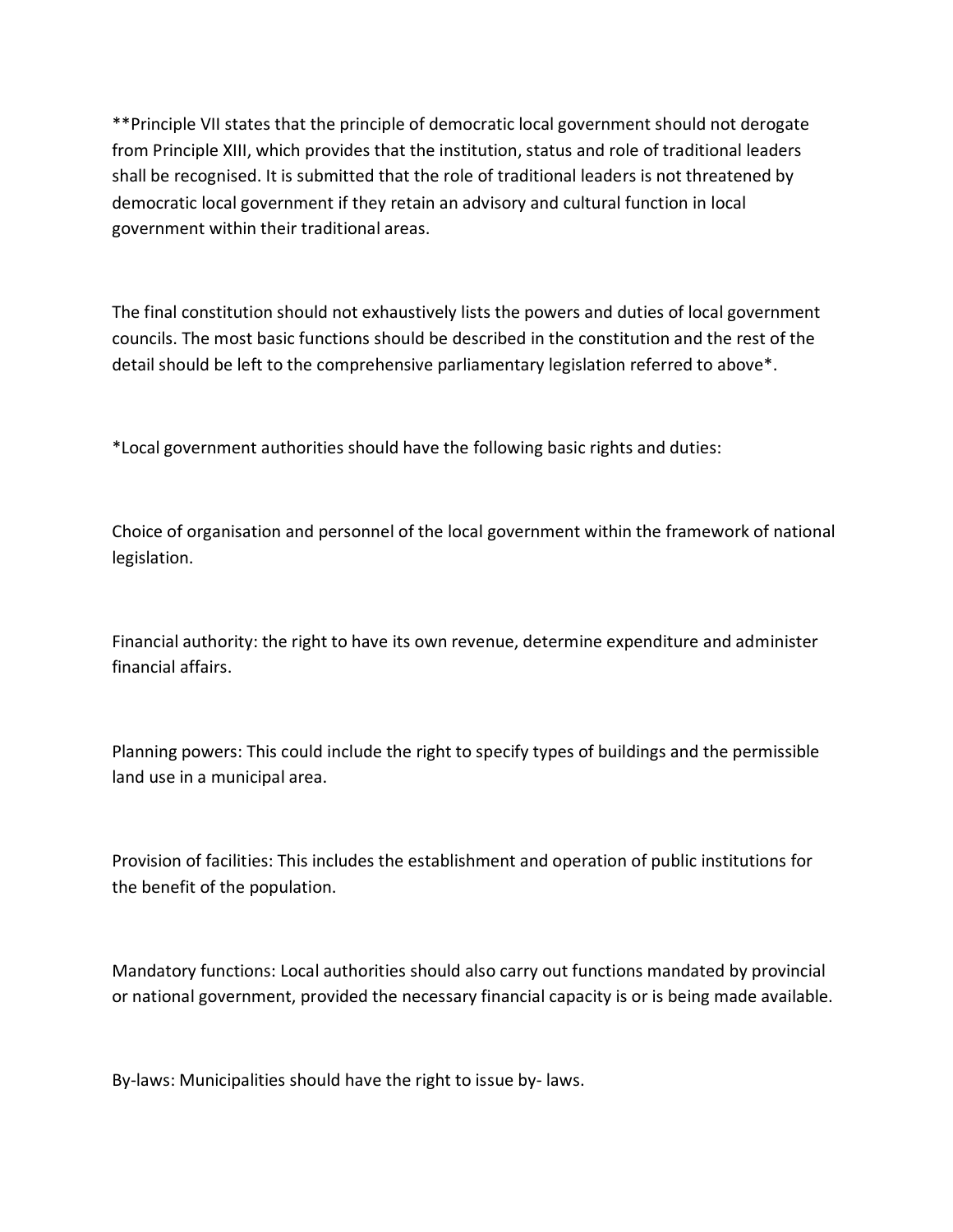**Principle VII states that the principle of democratic local government should not derogate from Principle XIII, which provides that the institution, status and role of traditional leaders shall be recognised. It is submitted that the role of traditional leaders is not threatened by democratic local government if they retain an advisory and cultural function in local government within their traditional areas.

The final constitution should not exhaustively lists the powers and duties of local government councils. The most basic functions should be described in the constitution and the rest of the detail should be left to the comprehensive parliamentary legislation referred to above*.

*Local government authorities should have the following basic rights and duties:

Choice of organisation and personnel of the local government within the framework of national legislation.

Financial authority: the right to have its own revenue, determine expenditure and administer financial affairs.

Planning powers: This could include the right to specify types of buildings and the permissible land use in a municipal area.

Provision of facilities: This includes the establishment and operation of public institutions for the benefit of the population.

Mandatory functions: Local authorities should also carry out functions mandated by provincial or national government, provided the necessary financial capacity is or is being made available.

By-laws: Municipalities should have the right to issue by- laws.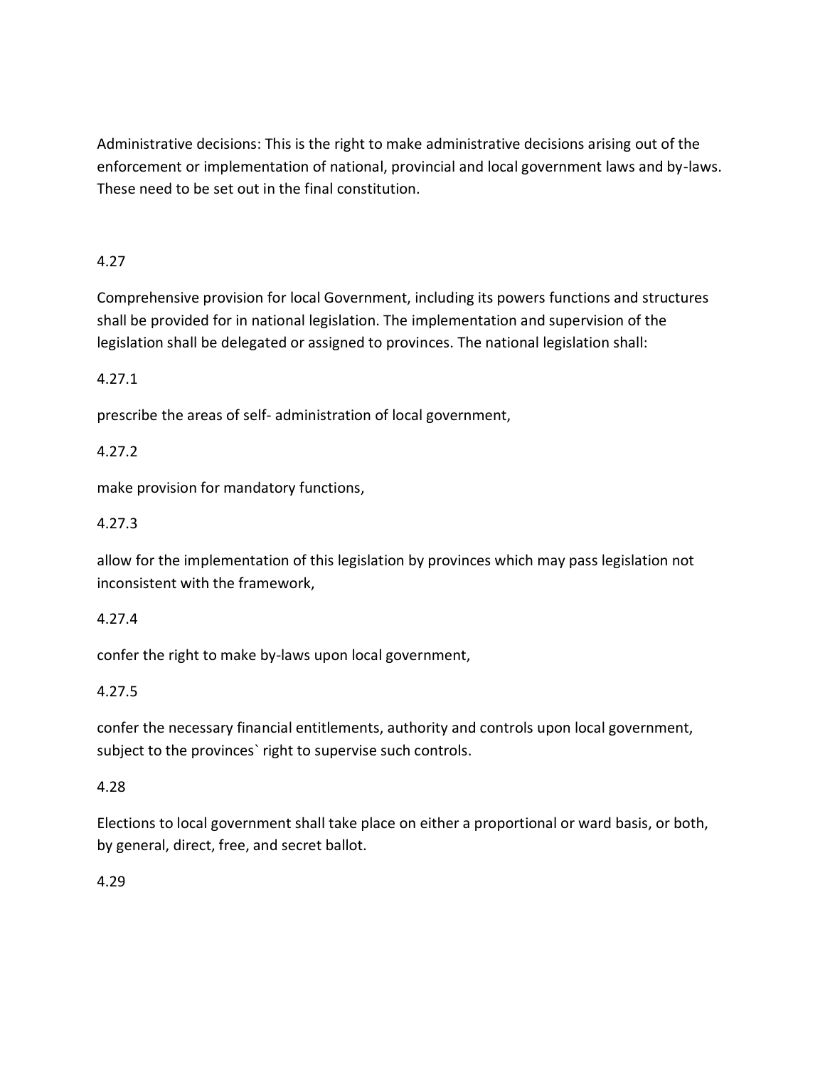Administrative decisions: This is the right to make administrative decisions arising out of the enforcement or implementation of national, provincial and local government laws and by-laws. These need to be set out in the final constitution.

4.27

Comprehensive provision for local Government, including its powers functions and structures shall be provided for in national legislation. The implementation and supervision of the legislation shall be delegated or assigned to provinces. The national legislation shall:

4.27.1

prescribe the areas of self- administration of local government,

4.27.2

make provision for mandatory functions,

4.27.3

allow for the implementation of this legislation by provinces which may pass legislation not inconsistent with the framework,

4.27.4

confer the right to make by-laws upon local government,

4.27.5

confer the necessary financial entitlements, authority and controls upon local government, subject to the provinces` right to supervise such controls.

4.28

Elections to local government shall take place on either a proportional or ward basis, or both, by general, direct, free, and secret ballot.

4.29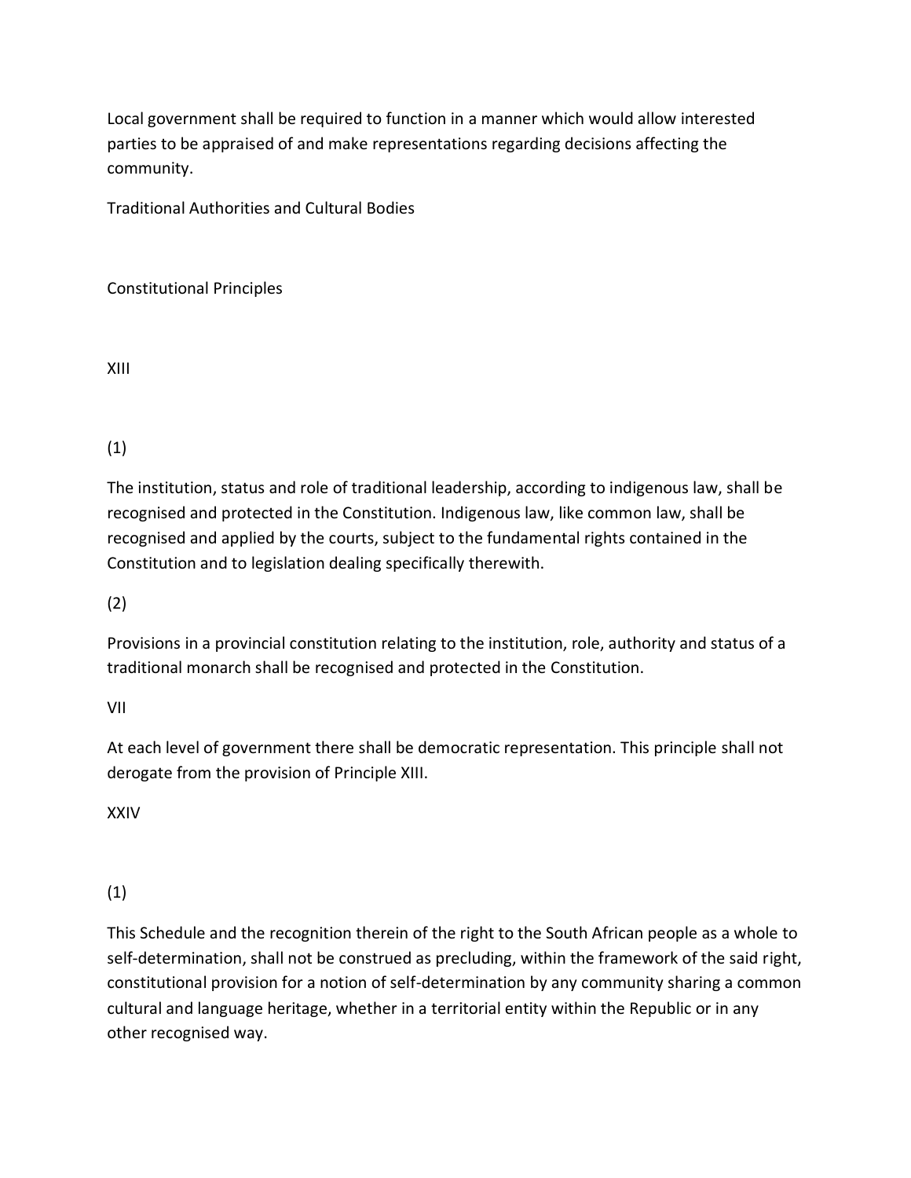Local government shall be required to function in a manner which would allow interested parties to be appraised of and make representations regarding decisions affecting the community.

## Traditional Authorities and Cultural Bodies

### Constitutional Principles

XIII

(1)

The institution, status and role of traditional leadership, according to indigenous law, shall be recognised and protected in the Constitution. Indigenous law, like common law, shall be recognised and applied by the courts, subject to the fundamental rights contained in the Constitution and to legislation dealing specifically therewith.

(2)

Provisions in a provincial constitution relating to the institution, role, authority and status of a traditional monarch shall be recognised and protected in the Constitution.

VII

At each level of government there shall be democratic representation. This principle shall not derogate from the provision of Principle XIII.

XXIV

(1)

This Schedule and the recognition therein of the right to the South African people as a whole to self-determination, shall not be construed as precluding, within the framework of the said right, constitutional provision for a notion of self-determination by any community sharing a common cultural and language heritage, whether in a territorial entity within the Republic or in any other recognised way.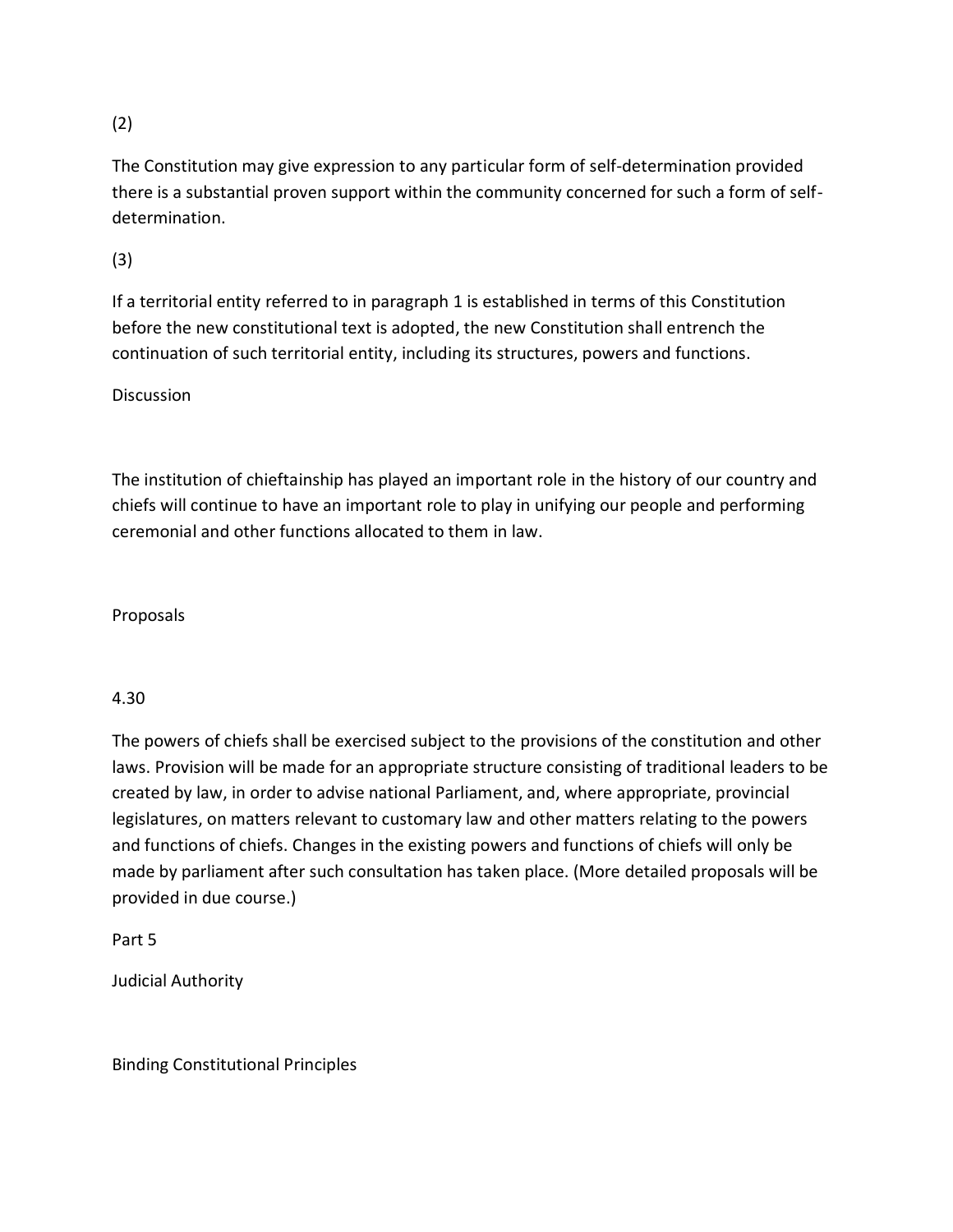(2)

The Constitution may give expression to any particular form of self-determination provided there is a substantial proven support within the community concerned for such a form of self-determination.

(3)

If a territorial entity referred to in paragraph 1 is established in terms of this Constitution before the new constitutional text is adopted, the new Constitution shall entrench the continuation of such territorial entity, including its structures, powers and functions.

Discussion

The institution of chieftainship has played an important role in the history of our country and chiefs will continue to have an important role to play in unifying our people and performing ceremonial and other functions allocated to them in law.

Proposals

4.30

The powers of chiefs shall be exercised subject to the provisions of the constitution and other laws. Provision will be made for an appropriate structure consisting of traditional leaders to be created by law, in order to advise national Parliament, and, where appropriate, provincial legislatures, on matters relevant to customary law and other matters relating to the powers and functions of chiefs. Changes in the existing powers and functions of chiefs will only be made by parliament after such consultation has taken place. (More detailed proposals will be provided in due course.)

## Part 5

## Judicial Authority

### Binding Constitutional Principles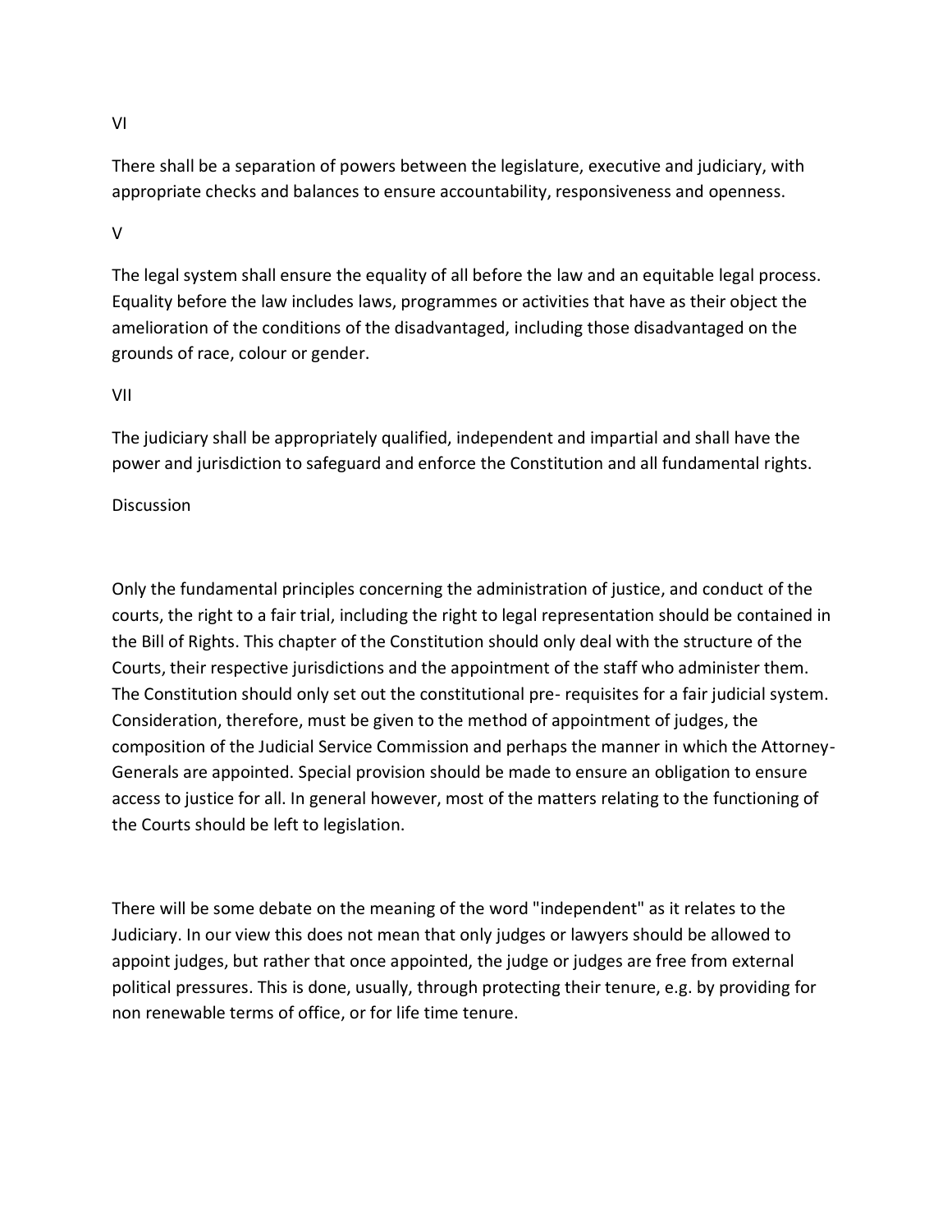VI

There shall be a separation of powers between the legislature, executive and judiciary, with appropriate checks and balances to ensure accountability, responsiveness and openness.

V

The legal system shall ensure the equality of all before the law and an equitable legal process. Equality before the law includes laws, programmes or activities that have as their object the amelioration of the conditions of the disadvantaged, including those disadvantaged on the grounds of race, colour or gender.

VII

The judiciary shall be appropriately qualified, independent and impartial and shall have the power and jurisdiction to safeguard and enforce the Constitution and all fundamental rights.

Discussion

Only the fundamental principles concerning the administration of justice, and conduct of the courts, the right to a fair trial, including the right to legal representation should be contained in the Bill of Rights. This chapter of the Constitution should only deal with the structure of the Courts, their respective jurisdictions and the appointment of the staff who administer them. The Constitution should only set out the constitutional pre- requisites for a fair judicial system. Consideration, therefore, must be given to the method of appointment of judges, the composition of the Judicial Service Commission and perhaps the manner in which the Attorney-Generals are appointed. Special provision should be made to ensure an obligation to ensure access to justice for all. In general however, most of the matters relating to the functioning of the Courts should be left to legislation.

There will be some debate on the meaning of the word "independent" as it relates to the Judiciary. In our view this does not mean that only judges or lawyers should be allowed to appoint judges, but rather that once appointed, the judge or judges are free from external political pressures. This is done, usually, through protecting their tenure, e.g. by providing for non renewable terms of office, or for life time tenure.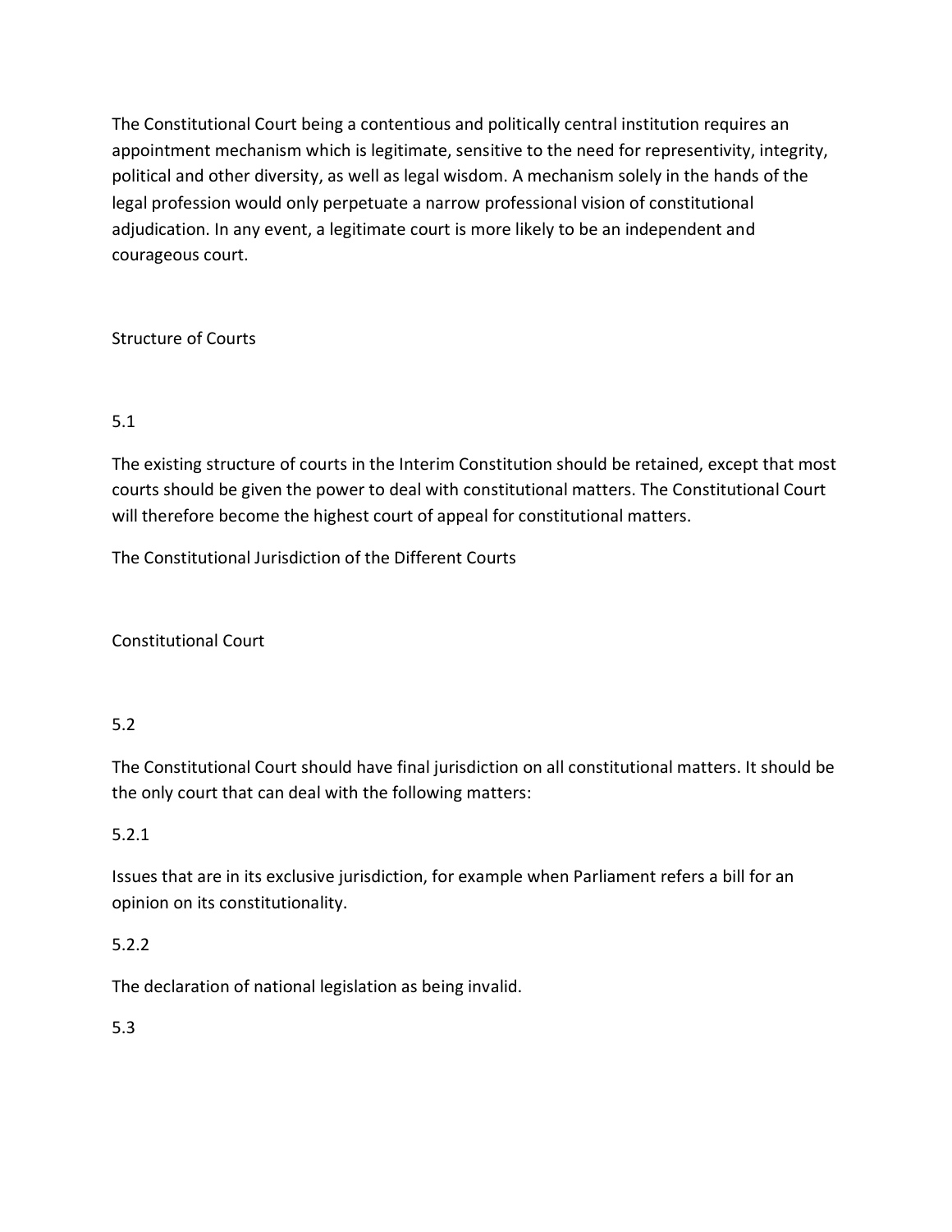The Constitutional Court being a contentious and politically central institution requires an appointment mechanism which is legitimate, sensitive to the need for representivity, integrity, political and other diversity, as well as legal wisdom. A mechanism solely in the hands of the legal profession would only perpetuate a narrow professional vision of constitutional adjudication. In any event, a legitimate court is more likely to be an independent and courageous court.

## Structure of Courts

5.1

The existing structure of courts in the Interim Constitution should be retained, except that most courts should be given the power to deal with constitutional matters. The Constitutional Court will therefore become the highest court of appeal for constitutional matters.

## The Constitutional Jurisdiction of the Different Courts

### Constitutional Court

5.2

The Constitutional Court should have final jurisdiction on all constitutional matters. It should be the only court that can deal with the following matters:

5.2.1

Issues that are in its exclusive jurisdiction, for example when Parliament refers a bill for an opinion on its constitutionality.

5.2.2

The declaration of national legislation as being invalid.

5.3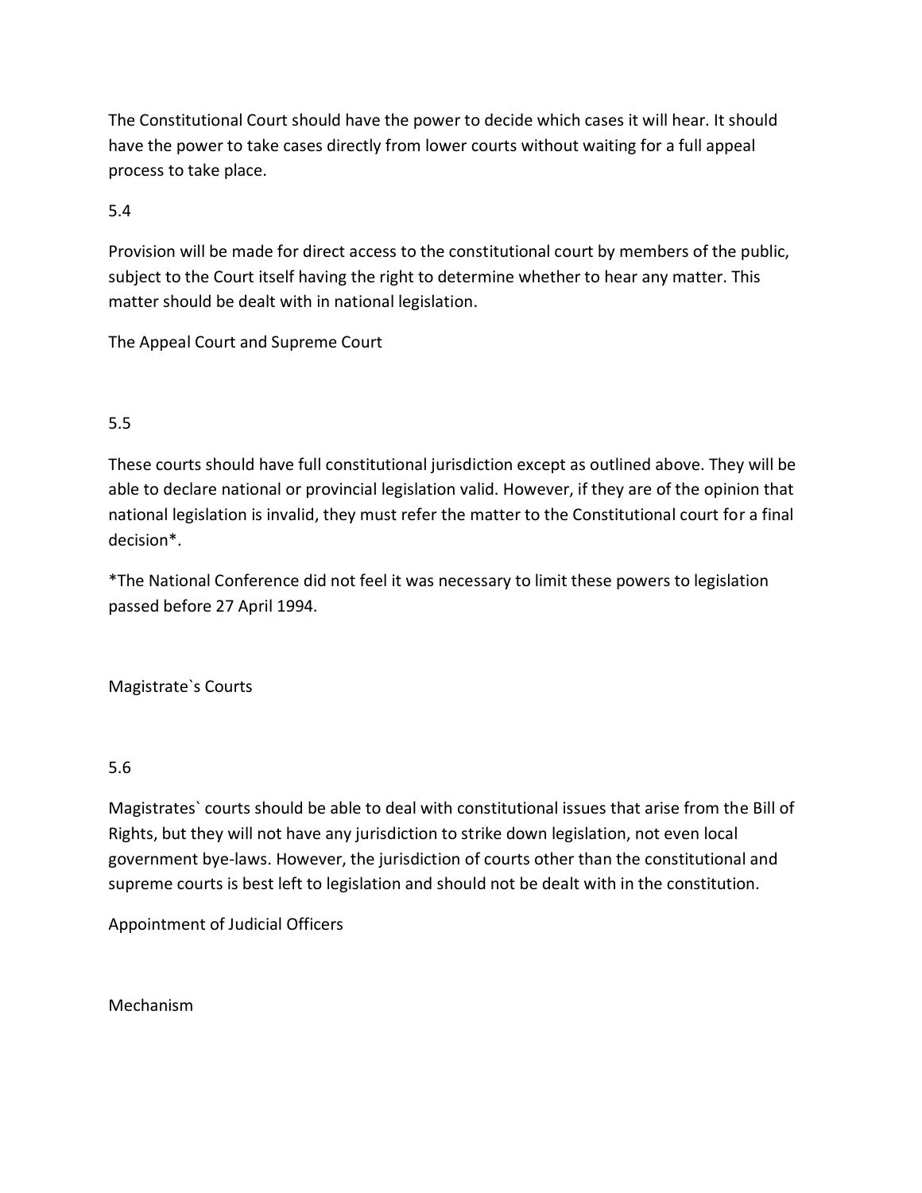The Constitutional Court should have the power to decide which cases it will hear. It should have the power to take cases directly from lower courts without waiting for a full appeal process to take place.

5.4

Provision will be made for direct access to the constitutional court by members of the public, subject to the Court itself having the right to determine whether to hear any matter. This matter should be dealt with in national legislation.

### The Appeal Court and Supreme Court

5.5

These courts should have full constitutional jurisdiction except as outlined above. They will be able to declare national or provincial legislation valid. However, if they are of the opinion that national legislation is invalid, they must refer the matter to the Constitutional court for a final decision*.

*The National Conference did not feel it was necessary to limit these powers to legislation passed before 27 April 1994.

### Magistrate`s Courts

5.6

Magistrates` courts should be able to deal with constitutional issues that arise from the Bill of Rights, but they will not have any jurisdiction to strike down legislation, not even local government bye-laws. However, the jurisdiction of courts other than the constitutional and supreme courts is best left to legislation and should not be dealt with in the constitution.

### Appointment of Judicial Officers

#### Mechanism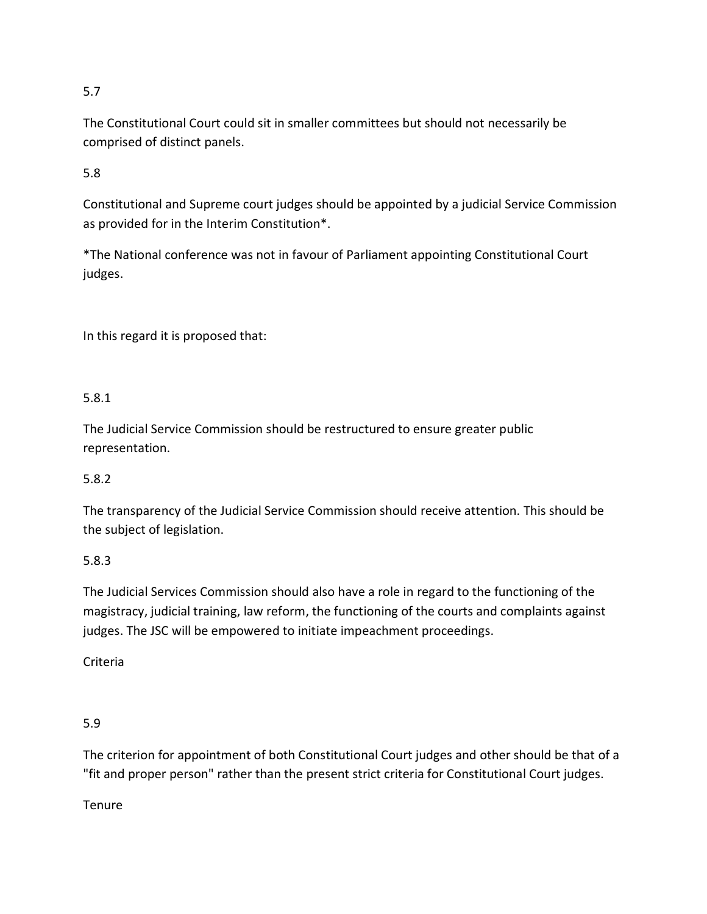5.7

The Constitutional Court could sit in smaller committees but should not necessarily be comprised of distinct panels.

5.8

Constitutional and Supreme court judges should be appointed by a judicial Service Commission as provided for in the Interim Constitution*.

*The National conference was not in favour of Parliament appointing Constitutional Court judges.

In this regard it is proposed that:

5.8.1

The Judicial Service Commission should be restructured to ensure greater public representation.

5.8.2

The transparency of the Judicial Service Commission should receive attention. This should be the subject of legislation.

5.8.3

The Judicial Services Commission should also have a role in regard to the functioning of the magistracy, judicial training, law reform, the functioning of the courts and complaints against judges. The JSC will be empowered to initiate impeachment proceedings.

Criteria

5.9

The criterion for appointment of both Constitutional Court judges and other should be that of a "fit and proper person" rather than the present strict criteria for Constitutional Court judges.

Tenure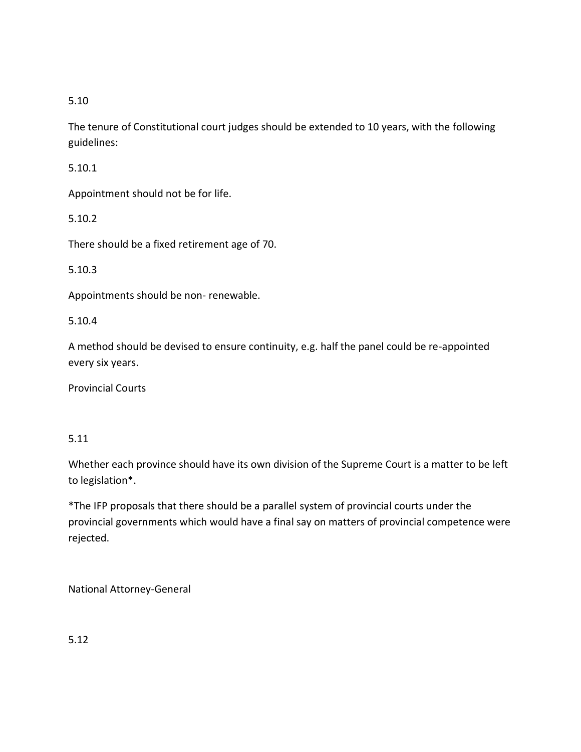5.10

The tenure of Constitutional court judges should be extended to 10 years, with the following guidelines:

5.10.1

Appointment should not be for life.

5.10.2

There should be a fixed retirement age of 70.

5.10.3

Appointments should be non- renewable.

5.10.4

A method should be devised to ensure continuity, e.g. half the panel could be re-appointed every six years.

Provincial Courts

5.11

Whether each province should have its own division of the Supreme Court is a matter to be left to legislation*.

*The IFP proposals that there should be a parallel system of provincial courts under the provincial governments which would have a final say on matters of provincial competence were rejected.

National Attorney-General

5.12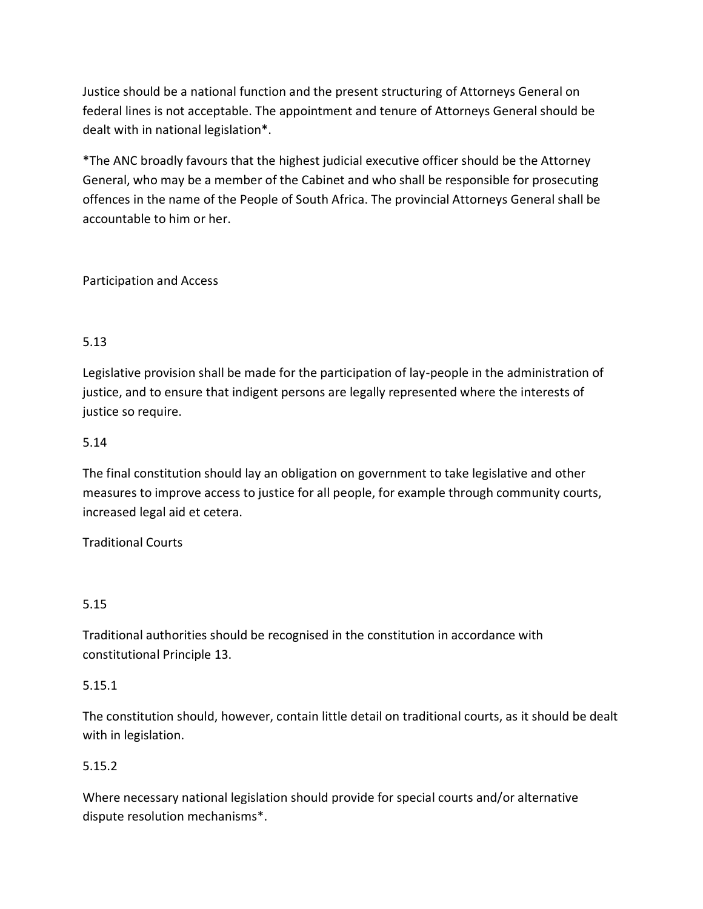Justice should be a national function and the present structuring of Attorneys General on federal lines is not acceptable. The appointment and tenure of Attorneys General should be dealt with in national legislation*.

*The ANC broadly favours that the highest judicial executive officer should be the Attorney General, who may be a member of the Cabinet and who shall be responsible for prosecuting offences in the name of the People of South Africa. The provincial Attorneys General shall be accountable to him or her.

## Participation and Access

5.13

Legislative provision shall be made for the participation of lay-people in the administration of justice, and to ensure that indigent persons are legally represented where the interests of justice so require.

5.14

The final constitution should lay an obligation on government to take legislative and other measures to improve access to justice for all people, for example through community courts, increased legal aid et cetera.

## Traditional Courts

5.15

Traditional authorities should be recognised in the constitution in accordance with constitutional Principle 13.

5.15.1

The constitution should, however, contain little detail on traditional courts, as it should be dealt with in legislation.

5.15.2

Where necessary national legislation should provide for special courts and/or alternative dispute resolution mechanisms*.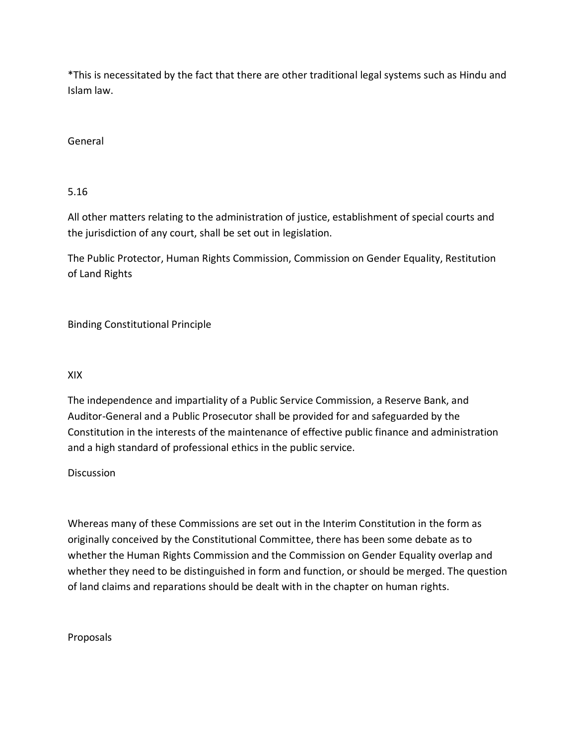*This is necessitated by the fact that there are other traditional legal systems such as Hindu and Islam law.

General

5.16

All other matters relating to the administration of justice, establishment of special courts and the jurisdiction of any court, shall be set out in legislation.

The Public Protector, Human Rights Commission, Commission on Gender Equality, Restitution of Land Rights

Binding Constitutional Principle

XIX

The independence and impartiality of a Public Service Commission, a Reserve Bank, and Auditor-General and a Public Prosecutor shall be provided for and safeguarded by the Constitution in the interests of the maintenance of effective public finance and administration and a high standard of professional ethics in the public service.

Discussion

Whereas many of these Commissions are set out in the Interim Constitution in the form as originally conceived by the Constitutional Committee, there has been some debate as to whether the Human Rights Commission and the Commission on Gender Equality overlap and whether they need to be distinguished in form and function, or should be merged. The question of land claims and reparations should be dealt with in the chapter on human rights.

Proposals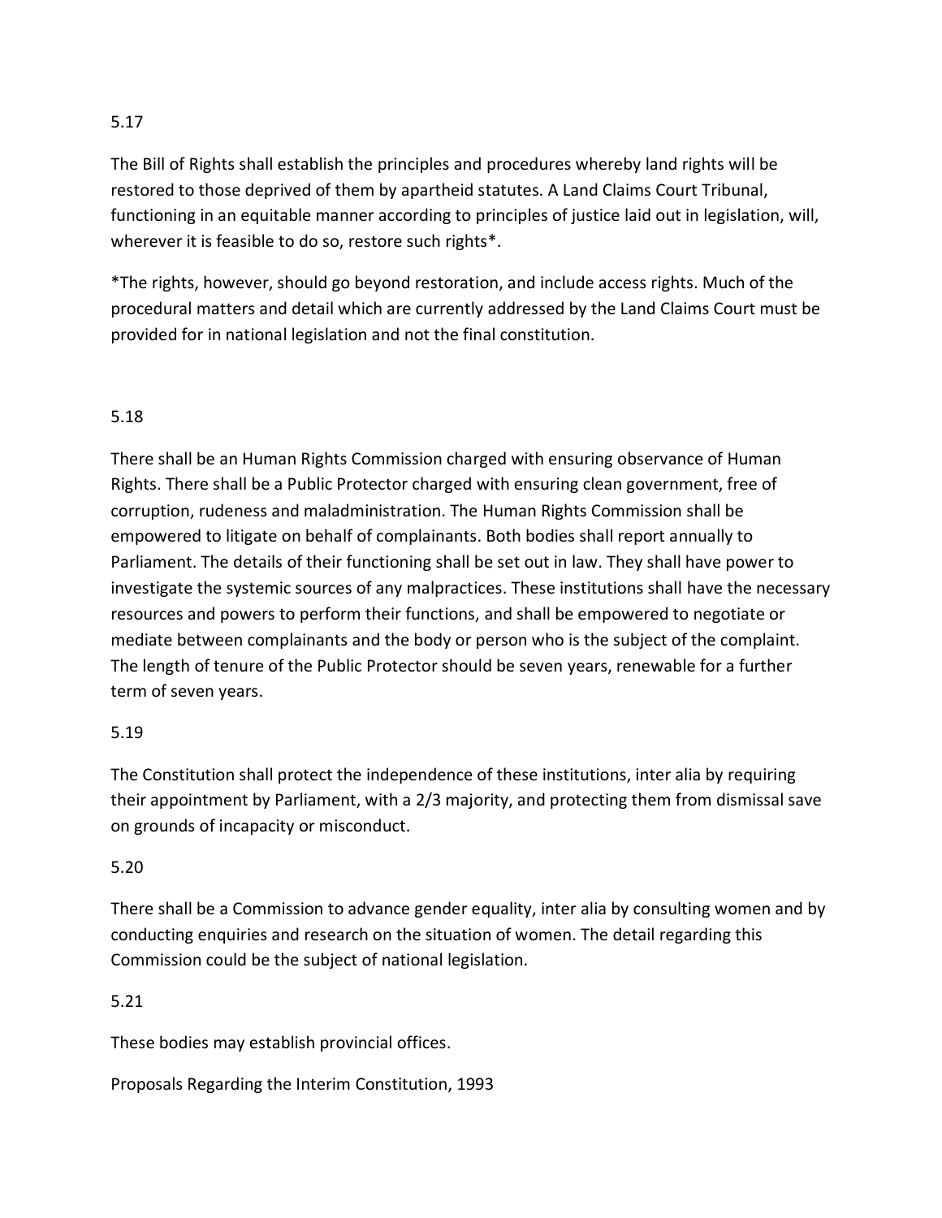5.17

The Bill of Rights shall establish the principles and procedures whereby land rights will be restored to those deprived of them by apartheid statutes. A Land Claims Court Tribunal, functioning in an equitable manner according to principles of justice laid out in legislation, will, wherever it is feasible to do so, restore such rights*.

*The rights, however, should go beyond restoration, and include access rights. Much of the procedural matters and detail which are currently addressed by the Land Claims Court must be provided for in national legislation and not the final constitution.

5.18

There shall be an Human Rights Commission charged with ensuring observance of Human Rights. There shall be a Public Protector charged with ensuring clean government, free of corruption, rudeness and maladministration. The Human Rights Commission shall be empowered to litigate on behalf of complainants. Both bodies shall report annually to Parliament. The details of their functioning shall be set out in law. They shall have power to investigate the systemic sources of any malpractices. These institutions shall have the necessary resources and powers to perform their functions, and shall be empowered to negotiate or mediate between complainants and the body or person who is the subject of the complaint. The length of tenure of the Public Protector should be seven years, renewable for a further term of seven years.

5.19

The Constitution shall protect the independence of these institutions, inter alia by requiring their appointment by Parliament, with a 2/3 majority, and protecting them from dismissal save on grounds of incapacity or misconduct.

5.20

There shall be a Commission to advance gender equality, inter alia by consulting women and by conducting enquiries and research on the situation of women. The detail regarding this Commission could be the subject of national legislation.

5.21

These bodies may establish provincial offices.

Proposals Regarding the Interim Constitution, 1993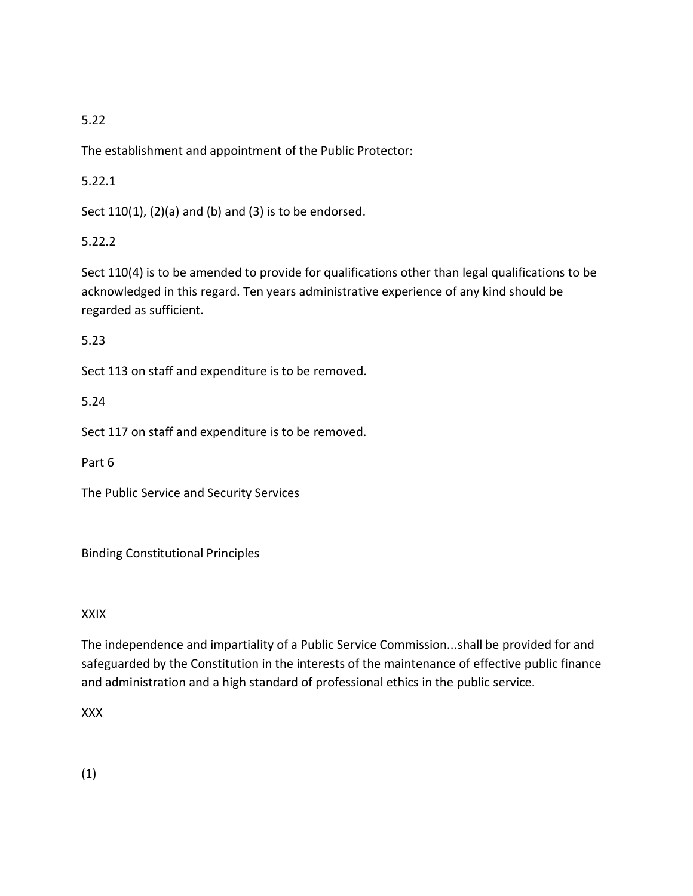5.22

The establishment and appointment of the Public Protector:

5.22.1

Sect 110(1), (2)(a) and (b) and (3) is to be endorsed.

5.22.2

Sect 110(4) is to be amended to provide for qualifications other than legal qualifications to be acknowledged in this regard. Ten years administrative experience of any kind should be regarded as sufficient.

5.23

Sect 113 on staff and expenditure is to be removed.

5.24

Sect 117 on staff and expenditure is to be removed.

Part 6

The Public Service and Security Services

Binding Constitutional Principles

XXIX

The independence and impartiality of a Public Service Commission...shall be provided for and safeguarded by the Constitution in the interests of the maintenance of effective public finance and administration and a high standard of professional ethics in the public service.

XXX

(1)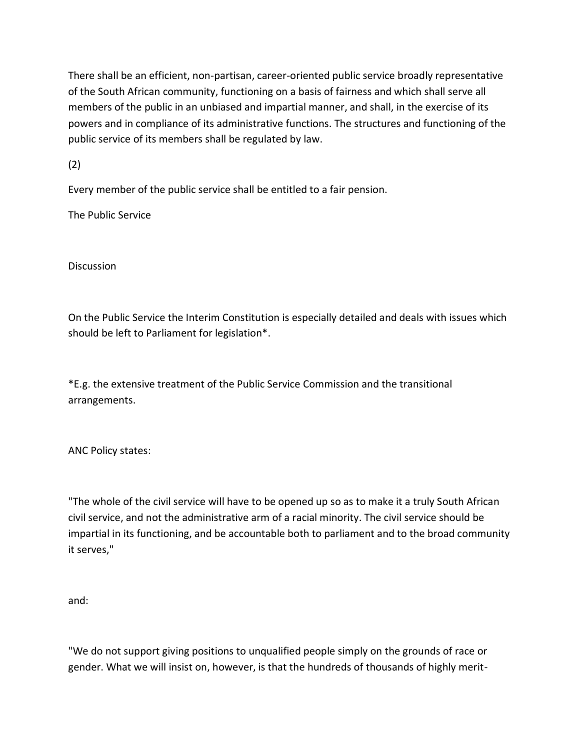There shall be an efficient, non-partisan, career-oriented public service broadly representative of the South African community, functioning on a basis of fairness and which shall serve all members of the public in an unbiased and impartial manner, and shall, in the exercise of its powers and in compliance of its administrative functions. The structures and functioning of the public service of its members shall be regulated by law.

(2)

Every member of the public service shall be entitled to a fair pension.

The Public Service

Discussion

On the Public Service the Interim Constitution is especially detailed and deals with issues which should be left to Parliament for legislation*.

*E.g. the extensive treatment of the Public Service Commission and the transitional arrangements.

ANC Policy states:

"The whole of the civil service will have to be opened up so as to make it a truly South African civil service, and not the administrative arm of a racial minority. The civil service should be impartial in its functioning, and be accountable both to parliament and to the broad community it serves,"

and:

"We do not support giving positions to unqualified people simply on the grounds of race or gender. What we will insist on, however, is that the hundreds of thousands of highly merit-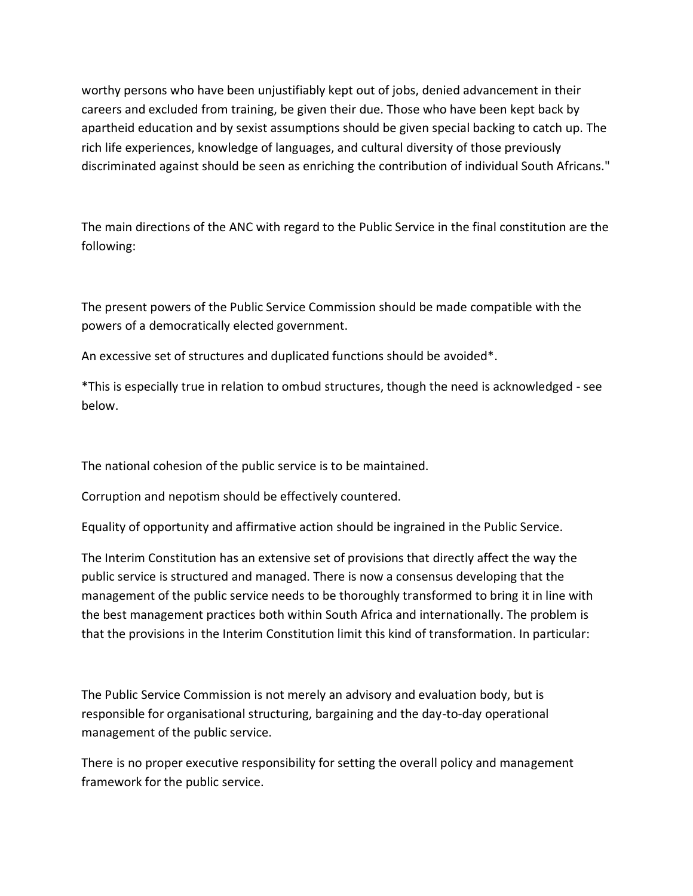worthy persons who have been unjustifiably kept out of jobs, denied advancement in their careers and excluded from training, be given their due. Those who have been kept back by apartheid education and by sexist assumptions should be given special backing to catch up. The rich life experiences, knowledge of languages, and cultural diversity of those previously discriminated against should be seen as enriching the contribution of individual South Africans."

The main directions of the ANC with regard to the Public Service in the final constitution are the following:

The present powers of the Public Service Commission should be made compatible with the powers of a democratically elected government.

An excessive set of structures and duplicated functions should be avoided*.

*This is especially true in relation to ombud structures, though the need is acknowledged - see below.

The national cohesion of the public service is to be maintained.

Corruption and nepotism should be effectively countered.

Equality of opportunity and affirmative action should be ingrained in the Public Service.

The Interim Constitution has an extensive set of provisions that directly affect the way the public service is structured and managed. There is now a consensus developing that the management of the public service needs to be thoroughly transformed to bring it in line with the best management practices both within South Africa and internationally. The problem is that the provisions in the Interim Constitution limit this kind of transformation. In particular:

The Public Service Commission is not merely an advisory and evaluation body, but is responsible for organisational structuring, bargaining and the day-to-day operational management of the public service.

There is no proper executive responsibility for setting the overall policy and management framework for the public service.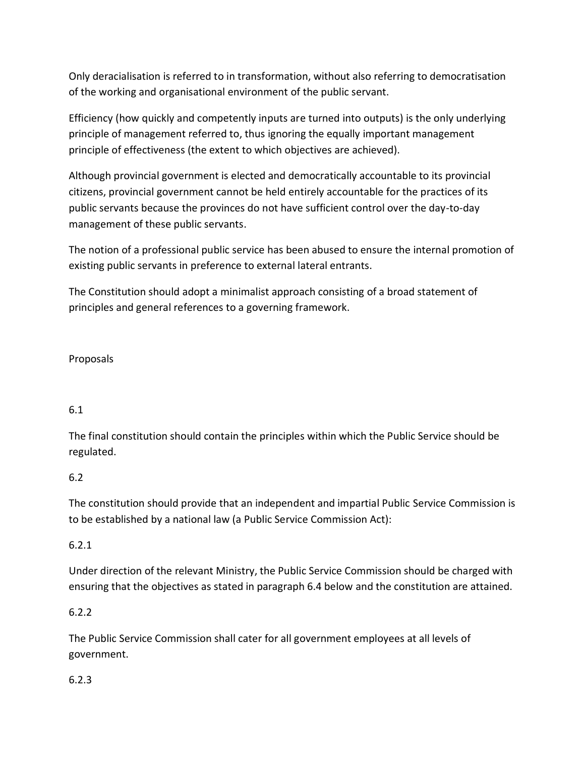Only deracialisation is referred to in transformation, without also referring to democratisation of the working and organisational environment of the public servant.

Efficiency (how quickly and competently inputs are turned into outputs) is the only underlying principle of management referred to, thus ignoring the equally important management principle of effectiveness (the extent to which objectives are achieved).

Although provincial government is elected and democratically accountable to its provincial citizens, provincial government cannot be held entirely accountable for the practices of its public servants because the provinces do not have sufficient control over the day-to-day management of these public servants.

The notion of a professional public service has been abused to ensure the internal promotion of existing public servants in preference to external lateral entrants.

The Constitution should adopt a minimalist approach consisting of a broad statement of principles and general references to a governing framework.

Proposals

6.1

The final constitution should contain the principles within which the Public Service should be regulated.

6.2

The constitution should provide that an independent and impartial Public Service Commission is to be established by a national law (a Public Service Commission Act):

6.2.1

Under direction of the relevant Ministry, the Public Service Commission should be charged with ensuring that the objectives as stated in paragraph 6.4 below and the constitution are attained.

6.2.2

The Public Service Commission shall cater for all government employees at all levels of government.

6.2.3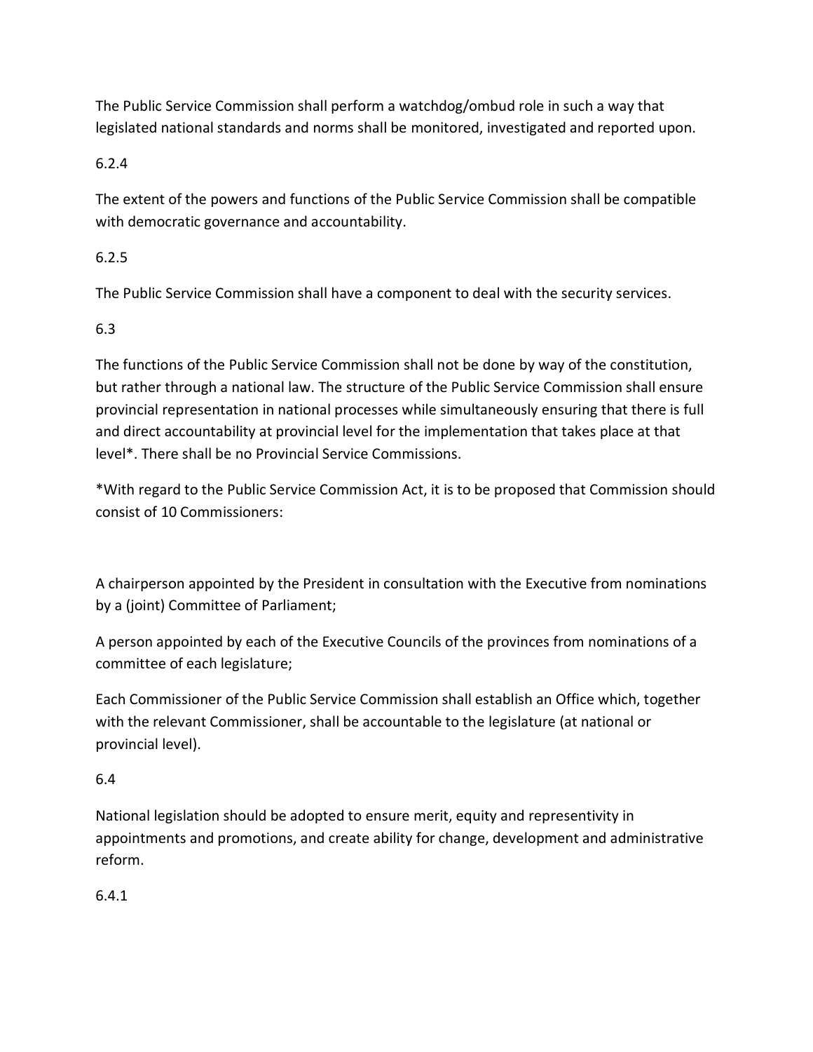The Public Service Commission shall perform a watchdog/ombud role in such a way that legislated national standards and norms shall be monitored, investigated and reported upon.

6.2.4

The extent of the powers and functions of the Public Service Commission shall be compatible with democratic governance and accountability.

6.2.5

The Public Service Commission shall have a component to deal with the security services.

6.3

The functions of the Public Service Commission shall not be done by way of the constitution, but rather through a national law. The structure of the Public Service Commission shall ensure provincial representation in national processes while simultaneously ensuring that there is full and direct accountability at provincial level for the implementation that takes place at that level*. There shall be no Provincial Service Commissions.

*With regard to the Public Service Commission Act, it is to be proposed that Commission should consist of 10 Commissioners:

A chairperson appointed by the President in consultation with the Executive from nominations by a (joint) Committee of Parliament;

A person appointed by each of the Executive Councils of the provinces from nominations of a committee of each legislature;

Each Commissioner of the Public Service Commission shall establish an Office which, together with the relevant Commissioner, shall be accountable to the legislature (at national or provincial level).

6.4

National legislation should be adopted to ensure merit, equity and representivity in appointments and promotions, and create ability for change, development and administrative reform.

6.4.1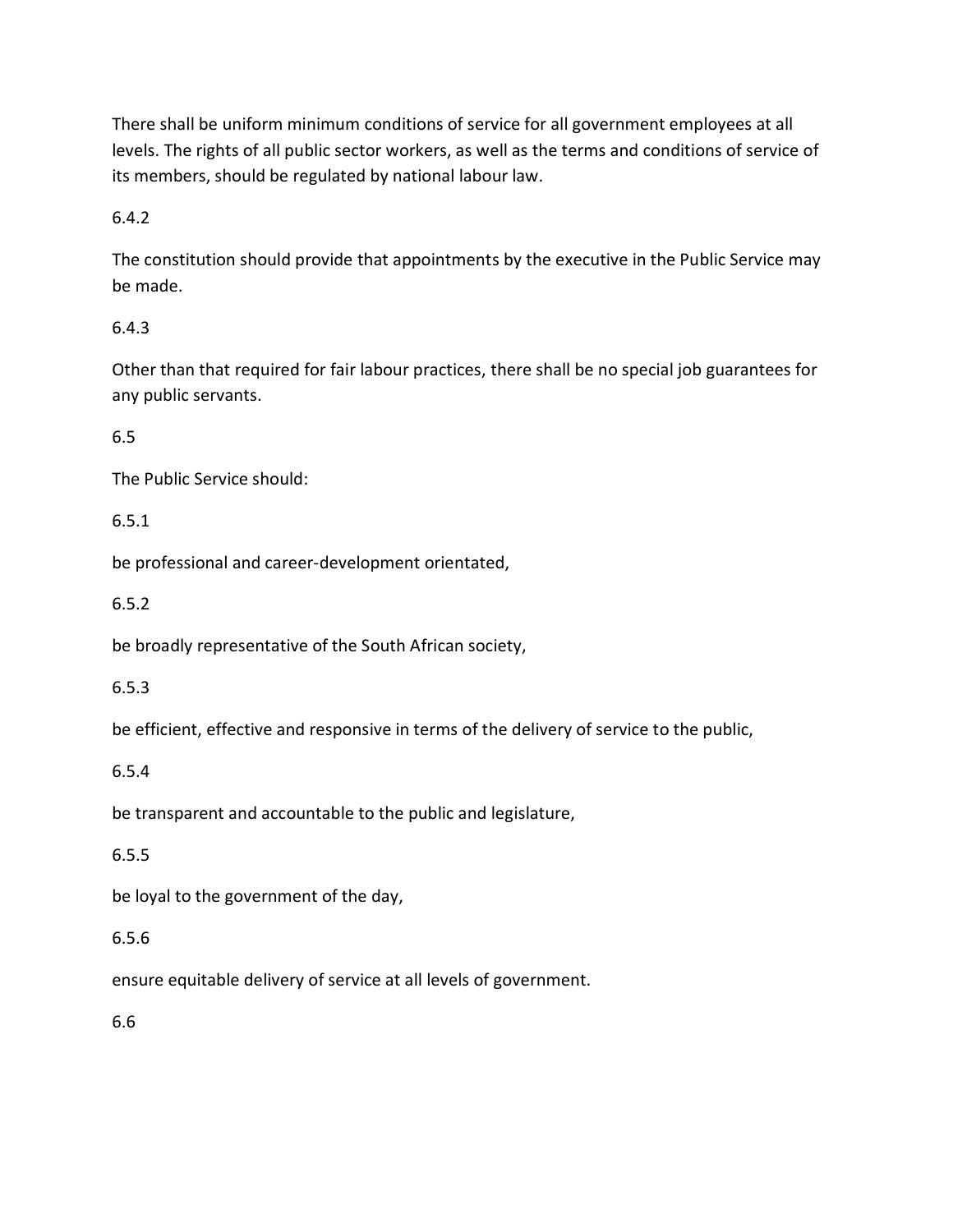There shall be uniform minimum conditions of service for all government employees at all levels. The rights of all public sector workers, as well as the terms and conditions of service of its members, should be regulated by national labour law.

6.4.2

The constitution should provide that appointments by the executive in the Public Service may be made.

6.4.3

Other than that required for fair labour practices, there shall be no special job guarantees for any public servants.

6.5

The Public Service should:

6.5.1

be professional and career-development orientated,

6.5.2

be broadly representative of the South African society,

6.5.3

be efficient, effective and responsive in terms of the delivery of service to the public,

6.5.4

be transparent and accountable to the public and legislature,

6.5.5

be loyal to the government of the day,

6.5.6

ensure equitable delivery of service at all levels of government.

6.6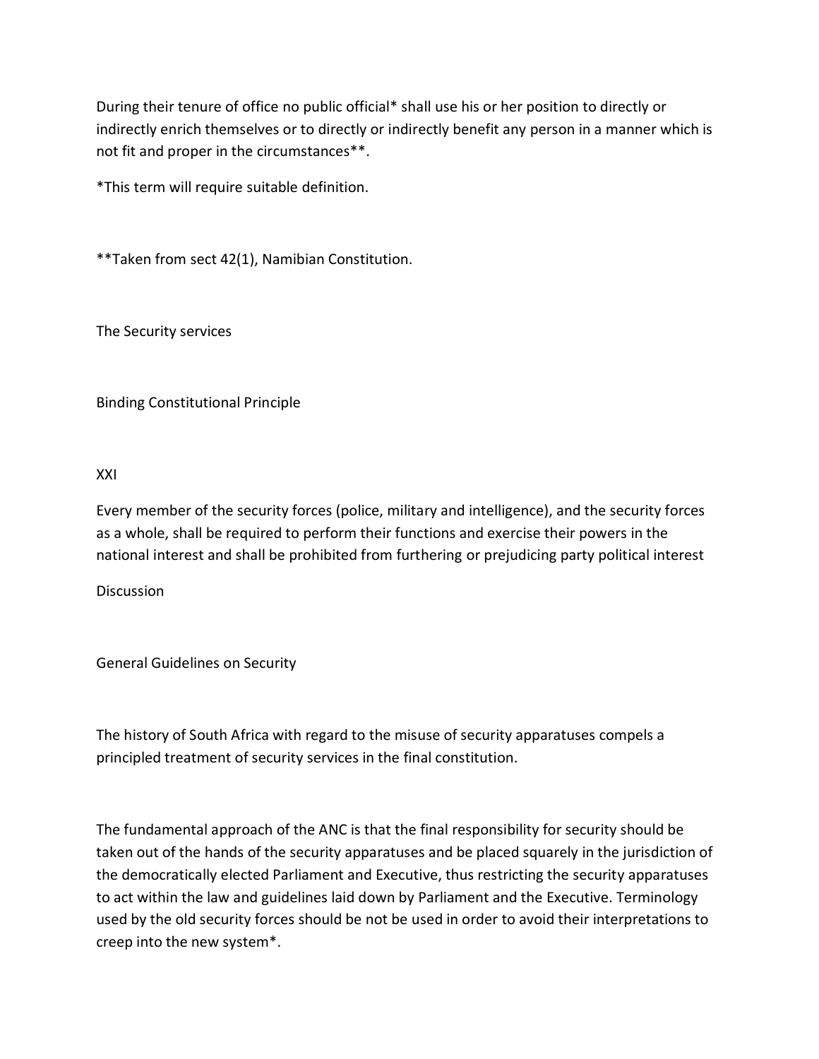During their tenure of office no public official* shall use his or her position to directly or indirectly enrich themselves or to directly or indirectly benefit any person in a manner which is not fit and proper in the circumstances**.

*This term will require suitable definition.

**Taken from sect 42(1), Namibian Constitution.

## The Security services

### Binding Constitutional Principle

XXI

Every member of the security forces (police, military and intelligence), and the security forces as a whole, shall be required to perform their functions and exercise their powers in the national interest and shall be prohibited from furthering or prejudicing party political interest

### Discussion

### General Guidelines on Security

The history of South Africa with regard to the misuse of security apparatuses compels a principled treatment of security services in the final constitution.

The fundamental approach of the ANC is that the final responsibility for security should be taken out of the hands of the security apparatuses and be placed squarely in the jurisdiction of the democratically elected Parliament and Executive, thus restricting the security apparatuses to act within the law and guidelines laid down by Parliament and the Executive. Terminology used by the old security forces should be not be used in order to avoid their interpretations to creep into the new system*.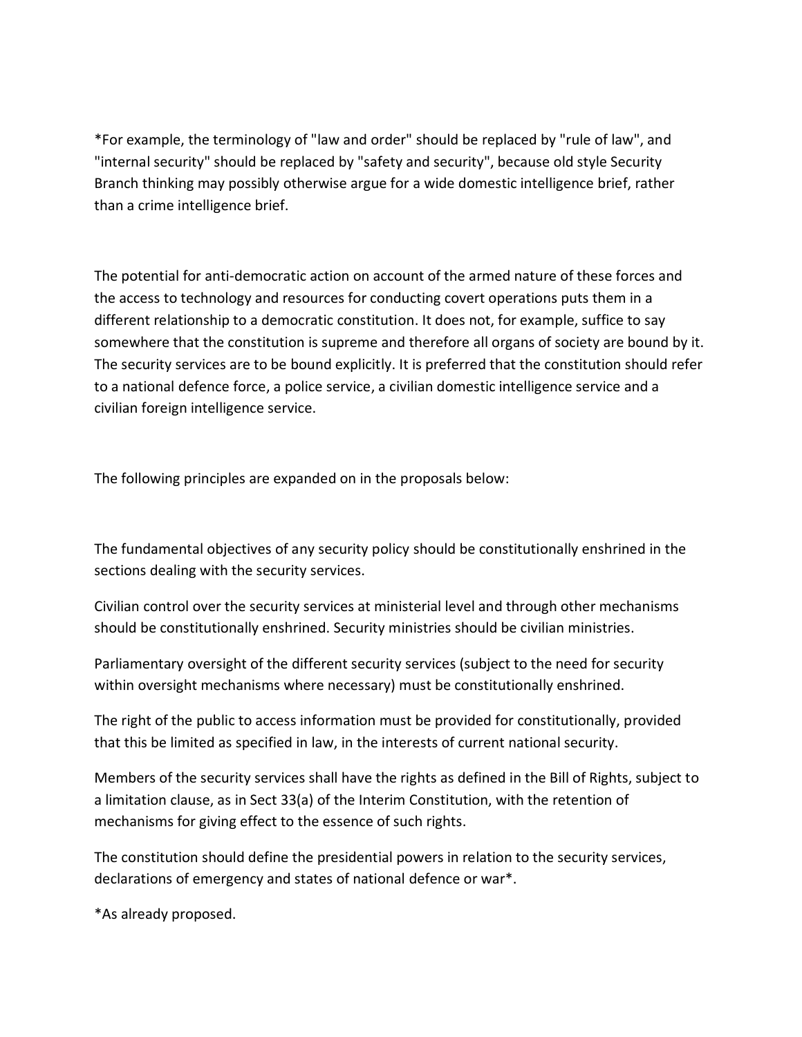*For example, the terminology of "law and order" should be replaced by "rule of law", and "internal security" should be replaced by "safety and security", because old style Security Branch thinking may possibly otherwise argue for a wide domestic intelligence brief, rather than a crime intelligence brief.

The potential for anti-democratic action on account of the armed nature of these forces and the access to technology and resources for conducting covert operations puts them in a different relationship to a democratic constitution. It does not, for example, suffice to say somewhere that the constitution is supreme and therefore all organs of society are bound by it. The security services are to be bound explicitly. It is preferred that the constitution should refer to a national defence force, a police service, a civilian domestic intelligence service and a civilian foreign intelligence service.

The following principles are expanded on in the proposals below:

The fundamental objectives of any security policy should be constitutionally enshrined in the sections dealing with the security services.

Civilian control over the security services at ministerial level and through other mechanisms should be constitutionally enshrined. Security ministries should be civilian ministries.

Parliamentary oversight of the different security services (subject to the need for security within oversight mechanisms where necessary) must be constitutionally enshrined.

The right of the public to access information must be provided for constitutionally, provided that this be limited as specified in law, in the interests of current national security.

Members of the security services shall have the rights as defined in the Bill of Rights, subject to a limitation clause, as in Sect 33(a) of the Interim Constitution, with the retention of mechanisms for giving effect to the essence of such rights.

The constitution should define the presidential powers in relation to the security services, declarations of emergency and states of national defence or war*.

*As already proposed.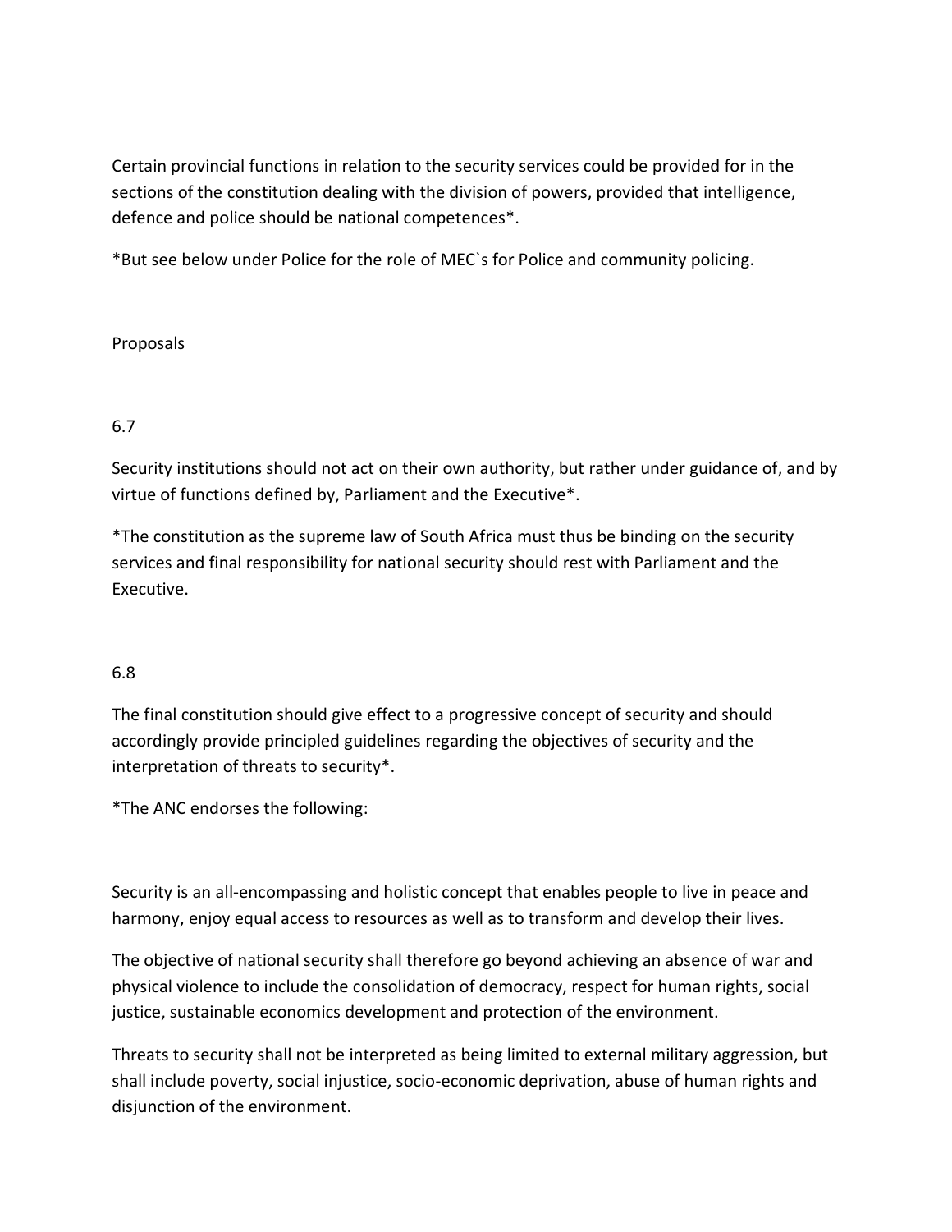Certain provincial functions in relation to the security services could be provided for in the sections of the constitution dealing with the division of powers, provided that intelligence, defence and police should be national competences*.

*But see below under Police for the role of MEC`s for Police and community policing.

Proposals

6.7

Security institutions should not act on their own authority, but rather under guidance of, and by virtue of functions defined by, Parliament and the Executive*.

*The constitution as the supreme law of South Africa must thus be binding on the security services and final responsibility for national security should rest with Parliament and the Executive.

6.8

The final constitution should give effect to a progressive concept of security and should accordingly provide principled guidelines regarding the objectives of security and the interpretation of threats to security*.

*The ANC endorses the following:

Security is an all-encompassing and holistic concept that enables people to live in peace and harmony, enjoy equal access to resources as well as to transform and develop their lives.

The objective of national security shall therefore go beyond achieving an absence of war and physical violence to include the consolidation of democracy, respect for human rights, social justice, sustainable economics development and protection of the environment.

Threats to security shall not be interpreted as being limited to external military aggression, but shall include poverty, social injustice, socio-economic deprivation, abuse of human rights and disjunction of the environment.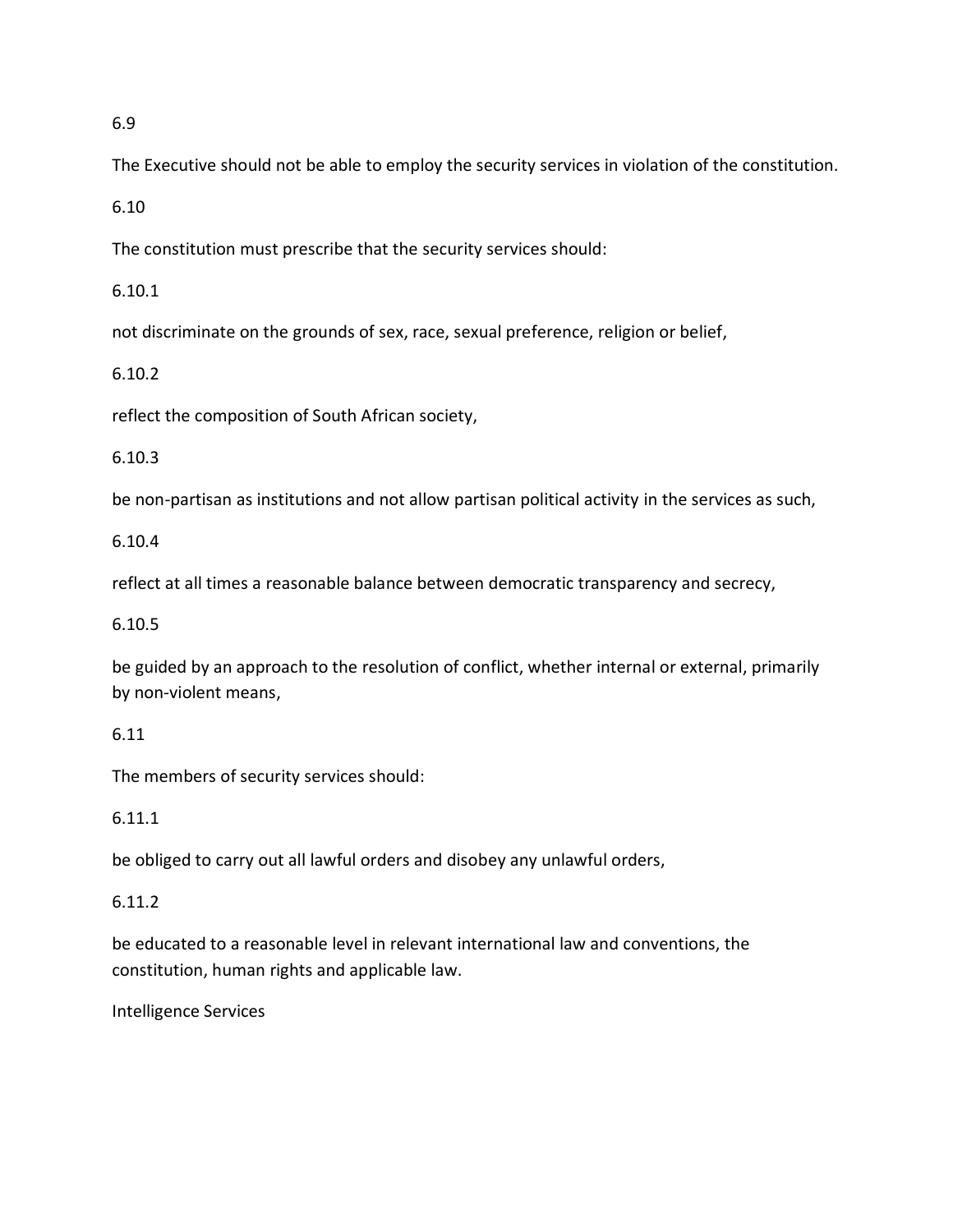6.9

The Executive should not be able to employ the security services in violation of the constitution.

6.10

The constitution must prescribe that the security services should:

6.10.1

not discriminate on the grounds of sex, race, sexual preference, religion or belief,

6.10.2

reflect the composition of South African society,

6.10.3

be non-partisan as institutions and not allow partisan political activity in the services as such,

6.10.4

reflect at all times a reasonable balance between democratic transparency and secrecy,

6.10.5

be guided by an approach to the resolution of conflict, whether internal or external, primarily by non-violent means,

6.11

The members of security services should:

6.11.1

be obliged to carry out all lawful orders and disobey any unlawful orders,

6.11.2

be educated to a reasonable level in relevant international law and conventions, the constitution, human rights and applicable law.

Intelligence Services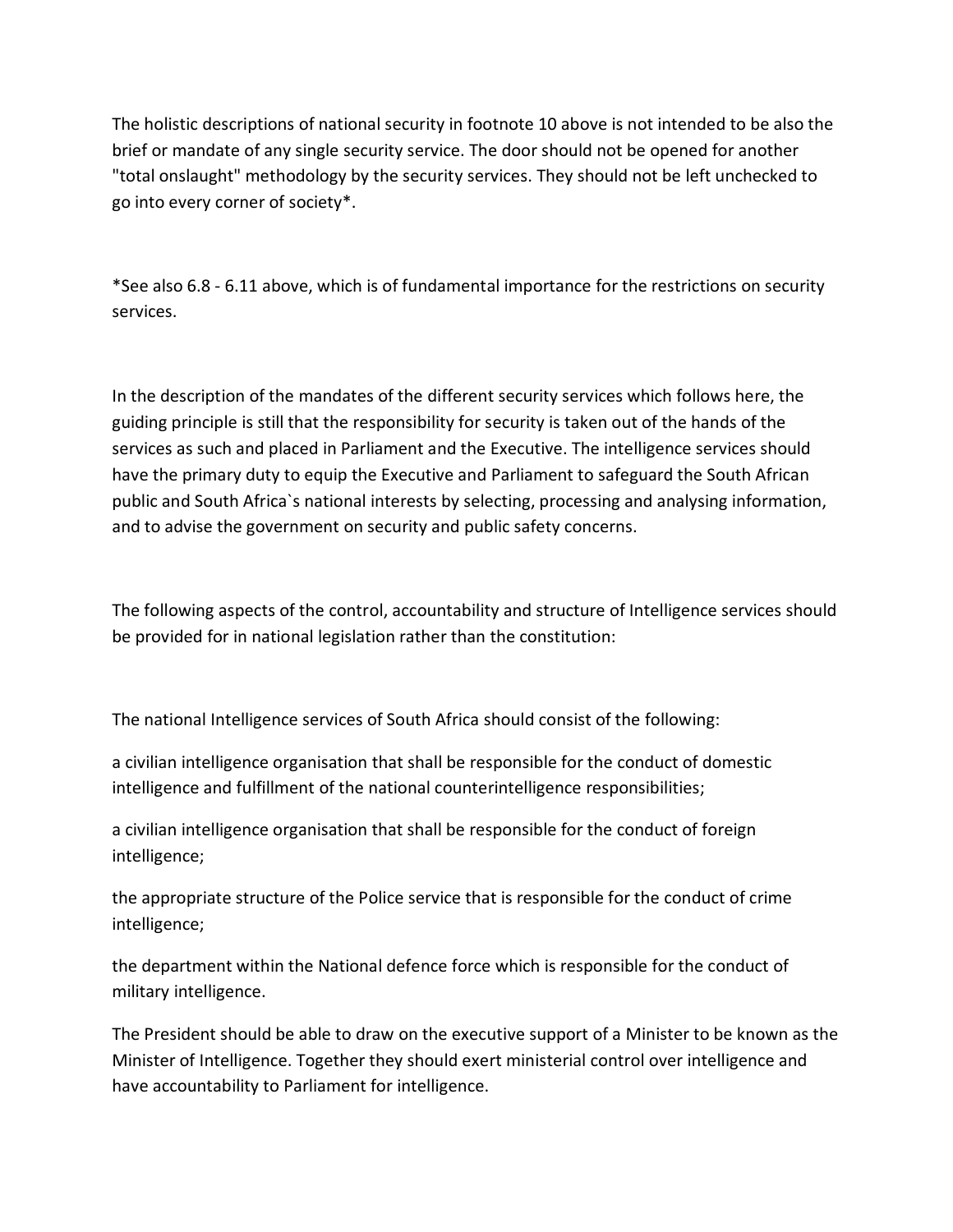The holistic descriptions of national security in footnote 10 above is not intended to be also the brief or mandate of any single security service. The door should not be opened for another "total onslaught" methodology by the security services. They should not be left unchecked to go into every corner of society*.

*See also 6.8 - 6.11 above, which is of fundamental importance for the restrictions on security services.

In the description of the mandates of the different security services which follows here, the guiding principle is still that the responsibility for security is taken out of the hands of the services as such and placed in Parliament and the Executive. The intelligence services should have the primary duty to equip the Executive and Parliament to safeguard the South African public and South Africa`s national interests by selecting, processing and analysing information, and to advise the government on security and public safety concerns.

The following aspects of the control, accountability and structure of Intelligence services should be provided for in national legislation rather than the constitution:

The national Intelligence services of South Africa should consist of the following:

a civilian intelligence organisation that shall be responsible for the conduct of domestic intelligence and fulfillment of the national counterintelligence responsibilities;

a civilian intelligence organisation that shall be responsible for the conduct of foreign intelligence;

the appropriate structure of the Police service that is responsible for the conduct of crime intelligence;

the department within the National defence force which is responsible for the conduct of military intelligence.

The President should be able to draw on the executive support of a Minister to be known as the Minister of Intelligence. Together they should exert ministerial control over intelligence and have accountability to Parliament for intelligence.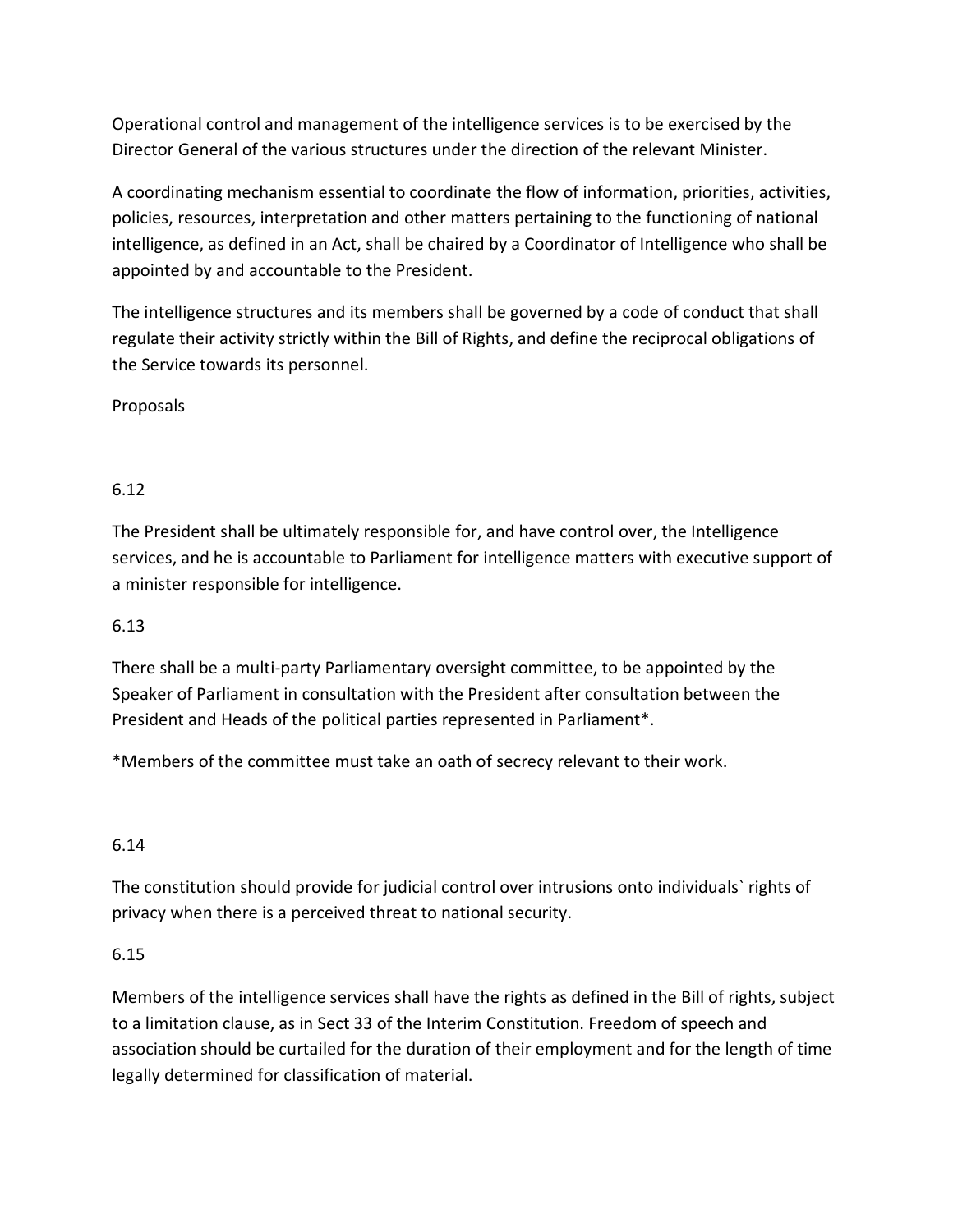Operational control and management of the intelligence services is to be exercised by the Director General of the various structures under the direction of the relevant Minister.

A coordinating mechanism essential to coordinate the flow of information, priorities, activities, policies, resources, interpretation and other matters pertaining to the functioning of national intelligence, as defined in an Act, shall be chaired by a Coordinator of Intelligence who shall be appointed by and accountable to the President.

The intelligence structures and its members shall be governed by a code of conduct that shall regulate their activity strictly within the Bill of Rights, and define the reciprocal obligations of the Service towards its personnel.

Proposals

6.12

The President shall be ultimately responsible for, and have control over, the Intelligence services, and he is accountable to Parliament for intelligence matters with executive support of a minister responsible for intelligence.

6.13

There shall be a multi-party Parliamentary oversight committee, to be appointed by the Speaker of Parliament in consultation with the President after consultation between the President and Heads of the political parties represented in Parliament*.

*Members of the committee must take an oath of secrecy relevant to their work.

6.14

The constitution should provide for judicial control over intrusions onto individuals` rights of privacy when there is a perceived threat to national security.

6.15

Members of the intelligence services shall have the rights as defined in the Bill of rights, subject to a limitation clause, as in Sect 33 of the Interim Constitution. Freedom of speech and association should be curtailed for the duration of their employment and for the length of time legally determined for classification of material.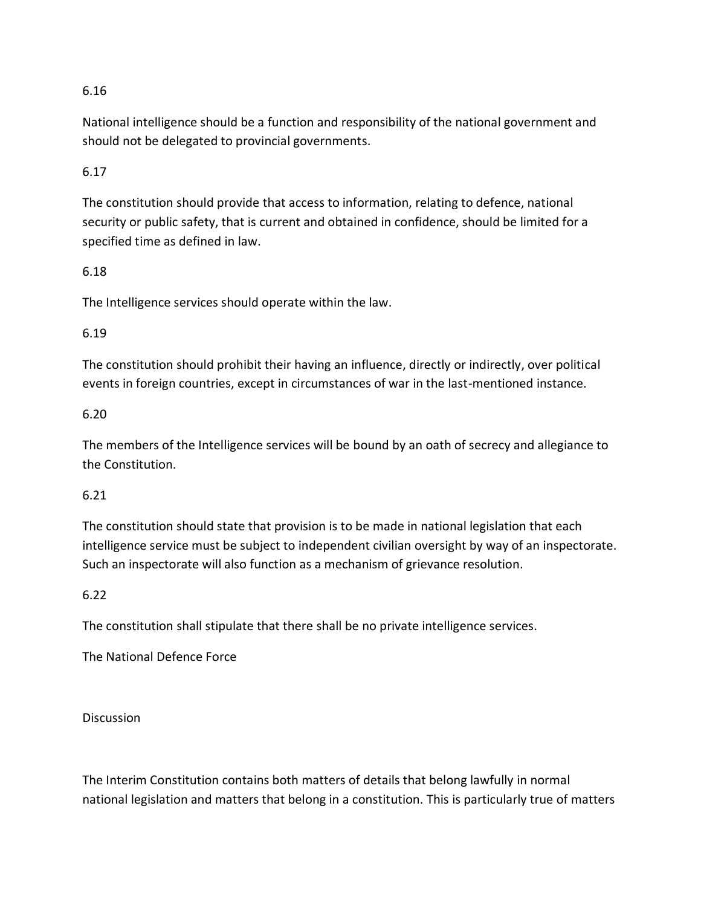6.16

National intelligence should be a function and responsibility of the national government and should not be delegated to provincial governments.

6.17

The constitution should provide that access to information, relating to defence, national security or public safety, that is current and obtained in confidence, should be limited for a specified time as defined in law.

6.18

The Intelligence services should operate within the law.

6.19

The constitution should prohibit their having an influence, directly or indirectly, over political events in foreign countries, except in circumstances of war in the last-mentioned instance.

6.20

The members of the Intelligence services will be bound by an oath of secrecy and allegiance to the Constitution.

6.21

The constitution should state that provision is to be made in national legislation that each intelligence service must be subject to independent civilian oversight by way of an inspectorate. Such an inspectorate will also function as a mechanism of grievance resolution.

6.22

The constitution shall stipulate that there shall be no private intelligence services.

The National Defence Force

Discussion

The Interim Constitution contains both matters of details that belong lawfully in normal national legislation and matters that belong in a constitution. This is particularly true of matters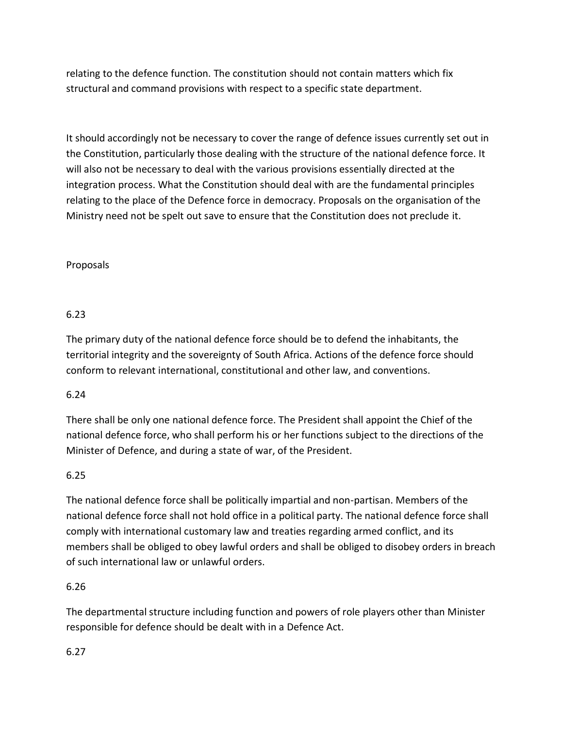relating to the defence function. The constitution should not contain matters which fix structural and command provisions with respect to a specific state department.

It should accordingly not be necessary to cover the range of defence issues currently set out in the Constitution, particularly those dealing with the structure of the national defence force. It will also not be necessary to deal with the various provisions essentially directed at the integration process. What the Constitution should deal with are the fundamental principles relating to the place of the Defence force in democracy. Proposals on the organisation of the Ministry need not be spelt out save to ensure that the Constitution does not preclude it.

Proposals

6.23

The primary duty of the national defence force should be to defend the inhabitants, the territorial integrity and the sovereignty of South Africa. Actions of the defence force should conform to relevant international, constitutional and other law, and conventions.

6.24

There shall be only one national defence force. The President shall appoint the Chief of the national defence force, who shall perform his or her functions subject to the directions of the Minister of Defence, and during a state of war, of the President.

6.25

The national defence force shall be politically impartial and non-partisan. Members of the national defence force shall not hold office in a political party. The national defence force shall comply with international customary law and treaties regarding armed conflict, and its members shall be obliged to obey lawful orders and shall be obliged to disobey orders in breach of such international law or unlawful orders.

6.26

The departmental structure including function and powers of role players other than Minister responsible for defence should be dealt with in a Defence Act.

6.27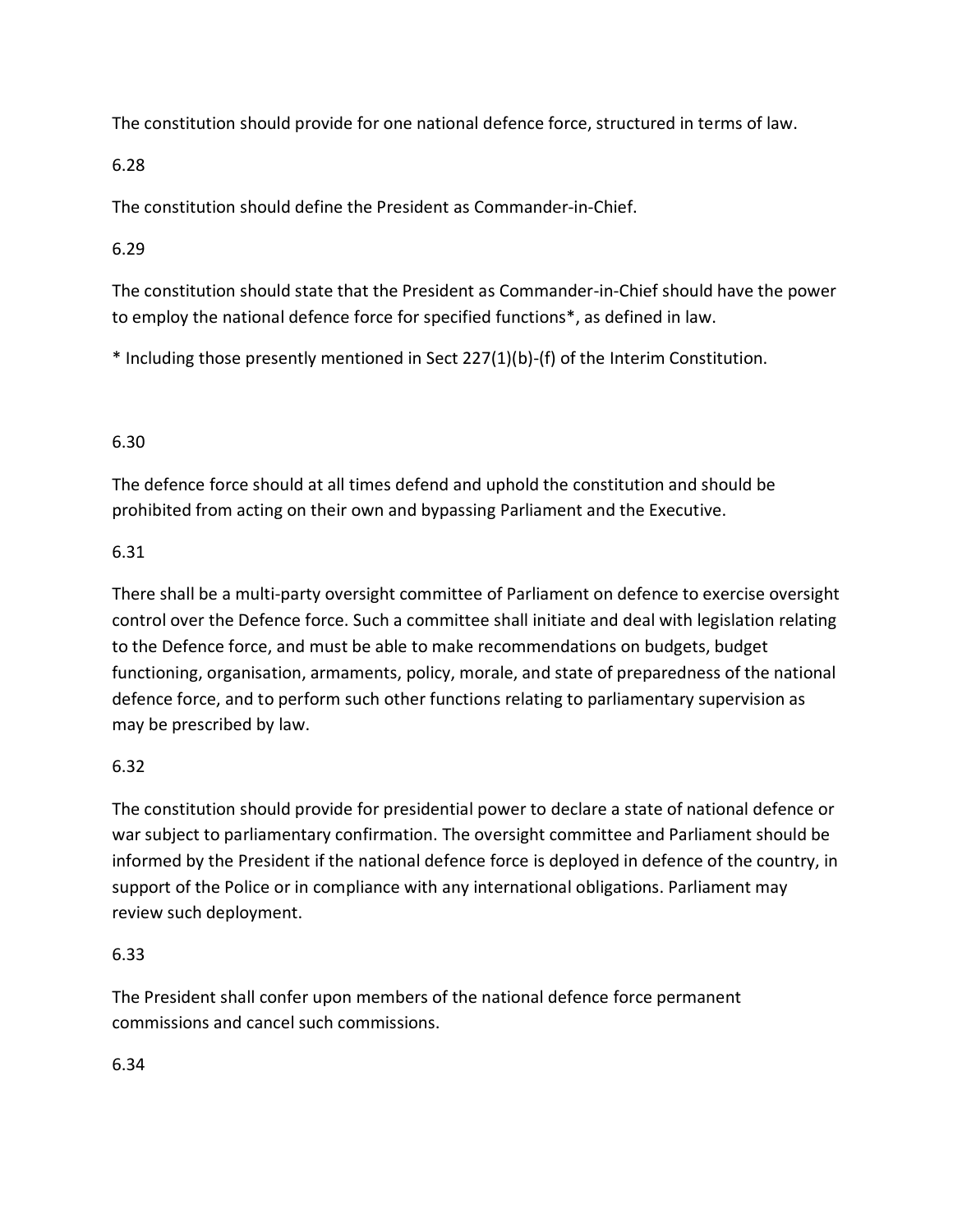The constitution should provide for one national defence force, structured in terms of law.

6.28

The constitution should define the President as Commander-in-Chief.

6.29

The constitution should state that the President as Commander-in-Chief should have the power to employ the national defence force for specified functions*, as defined in law.

* Including those presently mentioned in Sect 227(1)(b)-(f) of the Interim Constitution.

6.30

The defence force should at all times defend and uphold the constitution and should be prohibited from acting on their own and bypassing Parliament and the Executive.

6.31

There shall be a multi-party oversight committee of Parliament on defence to exercise oversight control over the Defence force. Such a committee shall initiate and deal with legislation relating to the Defence force, and must be able to make recommendations on budgets, budget functioning, organisation, armaments, policy, morale, and state of preparedness of the national defence force, and to perform such other functions relating to parliamentary supervision as may be prescribed by law.

6.32

The constitution should provide for presidential power to declare a state of national defence or war subject to parliamentary confirmation. The oversight committee and Parliament should be informed by the President if the national defence force is deployed in defence of the country, in support of the Police or in compliance with any international obligations. Parliament may review such deployment.

6.33

The President shall confer upon members of the national defence force permanent commissions and cancel such commissions.

6.34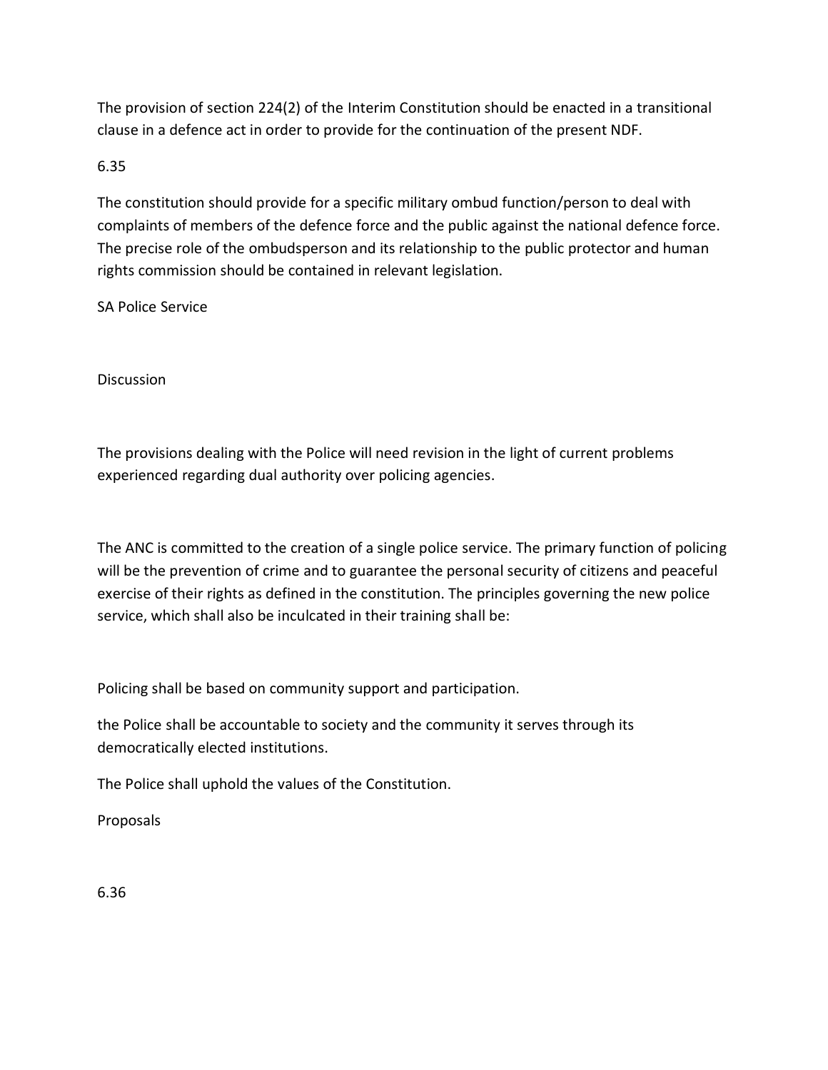The provision of section 224(2) of the Interim Constitution should be enacted in a transitional clause in a defence act in order to provide for the continuation of the present NDF.

6.35

The constitution should provide for a specific military ombud function/person to deal with complaints of members of the defence force and the public against the national defence force. The precise role of the ombudsperson and its relationship to the public protector and human rights commission should be contained in relevant legislation.

SA Police Service

Discussion

The provisions dealing with the Police will need revision in the light of current problems experienced regarding dual authority over policing agencies.

The ANC is committed to the creation of a single police service. The primary function of policing will be the prevention of crime and to guarantee the personal security of citizens and peaceful exercise of their rights as defined in the constitution. The principles governing the new police service, which shall also be inculcated in their training shall be:

Policing shall be based on community support and participation.

the Police shall be accountable to society and the community it serves through its democratically elected institutions.

The Police shall uphold the values of the Constitution.

Proposals

6.36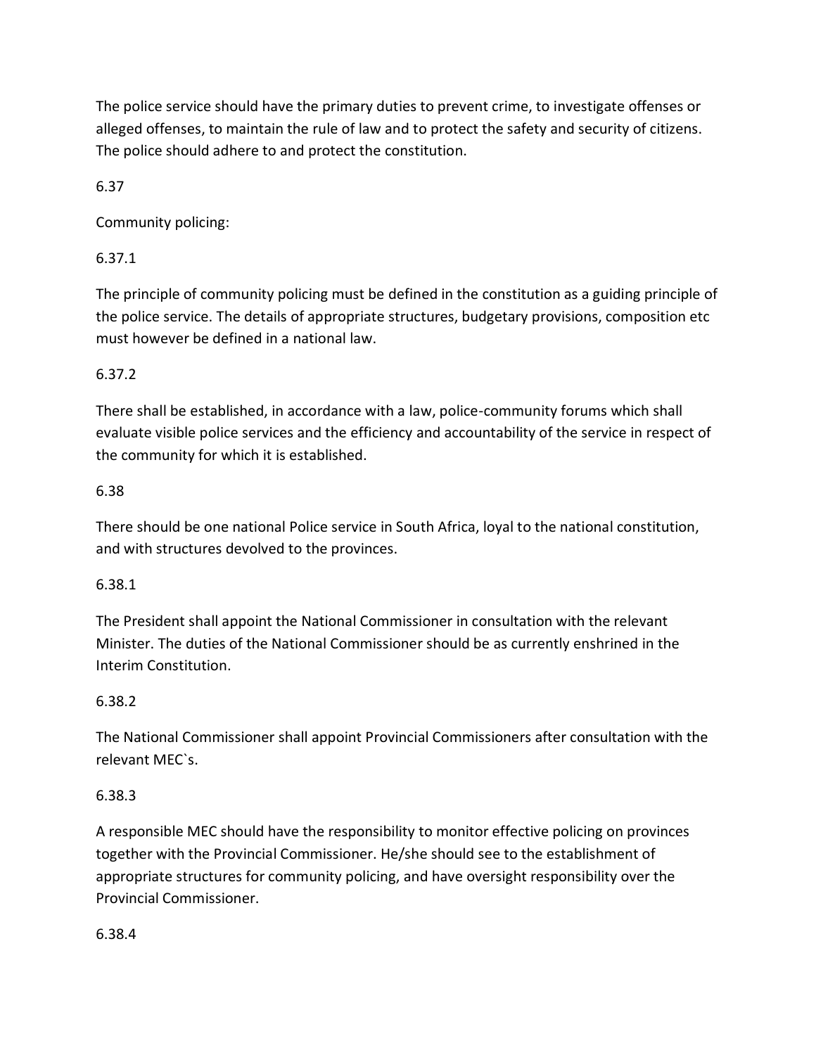The police service should have the primary duties to prevent crime, to investigate offenses or alleged offenses, to maintain the rule of law and to protect the safety and security of citizens. The police should adhere to and protect the constitution.

6.37

Community policing:

6.37.1

The principle of community policing must be defined in the constitution as a guiding principle of the police service. The details of appropriate structures, budgetary provisions, composition etc must however be defined in a national law.

6.37.2

There shall be established, in accordance with a law, police-community forums which shall evaluate visible police services and the efficiency and accountability of the service in respect of the community for which it is established.

6.38

There should be one national Police service in South Africa, loyal to the national constitution, and with structures devolved to the provinces.

6.38.1

The President shall appoint the National Commissioner in consultation with the relevant Minister. The duties of the National Commissioner should be as currently enshrined in the Interim Constitution.

6.38.2

The National Commissioner shall appoint Provincial Commissioners after consultation with the relevant MEC`s.

6.38.3

A responsible MEC should have the responsibility to monitor effective policing on provinces together with the Provincial Commissioner. He/she should see to the establishment of appropriate structures for community policing, and have oversight responsibility over the Provincial Commissioner.

6.38.4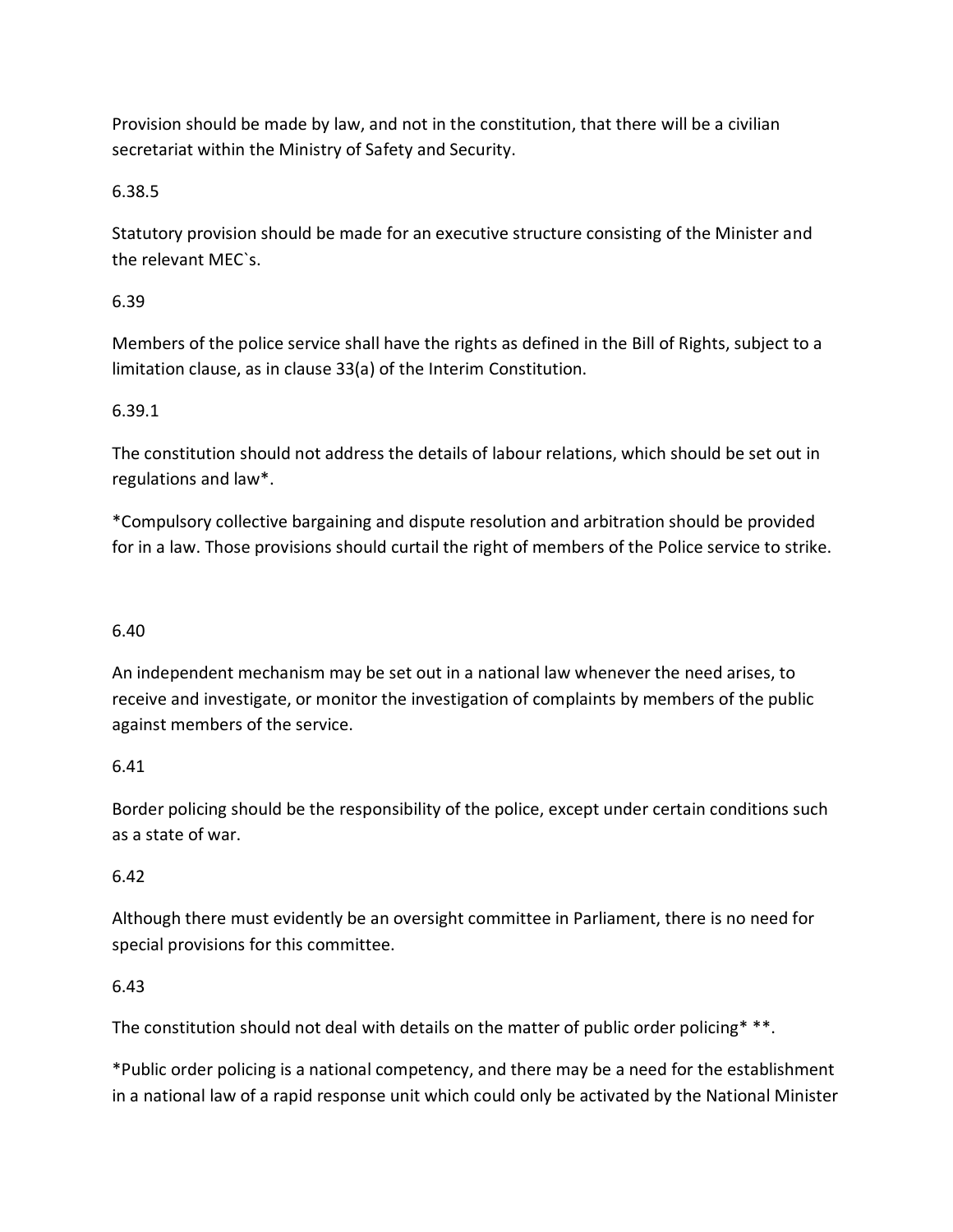Provision should be made by law, and not in the constitution, that there will be a civilian secretariat within the Ministry of Safety and Security.

6.38.5

Statutory provision should be made for an executive structure consisting of the Minister and the relevant MEC`s.

6.39

Members of the police service shall have the rights as defined in the Bill of Rights, subject to a limitation clause, as in clause 33(a) of the Interim Constitution.

6.39.1

The constitution should not address the details of labour relations, which should be set out in regulations and law*.

*Compulsory collective bargaining and dispute resolution and arbitration should be provided for in a law. Those provisions should curtail the right of members of the Police service to strike.

6.40

An independent mechanism may be set out in a national law whenever the need arises, to receive and investigate, or monitor the investigation of complaints by members of the public against members of the service.

6.41

Border policing should be the responsibility of the police, except under certain conditions such as a state of war.

6.42

Although there must evidently be an oversight committee in Parliament, there is no need for special provisions for this committee.

6.43

The constitution should not deal with details on the matter of public order policing* **.

*Public order policing is a national competency, and there may be a need for the establishment in a national law of a rapid response unit which could only be activated by the National Minister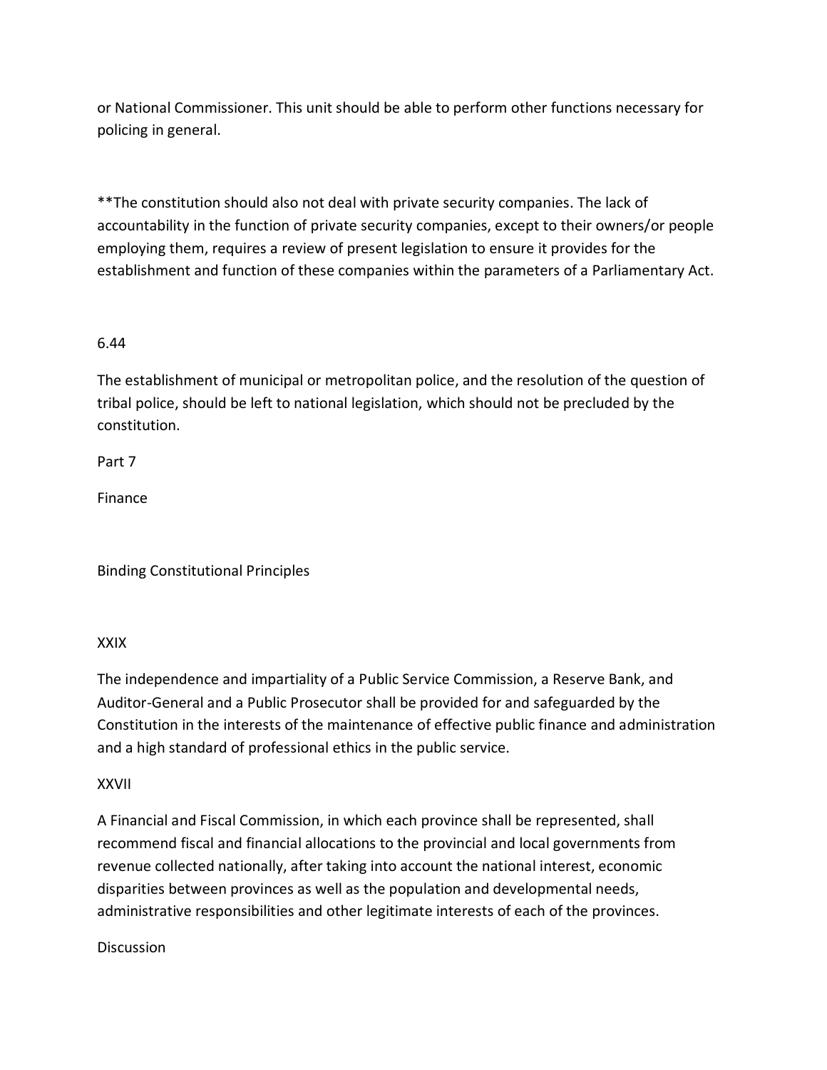or National Commissioner. This unit should be able to perform other functions necessary for policing in general.

**The constitution should also not deal with private security companies. The lack of accountability in the function of private security companies, except to their owners/or people employing them, requires a review of present legislation to ensure it provides for the establishment and function of these companies within the parameters of a Parliamentary Act.

6.44

The establishment of municipal or metropolitan police, and the resolution of the question of tribal police, should be left to national legislation, which should not be precluded by the constitution.

Part 7

Finance

Binding Constitutional Principles

XXIX

The independence and impartiality of a Public Service Commission, a Reserve Bank, and Auditor-General and a Public Prosecutor shall be provided for and safeguarded by the Constitution in the interests of the maintenance of effective public finance and administration and a high standard of professional ethics in the public service.

XXVII

A Financial and Fiscal Commission, in which each province shall be represented, shall recommend fiscal and financial allocations to the provincial and local governments from revenue collected nationally, after taking into account the national interest, economic disparities between provinces as well as the population and developmental needs, administrative responsibilities and other legitimate interests of each of the provinces.

Discussion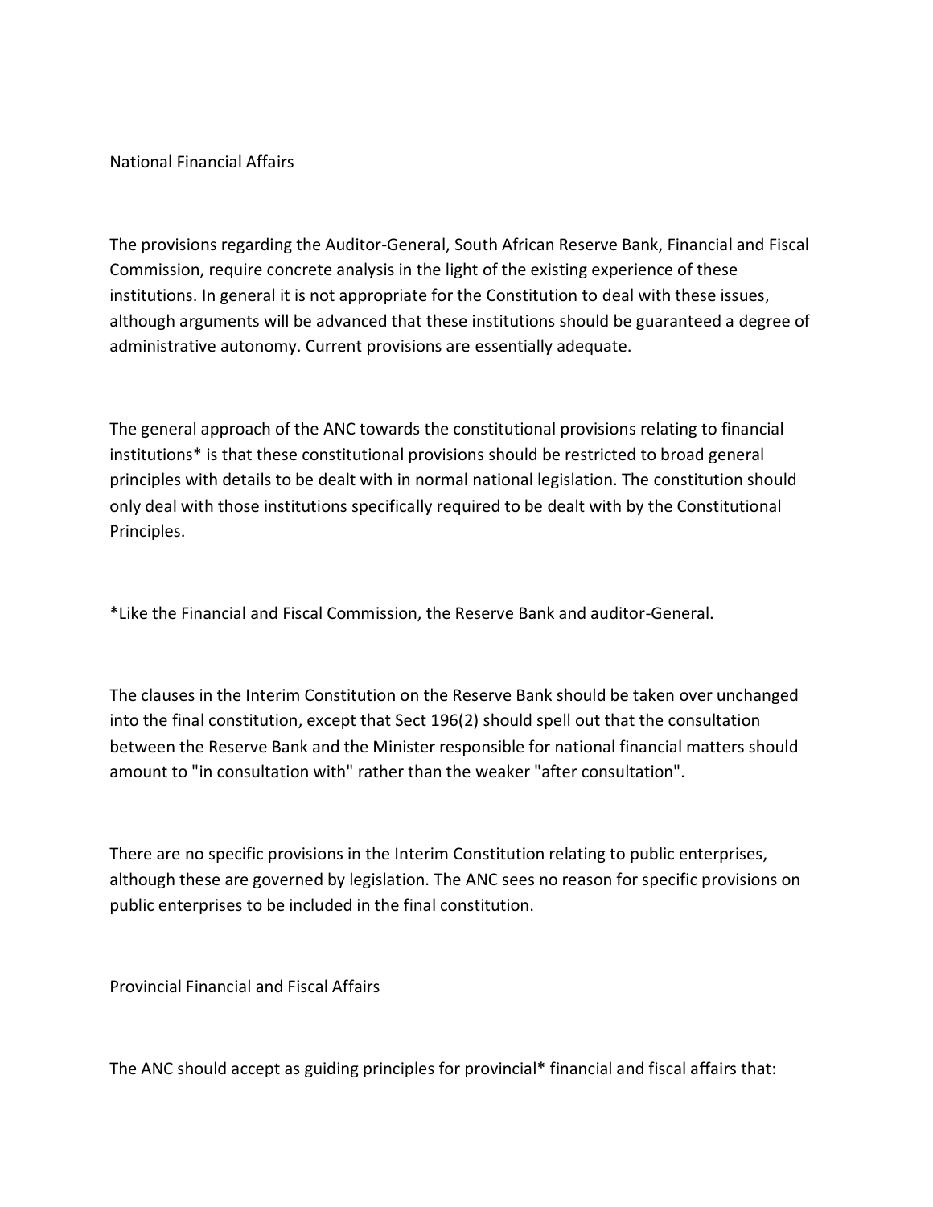## National Financial Affairs

The provisions regarding the Auditor-General, South African Reserve Bank, Financial and Fiscal Commission, require concrete analysis in the light of the existing experience of these institutions. In general it is not appropriate for the Constitution to deal with these issues, although arguments will be advanced that these institutions should be guaranteed a degree of administrative autonomy. Current provisions are essentially adequate.

The general approach of the ANC towards the constitutional provisions relating to financial institutions* is that these constitutional provisions should be restricted to broad general principles with details to be dealt with in normal national legislation. The constitution should only deal with those institutions specifically required to be dealt with by the Constitutional Principles.

*Like the Financial and Fiscal Commission, the Reserve Bank and auditor-General.

The clauses in the Interim Constitution on the Reserve Bank should be taken over unchanged into the final constitution, except that Sect 196(2) should spell out that the consultation between the Reserve Bank and the Minister responsible for national financial matters should amount to "in consultation with" rather than the weaker "after consultation".

There are no specific provisions in the Interim Constitution relating to public enterprises, although these are governed by legislation. The ANC sees no reason for specific provisions on public enterprises to be included in the final constitution.

## Provincial Financial and Fiscal Affairs

The ANC should accept as guiding principles for provincial* financial and fiscal affairs that: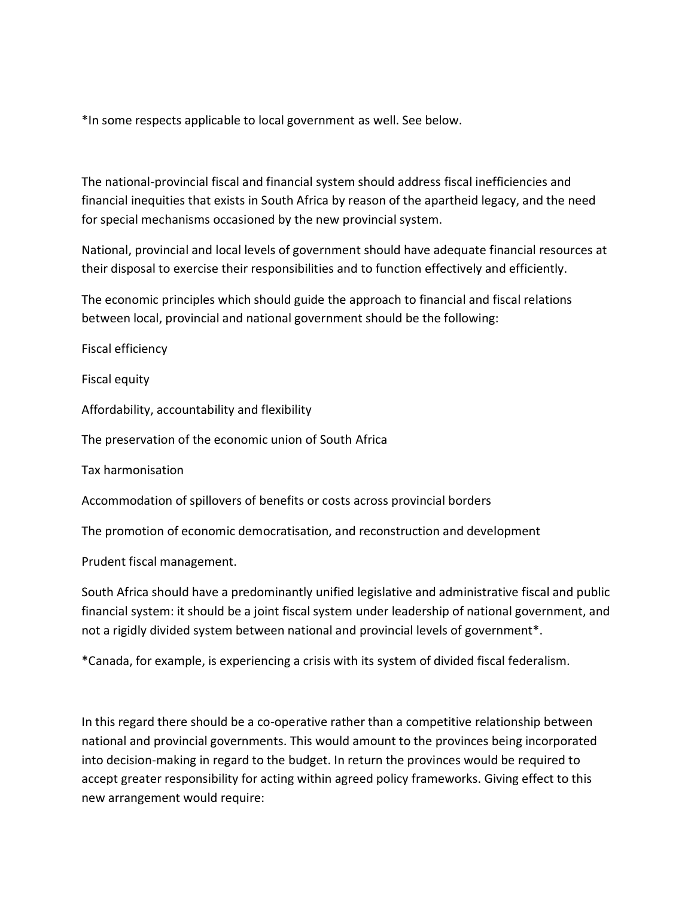*In some respects applicable to local government as well. See below.

The national-provincial fiscal and financial system should address fiscal inefficiencies and financial inequities that exists in South Africa by reason of the apartheid legacy, and the need for special mechanisms occasioned by the new provincial system.

National, provincial and local levels of government should have adequate financial resources at their disposal to exercise their responsibilities and to function effectively and efficiently.

The economic principles which should guide the approach to financial and fiscal relations between local, provincial and national government should be the following:

Fiscal efficiency

Fiscal equity

Affordability, accountability and flexibility

The preservation of the economic union of South Africa

Tax harmonisation

Accommodation of spillovers of benefits or costs across provincial borders

The promotion of economic democratisation, and reconstruction and development

Prudent fiscal management.

South Africa should have a predominantly unified legislative and administrative fiscal and public financial system: it should be a joint fiscal system under leadership of national government, and not a rigidly divided system between national and provincial levels of government*.

*Canada, for example, is experiencing a crisis with its system of divided fiscal federalism.

In this regard there should be a co-operative rather than a competitive relationship between national and provincial governments. This would amount to the provinces being incorporated into decision-making in regard to the budget. In return the provinces would be required to accept greater responsibility for acting within agreed policy frameworks. Giving effect to this new arrangement would require: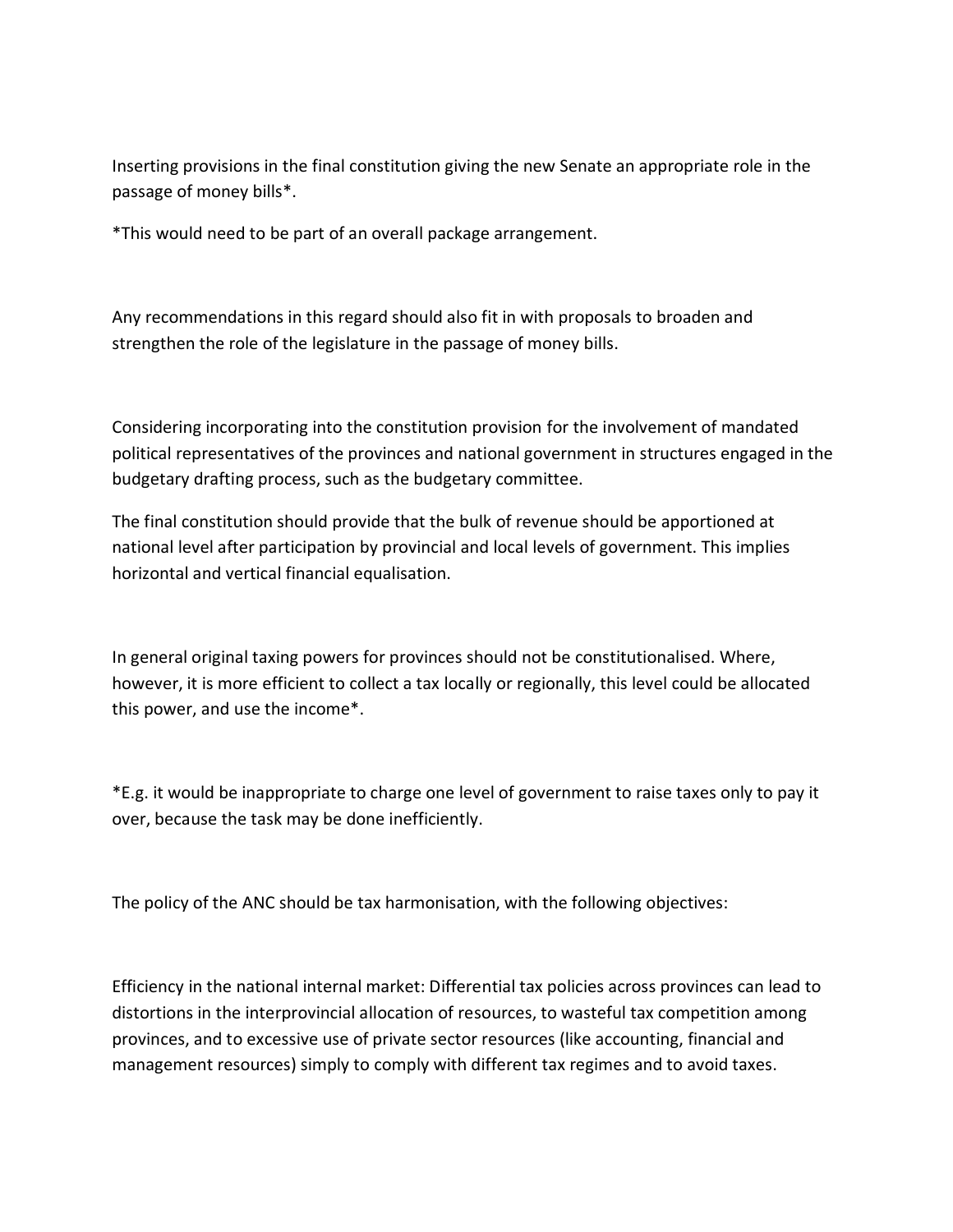Inserting provisions in the final constitution giving the new Senate an appropriate role in the passage of money bills*.

*This would need to be part of an overall package arrangement.

Any recommendations in this regard should also fit in with proposals to broaden and strengthen the role of the legislature in the passage of money bills.

Considering incorporating into the constitution provision for the involvement of mandated political representatives of the provinces and national government in structures engaged in the budgetary drafting process, such as the budgetary committee.

The final constitution should provide that the bulk of revenue should be apportioned at national level after participation by provincial and local levels of government. This implies horizontal and vertical financial equalisation.

In general original taxing powers for provinces should not be constitutionalised. Where, however, it is more efficient to collect a tax locally or regionally, this level could be allocated this power, and use the income*.

*E.g. it would be inappropriate to charge one level of government to raise taxes only to pay it over, because the task may be done inefficiently.

The policy of the ANC should be tax harmonisation, with the following objectives:

Efficiency in the national internal market: Differential tax policies across provinces can lead to distortions in the interprovincial allocation of resources, to wasteful tax competition among provinces, and to excessive use of private sector resources (like accounting, financial and management resources) simply to comply with different tax regimes and to avoid taxes.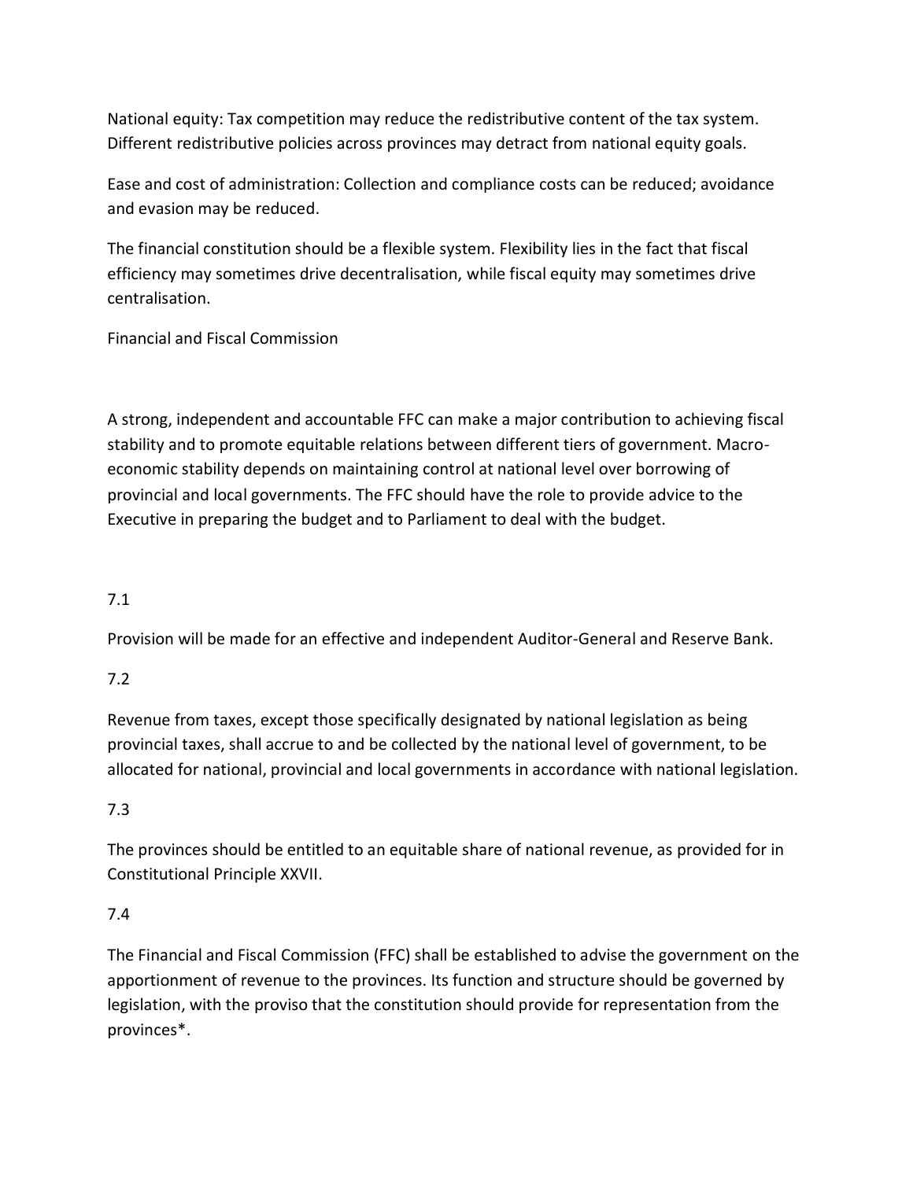National equity: Tax competition may reduce the redistributive content of the tax system. Different redistributive policies across provinces may detract from national equity goals.

Ease and cost of administration: Collection and compliance costs can be reduced; avoidance and evasion may be reduced.

The financial constitution should be a flexible system. Flexibility lies in the fact that fiscal efficiency may sometimes drive decentralisation, while fiscal equity may sometimes drive centralisation.

Financial and Fiscal Commission

A strong, independent and accountable FFC can make a major contribution to achieving fiscal stability and to promote equitable relations between different tiers of government. Macro-economic stability depends on maintaining control at national level over borrowing of provincial and local governments. The FFC should have the role to provide advice to the Executive in preparing the budget and to Parliament to deal with the budget.

7.1

Provision will be made for an effective and independent Auditor-General and Reserve Bank.

7.2

Revenue from taxes, except those specifically designated by national legislation as being provincial taxes, shall accrue to and be collected by the national level of government, to be allocated for national, provincial and local governments in accordance with national legislation.

7.3

The provinces should be entitled to an equitable share of national revenue, as provided for in Constitutional Principle XXVII.

7.4

The Financial and Fiscal Commission (FFC) shall be established to advise the government on the apportionment of revenue to the provinces. Its function and structure should be governed by legislation, with the proviso that the constitution should provide for representation from the provinces*.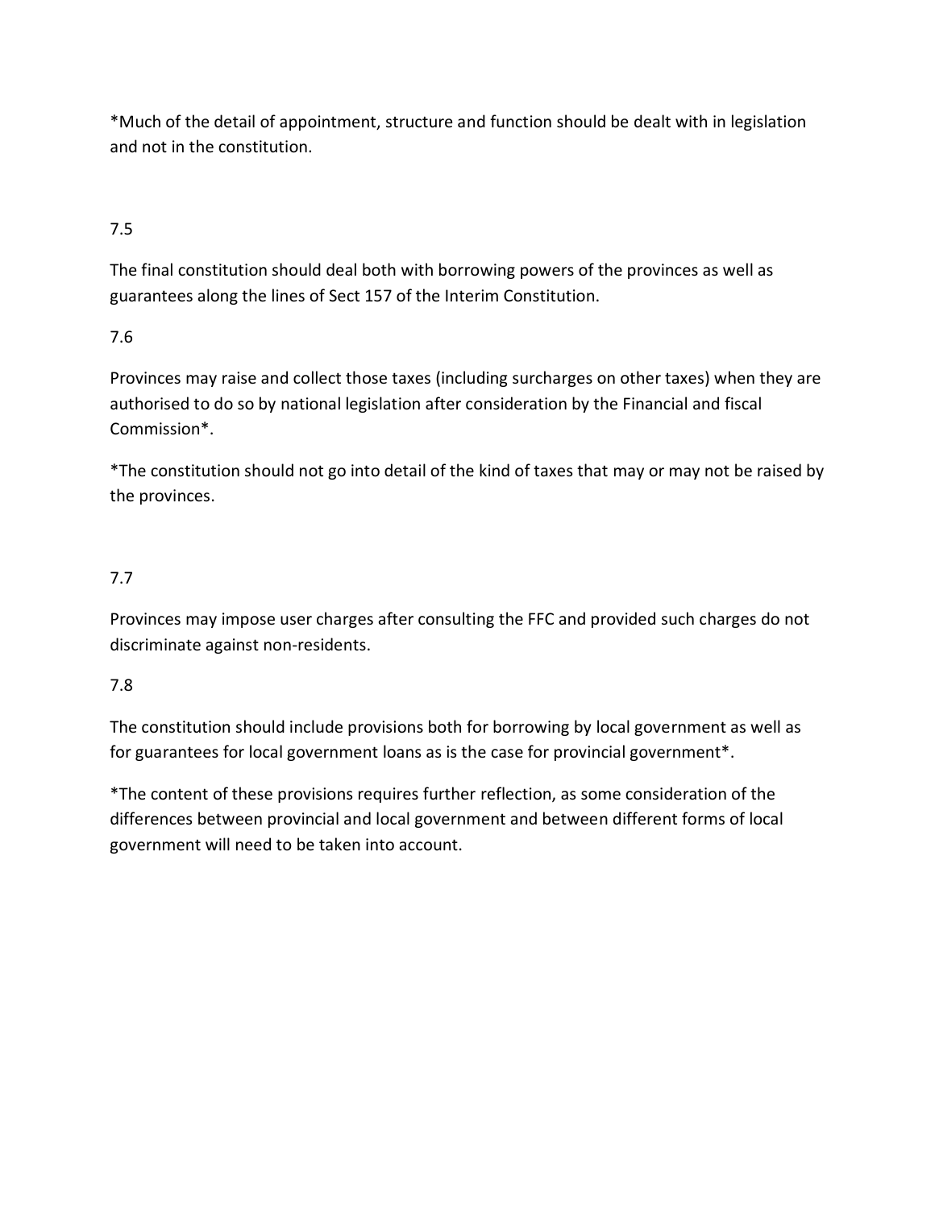*Much of the detail of appointment, structure and function should be dealt with in legislation and not in the constitution.

7.5

The final constitution should deal both with borrowing powers of the provinces as well as guarantees along the lines of Sect 157 of the Interim Constitution.

7.6

Provinces may raise and collect those taxes (including surcharges on other taxes) when they are authorised to do so by national legislation after consideration by the Financial and fiscal Commission*.

*The constitution should not go into detail of the kind of taxes that may or may not be raised by the provinces.

7.7

Provinces may impose user charges after consulting the FFC and provided such charges do not discriminate against non-residents.

7.8

The constitution should include provisions both for borrowing by local government as well as for guarantees for local government loans as is the case for provincial government*.

*The content of these provisions requires further reflection, as some consideration of the differences between provincial and local government and between different forms of local government will need to be taken into account.